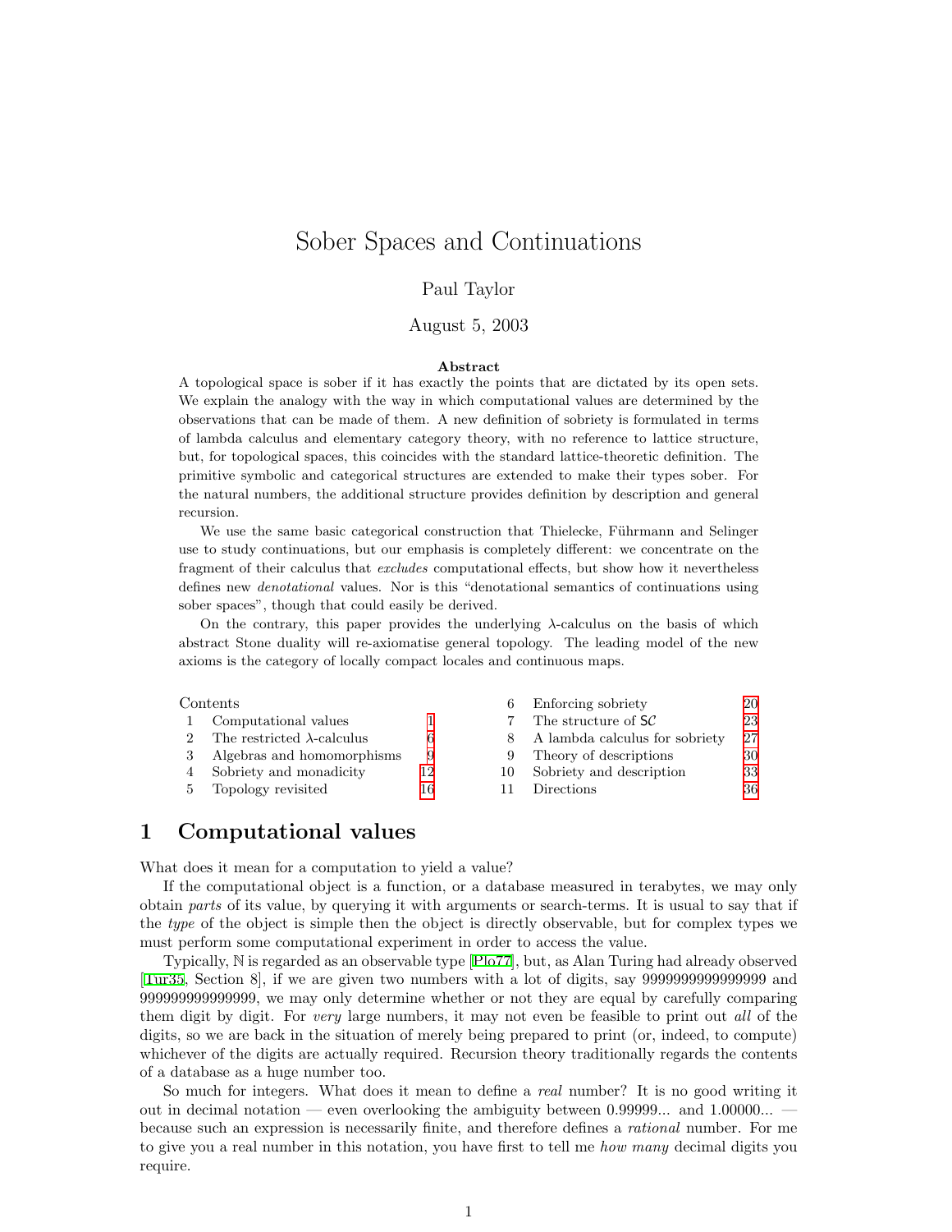# Sober Spaces and Continuations

Paul Taylor

August 5, 2003

**Abstract**

A topological space is sober if it has exactly the points that are dictated by its open sets. We explain the analogy with the way in which computational values are determined by the observations that can be made of them. A new definition of sobriety is formulated in terms of lambda calculus and elementary category theory, with no reference to lattice structure, but, for topological spaces, this coincides with the standard lattice-theoretic definition. The primitive symbolic and categorical structures are extended to make their types sober. For the natural numbers, the additional structure provides definition by description and general recursion.

We use the same basic categorical construction that Thielecke, Führmann and Selinger use to study continuations, but our emphasis is completely different: we concentrate on the fragment of their calculus that *excludes* computational effects, but show how it nevertheless defines new *denotational* values. Nor is this "denotational semantics of continuations using sober spaces", though that could easily be derived.

On the contrary, this paper provides the underlying $\lambda$-calculus on the basis of which abstract Stone duality will re-axiomatise general topology. The leading model of the new axioms is the category of locally compact locales and continuous maps.

Contents

| | | |
|---|---|---|
| 1 | Computational values | 1 |
| 2 | The restricted $\lambda$-calculus | 6 |
| 3 | Algebras and homomorphisms | 9 |
| 4 | Sobriety and monadicity | 12 |
| 5 | Topology revisited | 16 |
| 6 | Enforcing sobriety | 20 |
| 7 | The structure of $\mathsf{S}\mathcal{C}$ | 23 |
| 8 | A lambda calculus for sobriety | 27 |
| 9 | Theory of descriptions | 30 |
| 10 | Sobriety and description | 33 |
| 11 | Directions | 36 |

## 1 Computational values

What does it mean for a computation to yield a value?

If the computational object is a function, or a database measured in terabytes, we may only obtain *parts* of its value, by querying it with arguments or search-terms. It is usual to say that if the *type* of the object is simple then the object is directly observable, but for complex types we must perform some computational experiment in order to access the value.

Typically, $\mathbb{N}$ is regarded as an observable type [Plo77], but, as Alan Turing had already observed [Tur35, Section 8], if we are given two numbers with a lot of digits, say 9999999999999999 and 999999999999999, we may only determine whether or not they are equal by carefully comparing them digit by digit. For *very* large numbers, it may not even be feasible to print out *all* of the digits, so we are back in the situation of merely being prepared to print (or, indeed, to compute) whichever of the digits are actually required. Recursion theory traditionally regards the contents of a database as a huge number too.

So much for integers. What does it mean to define a *real* number? It is no good writing it out in decimal notation — even overlooking the ambiguity between 0.99999... and 1.00000... — because such an expression is necessarily finite, and therefore defines a *rational* number. For me to give you a real number in this notation, you have first to tell me *how many* decimal digits you require.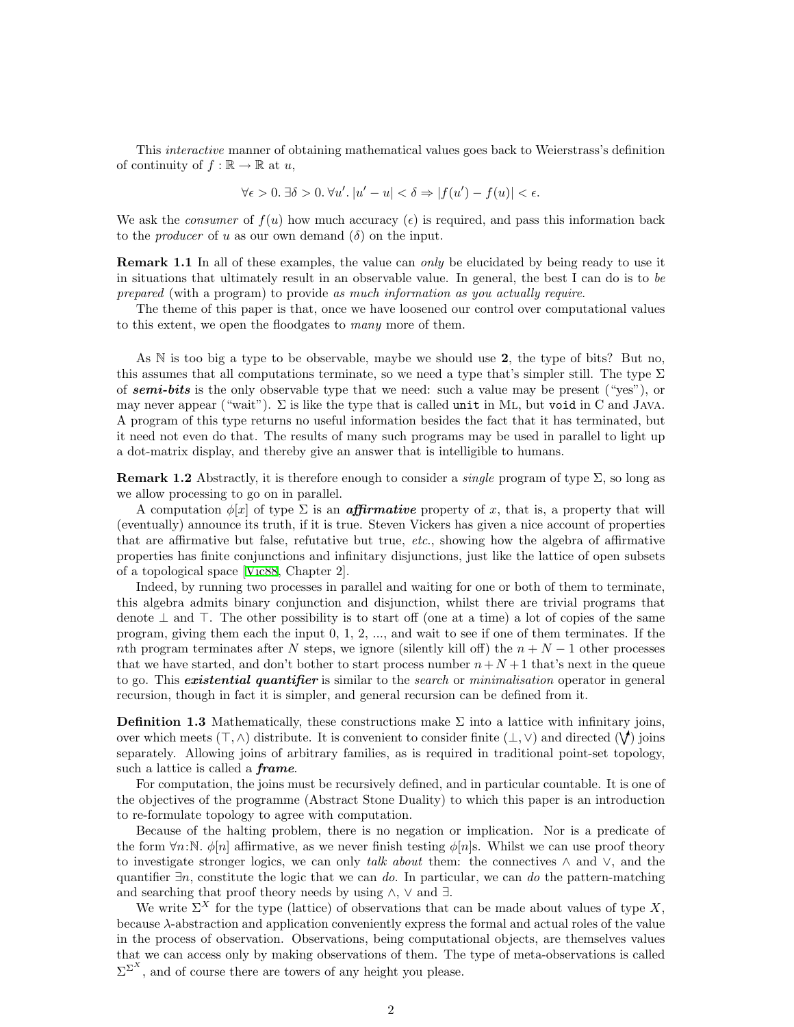This *interactive* manner of obtaining mathematical values goes back to Weierstrass's definition of continuity of $f : \mathbb{R} \to \mathbb{R}$ at $u$,

$$\forall \epsilon > 0.\ \exists \delta > 0.\ \forall u'.\ |u' - u| < \delta \Rightarrow |f(u') - f(u)| < \epsilon.$$

We ask the *consumer* of $f(u)$ how much accuracy ($\epsilon$) is required, and pass this information back to the *producer* of $u$ as our own demand ($\delta$) on the input.

**Remark 1.1** In all of these examples, the value can *only* be elucidated by being ready to use it in situations that ultimately result in an observable value. In general, the best I can do is to *be prepared* (with a program) to provide *as much information as you actually require*.

The theme of this paper is that, once we have loosened our control over computational values to this extent, we open the floodgates to *many* more of them.

As $\mathbb{N}$ is too big a type to be observable, maybe we should use $\mathbf{2}$, the type of bits? But no, this assumes that all computations terminate, so we need a type that's simpler still. The type $\Sigma$ of ***semi-bits*** is the only observable type that we need: such a value may be present ("yes"), or may never appear ("wait"). $\Sigma$ is like the type that is called `unit` in ML, but `void` in C and JAVA. A program of this type returns no useful information besides the fact that it has terminated, but it need not even do that. The results of many such programs may be used in parallel to light up a dot-matrix display, and thereby give an answer that is intelligible to humans.

**Remark 1.2** Abstractly, it is therefore enough to consider a *single* program of type $\Sigma$, so long as we allow processing to go on in parallel.

A computation $\phi[x]$ of type $\Sigma$ is an ***affirmative*** property of $x$, that is, a property that will (eventually) announce its truth, if it is true. Steven Vickers has given a nice account of properties that are affirmative but false, refutative but true, *etc.*, showing how the algebra of affirmative properties has finite conjunctions and infinitary disjunctions, just like the lattice of open subsets of a topological space [Vic88, Chapter 2].

Indeed, by running two processes in parallel and waiting for one or both of them to terminate, this algebra admits binary conjunction and disjunction, whilst there are trivial programs that denote $\bot$ and $\top$. The other possibility is to start off (one at a time) a lot of copies of the same program, giving them each the input 0, 1, 2, ..., and wait to see if one of them terminates. If the $n$th program terminates after $N$ steps, we ignore (silently kill off) the $n + N - 1$ other processes that we have started, and don't bother to start process number $n + N + 1$ that's next in the queue to go. This ***existential quantifier*** is similar to the *search* or *minimalisation* operator in general recursion, though in fact it is simpler, and general recursion can be defined from it.

**Definition 1.3** Mathematically, these constructions make $\Sigma$ into a lattice with infinitary joins, over which meets $(\top, \wedge)$ distribute. It is convenient to consider finite $(\bot, \vee)$ and directed $(\bigvee^{\uparrow})$ joins separately. Allowing joins of arbitrary families, as is required in traditional point-set topology, such a lattice is called a ***frame***.

For computation, the joins must be recursively defined, and in particular countable. It is one of the objectives of the programme (Abstract Stone Duality) to which this paper is an introduction to re-formulate topology to agree with computation.

Because of the halting problem, there is no negation or implication. Nor is a predicate of the form $\forall n{:}\mathbb{N}.\ \phi[n]$ affirmative, as we never finish testing $\phi[n]$s. Whilst we can use proof theory to investigate stronger logics, we can only *talk about* them: the connectives $\wedge$ and $\vee$, and the quantifier $\exists n$, constitute the logic that we can *do*. In particular, we can *do* the pattern-matching and searching that proof theory needs by using $\wedge$, $\vee$ and $\exists$.

We write $\Sigma^X$ for the type (lattice) of observations that can be made about values of type $X$, because $\lambda$-abstraction and application conveniently express the formal and actual roles of the value in the process of observation. Observations, being computational objects, are themselves values that we can access only by making observations of them. The type of meta-observations is called $\Sigma^{\Sigma^X}$, and of course there are towers of any height you please.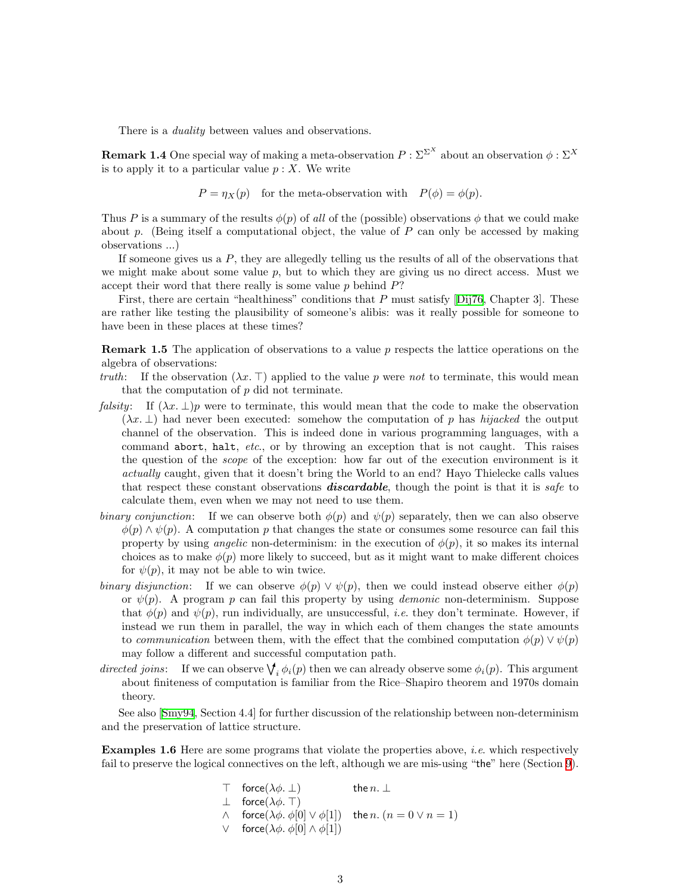There is a *duality* between values and observations.

**Remark 1.4** One special way of making a meta-observation $P : \Sigma^{\Sigma^X}$ about an observation $\phi : \Sigma^X$ is to apply it to a particular value $p : X$. We write

$$P = \eta_X(p) \quad \text{for the meta-observation with} \quad P(\phi) = \phi(p).$$

Thus $P$ is a summary of the results $\phi(p)$ of *all* of the (possible) observations $\phi$ that we could make about $p$. (Being itself a computational object, the value of $P$ can only be accessed by making observations ...)

If someone gives us a $P$, they are allegedly telling us the results of all of the observations that we might make about some value $p$, but to which they are giving us no direct access. Must we accept their word that there really is some value $p$ behind $P$?

First, there are certain "healthiness" conditions that $P$ must satisfy [Dij76, Chapter 3]. These are rather like testing the plausibility of someone's alibis: was it really possible for someone to have been in these places at these times?

**Remark 1.5** The application of observations to a value $p$ respects the lattice operations on the algebra of observations:

*truth*: If the observation $(\lambda x.\top)$ applied to the value $p$ were *not* to terminate, this would mean that the computation of $p$ did not terminate.

*falsity*: If $(\lambda x.\bot)p$ were to terminate, this would mean that the code to make the observation $(\lambda x.\bot)$ had never been executed: somehow the computation of $p$ has *hijacked* the output channel of the observation. This is indeed done in various programming languages, with a command `abort`, `halt`, *etc.*, or by throwing an exception that is not caught. This raises the question of the *scope* of the exception: how far out of the execution environment is it *actually* caught, given that it doesn't bring the World to an end? Hayo Thielecke calls values that respect these constant observations ***discardable***, though the point is that it is *safe* to calculate them, even when we may not need to use them.

*binary conjunction*: If we can observe both $\phi(p)$ and $\psi(p)$ separately, then we can also observe $\phi(p) \wedge \psi(p)$. A computation $p$ that changes the state or consumes some resource can fail this property by using *angelic* non-determinism: in the execution of $\phi(p)$, it so makes its internal choices as to make $\phi(p)$ more likely to succeed, but as it might want to make different choices for $\psi(p)$, it may not be able to win twice.

*binary disjunction*: If we can observe $\phi(p) \vee \psi(p)$, then we could instead observe either $\phi(p)$ or $\psi(p)$. A program $p$ can fail this property by using *demonic* non-determinism. Suppose that $\phi(p)$ and $\psi(p)$, run individually, are unsuccessful, *i.e.* they don't terminate. However, if instead we run them in parallel, the way in which each of them changes the state amounts to *communication* between them, with the effect that the combined computation $\phi(p) \vee \psi(p)$ may follow a different and successful computation path.

*directed joins*: If we can observe $\bigvee^{\uparrow}_i \phi_i(p)$ then we can already observe some $\phi_i(p)$. This argument about finiteness of computation is familiar from the Rice–Shapiro theorem and 1970s domain theory.

See also [Smy94, Section 4.4] for further discussion of the relationship between non-determinism and the preservation of lattice structure.

**Examples 1.6** Here are some programs that violate the properties above, *i.e.* which respectively fail to preserve the logical connectives on the left, although we are mis-using "the" here (Section 9).

| | | |
|---|---|---|
| $\top$ | $\mathsf{force}(\lambda\phi.\,\bot)$ | $\mathsf{the}\, n.\,\bot$ |
| $\bot$ | $\mathsf{force}(\lambda\phi.\,\top)$ | |
| $\wedge$ | $\mathsf{force}(\lambda\phi.\,\phi[0] \vee \phi[1])$ | $\mathsf{the}\, n.\,(n = 0 \vee n = 1)$ |
| $\vee$ | $\mathsf{force}(\lambda\phi.\,\phi[0] \wedge \phi[1])$ | |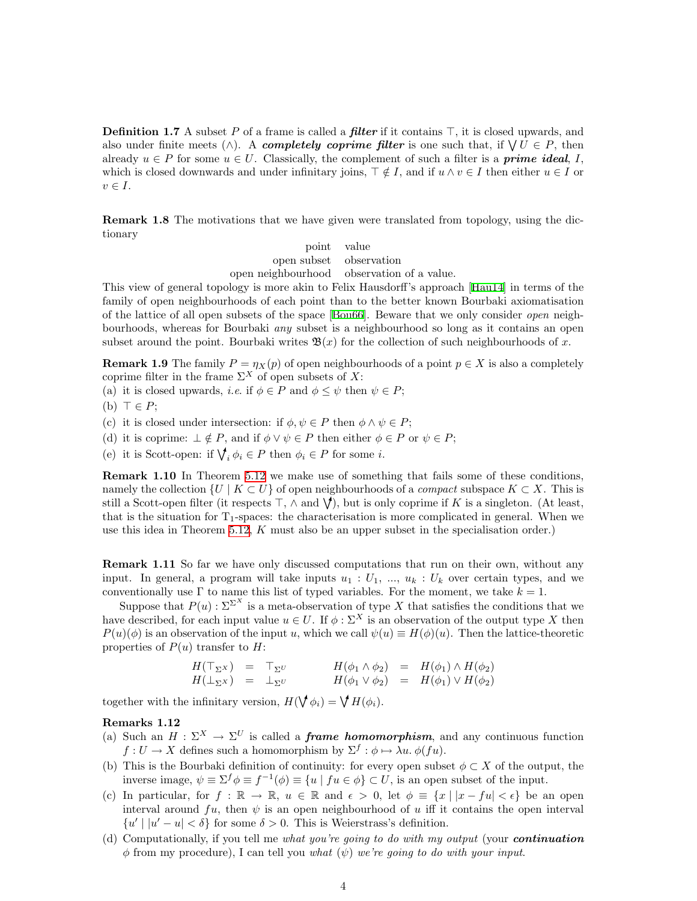**Definition 1.7** A subset $P$ of a frame is called a ***filter*** if it contains $\top$, it is closed upwards, and also under finite meets ($\wedge$). A ***completely coprime filter*** is one such that, if $\bigvee U \in P$, then already $u \in P$ for some $u \in U$. Classically, the complement of such a filter is a ***prime ideal***, $I$, which is closed downwards and under infinitary joins, $\top \notin I$, and if $u \wedge v \in I$ then either $u \in I$ or $v \in I$.

**Remark 1.8** The motivations that we have given were translated from topology, using the dictionary

| | |
|---:|:---|
| point | value |
| open subset | observation |
| open neighbourhood | observation of a value. |

This view of general topology is more akin to Felix Hausdorff's approach [Hau14] in terms of the family of open neighbourhoods of each point than to the better known Bourbaki axiomatisation of the lattice of all open subsets of the space [Bou66]. Beware that we only consider *open* neighbourhoods, whereas for Bourbaki *any* subset is a neighbourhood so long as it contains an open subset around the point. Bourbaki writes $\mathfrak{B}(x)$ for the collection of such neighbourhoods of $x$.

**Remark 1.9** The family $P = \eta_X(p)$ of open neighbourhoods of a point $p \in X$ is also a completely coprime filter in the frame $\Sigma^X$ of open subsets of $X$:

(a) it is closed upwards, *i.e.* if $\phi \in P$ and $\phi \le \psi$ then $\psi \in P$;

(b) $\top \in P$;

(c) it is closed under intersection: if $\phi, \psi \in P$ then $\phi \wedge \psi \in P$;

(d) it is coprime: $\bot \notin P$, and if $\phi \vee \psi \in P$ then either $\phi \in P$ or $\psi \in P$;

(e) it is Scott-open: if $\bigvee^{\uparrow}_i \phi_i \in P$ then $\phi_i \in P$ for some $i$.

**Remark 1.10** In Theorem 5.12 we make use of something that fails some of these conditions, namely the collection $\{U \mid K \subset U\}$ of open neighbourhoods of a *compact* subspace $K \subset X$. This is still a Scott-open filter (it respects $\top$, $\wedge$ and $\bigvee^{\uparrow}$), but is only coprime if $K$ is a singleton. (At least, that is the situation for $\mathrm{T}_1$-spaces: the characterisation is more complicated in general. When we use this idea in Theorem 5.12, $K$ must also be an upper subset in the specialisation order.)

**Remark 1.11** So far we have only discussed computations that run on their own, without any input. In general, a program will take inputs $u_1 : U_1$, ..., $u_k : U_k$ over certain types, and we conventionally use $\Gamma$ to name this list of typed variables. For the moment, we take $k = 1$.

Suppose that $P(u) : \Sigma^{\Sigma^X}$ is a meta-observation of type $X$ that satisfies the conditions that we have described, for each input value $u \in U$. If $\phi : \Sigma^X$ is an observation of the output type $X$ then $P(u)(\phi)$ is an observation of the input $u$, which we call $\psi(u) \equiv H(\phi)(u)$. Then the lattice-theoretic properties of $P(u)$ transfer to $H$:

$$
\begin{aligned}
H(\top_{\Sigma^X}) &= \top_{\Sigma^U} \qquad & H(\phi_1 \wedge \phi_2) &= H(\phi_1) \wedge H(\phi_2)\\
H(\bot_{\Sigma^X}) &= \bot_{\Sigma^U} \qquad & H(\phi_1 \vee \phi_2) &= H(\phi_1) \vee H(\phi_2)
\end{aligned}
$$

together with the infinitary version, $H(\bigvee^{\uparrow} \phi_i) = \bigvee^{\uparrow} H(\phi_i)$.

**Remarks 1.12**

(a) Such an $H : \Sigma^X \to \Sigma^U$ is called a ***frame homomorphism***, and any continuous function $f : U \to X$ defines such a homomorphism by $\Sigma^f : \phi \mapsto \lambda u.\ \phi(fu)$.

(b) This is the Bourbaki definition of continuity: for every open subset $\phi \subset X$ of the output, the inverse image, $\psi \equiv \Sigma^f \phi \equiv f^{-1}(\phi) \equiv \{u \mid fu \in \phi\} \subset U$, is an open subset of the input.

(c) In particular, for $f : \mathbb{R} \to \mathbb{R}$, $u \in \mathbb{R}$ and $\epsilon > 0$, let $\phi \equiv \{x \mid |x - fu| < \epsilon\}$ be an open interval around $fu$, then $\psi$ is an open neighbourhood of $u$ iff it contains the open interval $\{u' \mid |u' - u| < \delta\}$ for some $\delta > 0$. This is Weierstrass's definition.

(d) Computationally, if you tell me *what you're going to do with my output* (your ***continuation*** $\phi$ from my procedure), I can tell you *what* ($\psi$) *we're going to do with your input*.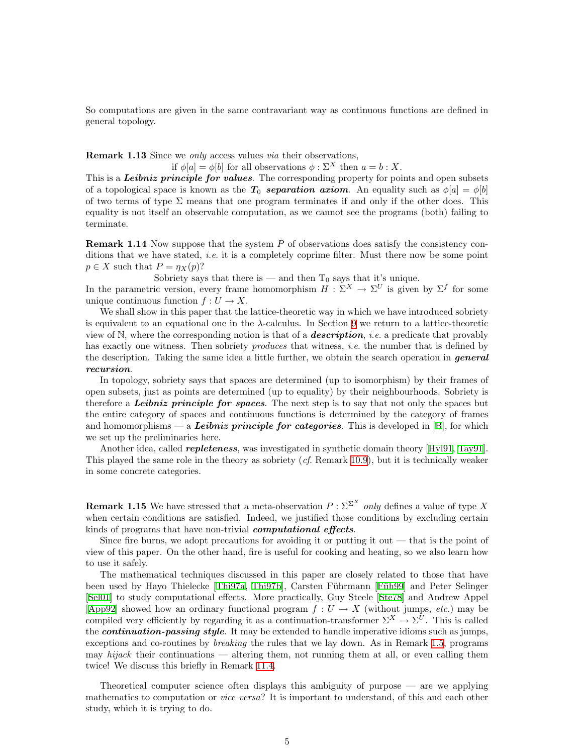So computations are given in the same contravariant way as continuous functions are defined in general topology.

**Remark 1.13** Since we *only* access values *via* their observations,

if $\phi[a] = \phi[b]$ for all observations $\phi : \Sigma^X$ then $a = b : X$.

This is a ***Leibniz principle for values***. The corresponding property for points and open subsets of a topological space is known as the ***$T_0$ separation axiom***. An equality such as $\phi[a] = \phi[b]$ of two terms of type $\Sigma$ means that one program terminates if and only if the other does. This equality is not itself an observable computation, as we cannot see the programs (both) failing to terminate.

**Remark 1.14** Now suppose that the system $P$ of observations does satisfy the consistency conditions that we have stated, *i.e.* it is a completely coprime filter. Must there now be some point $p \in X$ such that $P = \eta_X(p)$?

Sobriety says that there is — and then $T_0$ says that it's unique.

In the parametric version, every frame homomorphism $H : \Sigma^X \to \Sigma^U$ is given by $\Sigma^f$ for some unique continuous function $f : U \to X$.

We shall show in this paper that the lattice-theoretic way in which we have introduced sobriety is equivalent to an equational one in the $\lambda$-calculus. In Section 9 we return to a lattice-theoretic view of $\mathbb{N}$, where the corresponding notion is that of a ***description***, *i.e.* a predicate that provably has exactly one witness. Then sobriety *produces* that witness, *i.e.* the number that is defined by the description. Taking the same idea a little further, we obtain the search operation in ***general recursion***.

In topology, sobriety says that spaces are determined (up to isomorphism) by their frames of open subsets, just as points are determined (up to equality) by their neighbourhoods. Sobriety is therefore a ***Leibniz principle for spaces***. The next step is to say that not only the spaces but the entire category of spaces and continuous functions is determined by the category of frames and homomorphisms — a ***Leibniz principle for categories***. This is developed in [B], for which we set up the preliminaries here.

Another idea, called ***repleteness***, was investigated in synthetic domain theory [Hyl91, Tay91]. This played the same role in the theory as sobriety (*cf.* Remark 10.9), but it is technically weaker in some concrete categories.

**Remark 1.15** We have stressed that a meta-observation $P : \Sigma^{\Sigma^X}$ *only* defines a value of type $X$ when certain conditions are satisfied. Indeed, we justified those conditions by excluding certain kinds of programs that have non-trivial ***computational effects***.

Since fire burns, we adopt precautions for avoiding it or putting it out — that is the point of view of this paper. On the other hand, fire is useful for cooking and heating, so we also learn how to use it safely.

The mathematical techniques discussed in this paper are closely related to those that have been used by Hayo Thielecke [Thi97a, Thi97b], Carsten Führmann [Füh99] and Peter Selinger [Sel01] to study computational effects. More practically, Guy Steele [Ste78] and Andrew Appel [App92] showed how an ordinary functional program $f : U \to X$ (without jumps, *etc.*) may be compiled very efficiently by regarding it as a continuation-transformer $\Sigma^X \to \Sigma^U$. This is called the ***continuation-passing style***. It may be extended to handle imperative idioms such as jumps, exceptions and co-routines by *breaking* the rules that we lay down. As in Remark 1.5, programs may *hijack* their continuations — altering them, not running them at all, or even calling them twice! We discuss this briefly in Remark 11.4.

Theoretical computer science often displays this ambiguity of purpose — are we applying mathematics to computation or *vice versa*? It is important to understand, of this and each other study, which it is trying to do.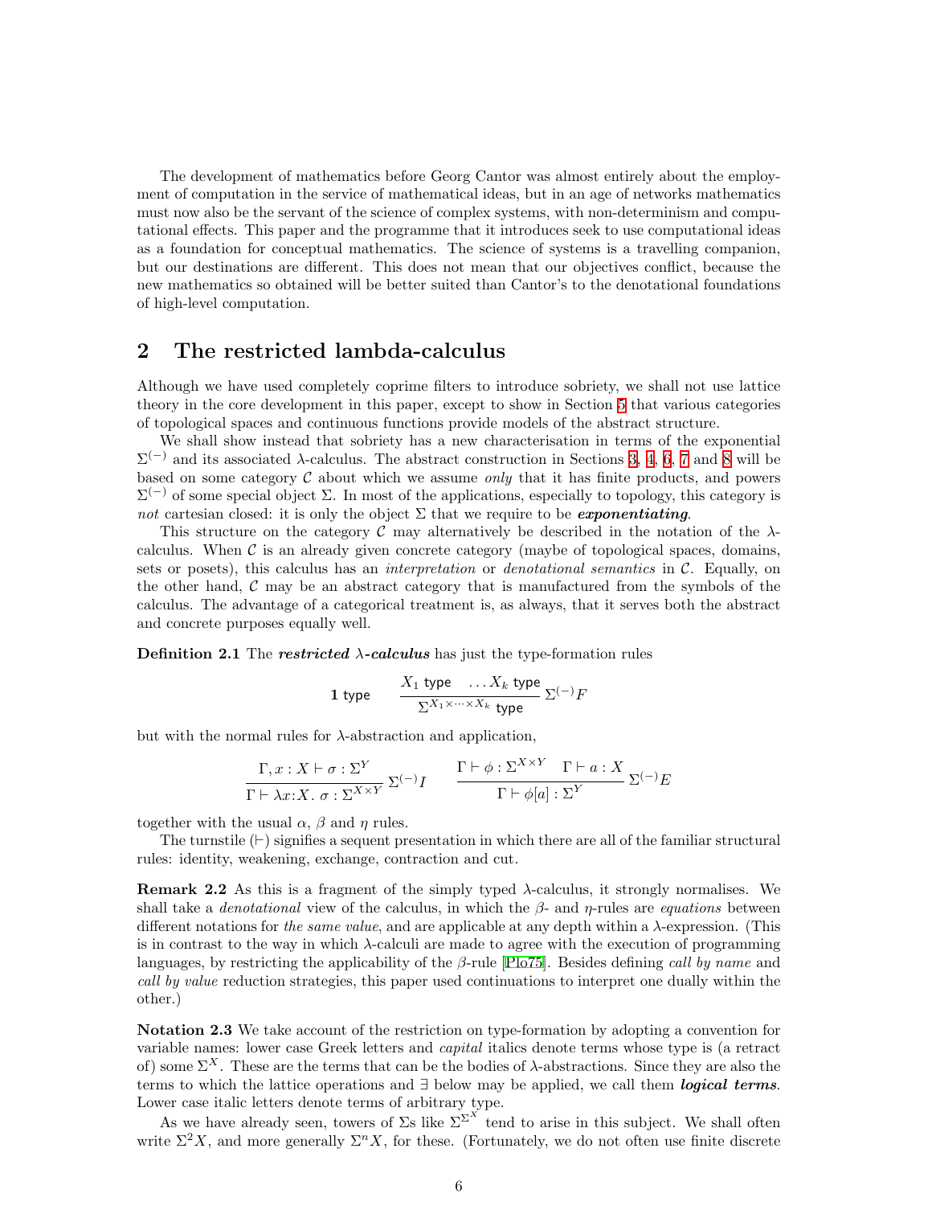The development of mathematics before Georg Cantor was almost entirely about the employment of computation in the service of mathematical ideas, but in an age of networks mathematics must now also be the servant of the science of complex systems, with non-determinism and computational effects. This paper and the programme that it introduces seek to use computational ideas as a foundation for conceptual mathematics. The science of systems is a travelling companion, but our destinations are different. This does not mean that our objectives conflict, because the new mathematics so obtained will be better suited than Cantor's to the denotational foundations of high-level computation.

## 2 The restricted lambda-calculus

Although we have used completely coprime filters to introduce sobriety, we shall not use lattice theory in the core development in this paper, except to show in Section 5 that various categories of topological spaces and continuous functions provide models of the abstract structure.

We shall show instead that sobriety has a new characterisation in terms of the exponential $\Sigma^{(-)}$ and its associated $\lambda$-calculus. The abstract construction in Sections 3, 4, 6, 7 and 8 will be based on some category $\mathcal{C}$ about which we assume *only* that it has finite products, and powers $\Sigma^{(-)}$ of some special object $\Sigma$. In most of the applications, especially to topology, this category is *not* cartesian closed: it is only the object $\Sigma$ that we require to be ***exponentiating***.

This structure on the category $\mathcal{C}$ may alternatively be described in the notation of the $\lambda$-calculus. When $\mathcal{C}$ is an already given concrete category (maybe of topological spaces, domains, sets or posets), this calculus has an *interpretation* or *denotational semantics* in $\mathcal{C}$. Equally, on the other hand, $\mathcal{C}$ may be an abstract category that is manufactured from the symbols of the calculus. The advantage of a categorical treatment is, as always, that it serves both the abstract and concrete purposes equally well.

**Definition 2.1** The ***restricted $\lambda$-calculus*** has just the type-formation rules

$$\mathbf{1}\ \mathsf{type} \qquad \frac{X_1\ \mathsf{type} \quad \ldots X_k\ \mathsf{type}}{\Sigma^{X_1\times\cdots\times X_k}\ \mathsf{type}}\,\Sigma^{(-)}F$$

but with the normal rules for $\lambda$-abstraction and application,

$$\frac{\Gamma, x : X \vdash \sigma : \Sigma^Y}{\Gamma \vdash \lambda x{:}X.\ \sigma : \Sigma^{X\times Y}}\,\Sigma^{(-)}I \qquad \frac{\Gamma \vdash \phi : \Sigma^{X\times Y} \quad \Gamma \vdash a : X}{\Gamma \vdash \phi[a] : \Sigma^Y}\,\Sigma^{(-)}E$$

together with the usual $\alpha$, $\beta$ and $\eta$ rules.

The turnstile ($\vdash$) signifies a sequent presentation in which there are all of the familiar structural rules: identity, weakening, exchange, contraction and cut.

**Remark 2.2** As this is a fragment of the simply typed $\lambda$-calculus, it strongly normalises. We shall take a *denotational* view of the calculus, in which the $\beta$- and $\eta$-rules are *equations* between different notations for *the same value*, and are applicable at any depth within a $\lambda$-expression. (This is in contrast to the way in which $\lambda$-calculi are made to agree with the execution of programming languages, by restricting the applicability of the $\beta$-rule [Plo75]. Besides defining *call by name* and *call by value* reduction strategies, this paper used continuations to interpret one dually within the other.)

**Notation 2.3** We take account of the restriction on type-formation by adopting a convention for variable names: lower case Greek letters and *capital* italics denote terms whose type is (a retract of) some $\Sigma^X$. These are the terms that can be the bodies of $\lambda$-abstractions. Since they are also the terms to which the lattice operations and $\exists$ below may be applied, we call them ***logical terms***. Lower case italic letters denote terms of arbitrary type.

As we have already seen, towers of $\Sigma$s like $\Sigma^{\Sigma^X}$ tend to arise in this subject. We shall often write $\Sigma^2X$, and more generally $\Sigma^nX$, for these. (Fortunately, we do not often use finite discrete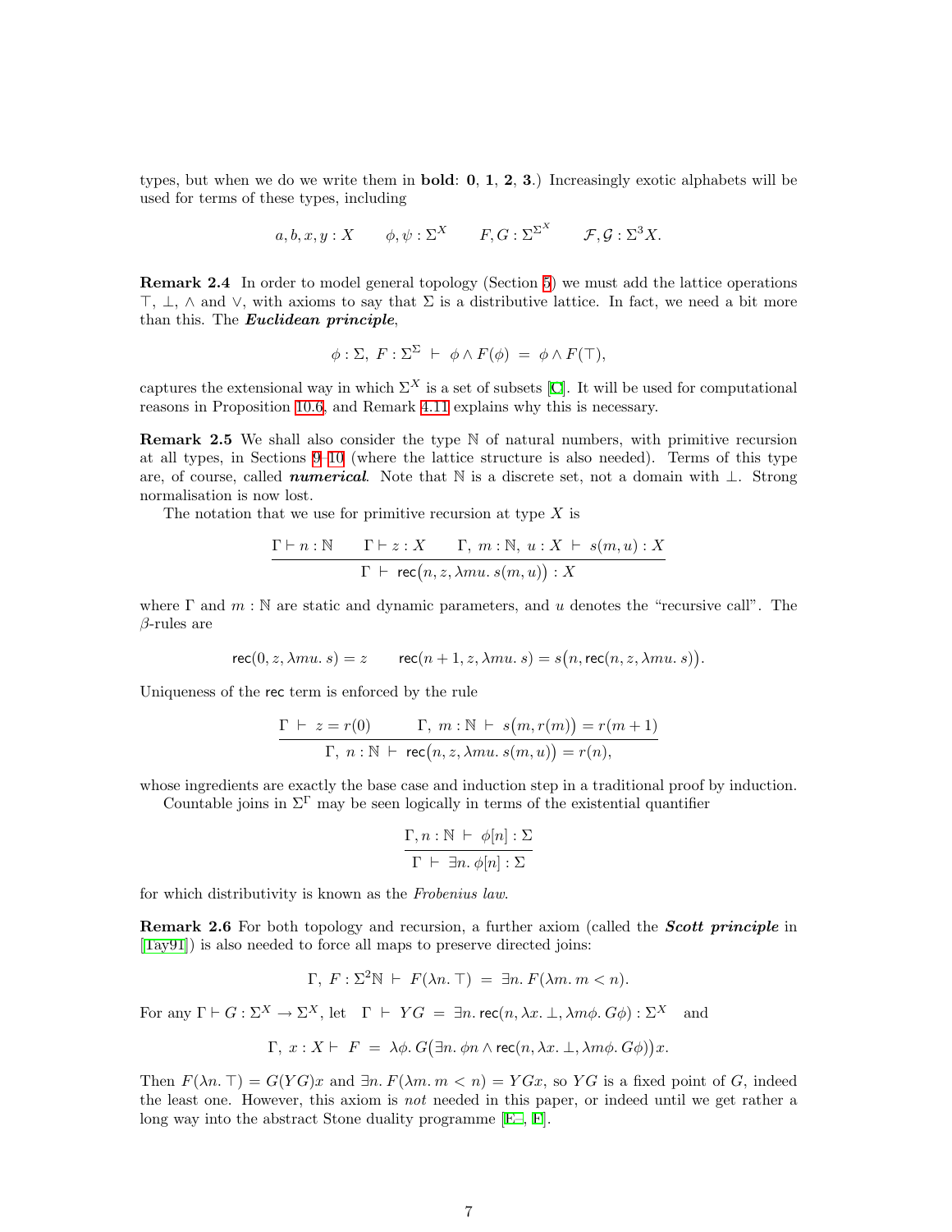types, but when we do we write them in **bold**: **0**, **1**, **2**, **3**.) Increasingly exotic alphabets will be used for terms of these types, including

$$a, b, x, y : X \qquad \phi, \psi : \Sigma^X \qquad F, G : \Sigma^{\Sigma^X} \qquad \mathcal{F}, \mathcal{G} : \Sigma^3 X.$$

**Remark 2.4** In order to model general topology (Section 5) we must add the lattice operations $\top$, $\bot$, $\wedge$ and $\vee$, with axioms to say that $\Sigma$ is a distributive lattice. In fact, we need a bit more than this. The ***Euclidean principle***,

$$\phi : \Sigma,\ F : \Sigma^\Sigma \ \vdash\ \phi \wedge F(\phi) \ = \ \phi \wedge F(\top),$$

captures the extensional way in which $\Sigma^X$ is a set of subsets [C]. It will be used for computational reasons in Proposition 10.6, and Remark 4.11 explains why this is necessary.

**Remark 2.5** We shall also consider the type $\mathbb{N}$ of natural numbers, with primitive recursion at all types, in Sections 9–10 (where the lattice structure is also needed). Terms of this type are, of course, called ***numerical***. Note that $\mathbb{N}$ is a discrete set, not a domain with $\bot$. Strong normalisation is now lost.

The notation that we use for primitive recursion at type $X$ is

$$\frac{\Gamma \vdash n : \mathbb{N} \qquad \Gamma \vdash z : X \qquad \Gamma,\ m : \mathbb{N},\ u : X \ \vdash\ s(m, u) : X}{\Gamma \ \vdash\ \mathsf{rec}\big(n, z, \lambda m u.\, s(m, u)\big) : X}$$

where $\Gamma$ and $m : \mathbb{N}$ are static and dynamic parameters, and $u$ denotes the "recursive call". The $\beta$-rules are

$$\mathsf{rec}(0, z, \lambda m u.\, s) = z \qquad \mathsf{rec}(n+1, z, \lambda m u.\, s) = s\big(n, \mathsf{rec}(n, z, \lambda m u.\, s)\big).$$

Uniqueness of the $\mathsf{rec}$ term is enforced by the rule

$$\frac{\Gamma \ \vdash\ z = r(0) \qquad \Gamma,\ m : \mathbb{N} \ \vdash\ s\big(m, r(m)\big) = r(m+1)}{\Gamma,\ n : \mathbb{N} \ \vdash\ \mathsf{rec}\big(n, z, \lambda m u.\, s(m, u)\big) = r(n),}$$

whose ingredients are exactly the base case and induction step in a traditional proof by induction.

Countable joins in $\Sigma^\Gamma$ may be seen logically in terms of the existential quantifier

$$\frac{\Gamma, n : \mathbb{N} \ \vdash\ \phi[n] : \Sigma}{\Gamma \ \vdash\ \exists n.\, \phi[n] : \Sigma}$$

for which distributivity is known as the *Frobenius law*.

**Remark 2.6** For both topology and recursion, a further axiom (called the ***Scott principle*** in [Tay91]) is also needed to force all maps to preserve directed joins:

$$\Gamma,\ F : \Sigma^2\mathbb{N} \ \vdash\ F(\lambda n.\, \top) \ = \ \exists n.\, F(\lambda m.\, m < n).$$

For any $\Gamma \vdash G : \Sigma^X \to \Sigma^X$, let $\ \Gamma \ \vdash\ YG \ = \ \exists n.\, \mathsf{rec}(n, \lambda x.\, \bot, \lambda m\phi.\, G\phi) : \Sigma^X\ $ and

$$\Gamma,\ x : X \vdash \ F \ = \ \lambda\phi.\, G\big(\exists n.\, \phi n \wedge \mathsf{rec}(n, \lambda x.\, \bot, \lambda m\phi.\, G\phi)\big)x.$$

Then $F(\lambda n.\, \top) = G(YG)x$ and $\exists n.\, F(\lambda m.\, m < n) = YGx$, so $YG$ is a fixed point of $G$, indeed the least one. However, this axiom is *not* needed in this paper, or indeed until we get rather a long way into the abstract Stone duality programme [E–, F].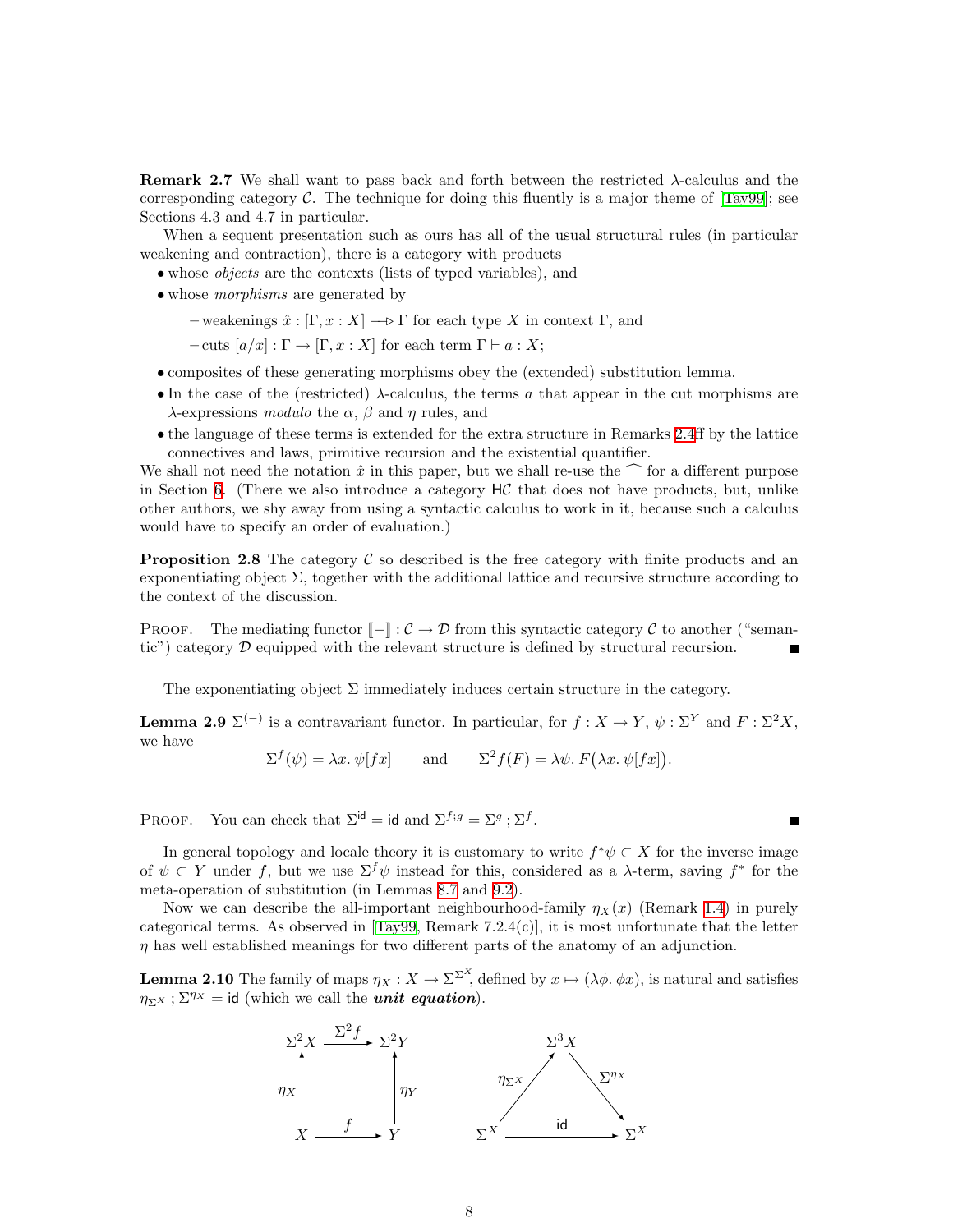**Remark 2.7** We shall want to pass back and forth between the restricted $\lambda$-calculus and the corresponding category $\mathcal{C}$. The technique for doing this fluently is a major theme of [Tay99]; see Sections 4.3 and 4.7 in particular.

When a sequent presentation such as ours has all of the usual structural rules (in particular weakening and contraction), there is a category with products

- whose *objects* are the contexts (lists of typed variables), and
- whose *morphisms* are generated by
  - weakenings $\hat{x} : [\Gamma, x : X] \longrightarrow \Gamma$ for each type $X$ in context $\Gamma$, and
  - cuts $[a/x] : \Gamma \to [\Gamma, x : X]$ for each term $\Gamma \vdash a : X$;
- composites of these generating morphisms obey the (extended) substitution lemma.
- In the case of the (restricted) $\lambda$-calculus, the terms $a$ that appear in the cut morphisms are $\lambda$-expressions *modulo* the $\alpha$, $\beta$ and $\eta$ rules, and
- the language of these terms is extended for the extra structure in Remarks 2.4ff by the lattice connectives and laws, primitive recursion and the existential quantifier.

We shall not need the notation $\hat{x}$ in this paper, but we shall re-use the $\frown$ for a different purpose in Section 6. (There we also introduce a category $\mathsf{H}\mathcal{C}$ that does not have products, but, unlike other authors, we shy away from using a syntactic calculus to work in it, because such a calculus would have to specify an order of evaluation.)

**Proposition 2.8** The category $\mathcal{C}$ so described is the free category with finite products and an exponentiating object $\Sigma$, together with the additional lattice and recursive structure according to the context of the discussion.

Proof. The mediating functor $[\![-]\!] : \mathcal{C} \to \mathcal{D}$ from this syntactic category $\mathcal{C}$ to another ("semantic") category $\mathcal{D}$ equipped with the relevant structure is defined by structural recursion. ∎

The exponentiating object $\Sigma$ immediately induces certain structure in the category.

**Lemma 2.9** $\Sigma^{(-)}$ is a contravariant functor. In particular, for $f : X \to Y$, $\psi : \Sigma^Y$ and $F : \Sigma^2 X$, we have

$$\Sigma^f(\psi) = \lambda x.\, \psi[fx] \qquad \text{and} \qquad \Sigma^2 f(F) = \lambda\psi.\, F\big(\lambda x.\, \psi[fx]\big).$$

Proof. You can check that $\Sigma^{\mathsf{id}} = \mathsf{id}$ and $\Sigma^{f;g} = \Sigma^g \,;\, \Sigma^f$. ∎

In general topology and locale theory it is customary to write $f^*\psi \subset X$ for the inverse image of $\psi \subset Y$ under $f$, but we use $\Sigma^f\psi$ instead for this, considered as a $\lambda$-term, saving $f^*$ for the meta-operation of substitution (in Lemmas 8.7 and 9.2).

Now we can describe the all-important neighbourhood-family $\eta_X(x)$ (Remark 1.4) in purely categorical terms. As observed in [Tay99, Remark 7.2.4(c)], it is most unfortunate that the letter $\eta$ has well established meanings for two different parts of the anatomy of an adjunction.

**Lemma 2.10** The family of maps $\eta_X : X \to \Sigma^{\Sigma^X}$, defined by $x \mapsto (\lambda\phi.\, \phi x)$, is natural and satisfies $\eta_{\Sigma^X} \,;\, \Sigma^{\eta_X} = \mathsf{id}$ (which we call the ***unit equation***).

$$\begin{array}{ccc} \Sigma^2 X & \xrightarrow{\Sigma^2 f} & \Sigma^2 Y \\ \uparrow{\scriptstyle \eta_X} & & \uparrow{\scriptstyle \eta_Y} \\ X & \xrightarrow{f} & Y \end{array} \qquad\qquad \begin{array}{ccccc} & & \Sigma^3 X & & \\ & \nearrow{\scriptstyle \eta_{\Sigma^X}} & & \searrow{\scriptstyle \Sigma^{\eta_X}} & \\ \Sigma^X & & \xrightarrow{\mathsf{id}} & & \Sigma^X \end{array}$$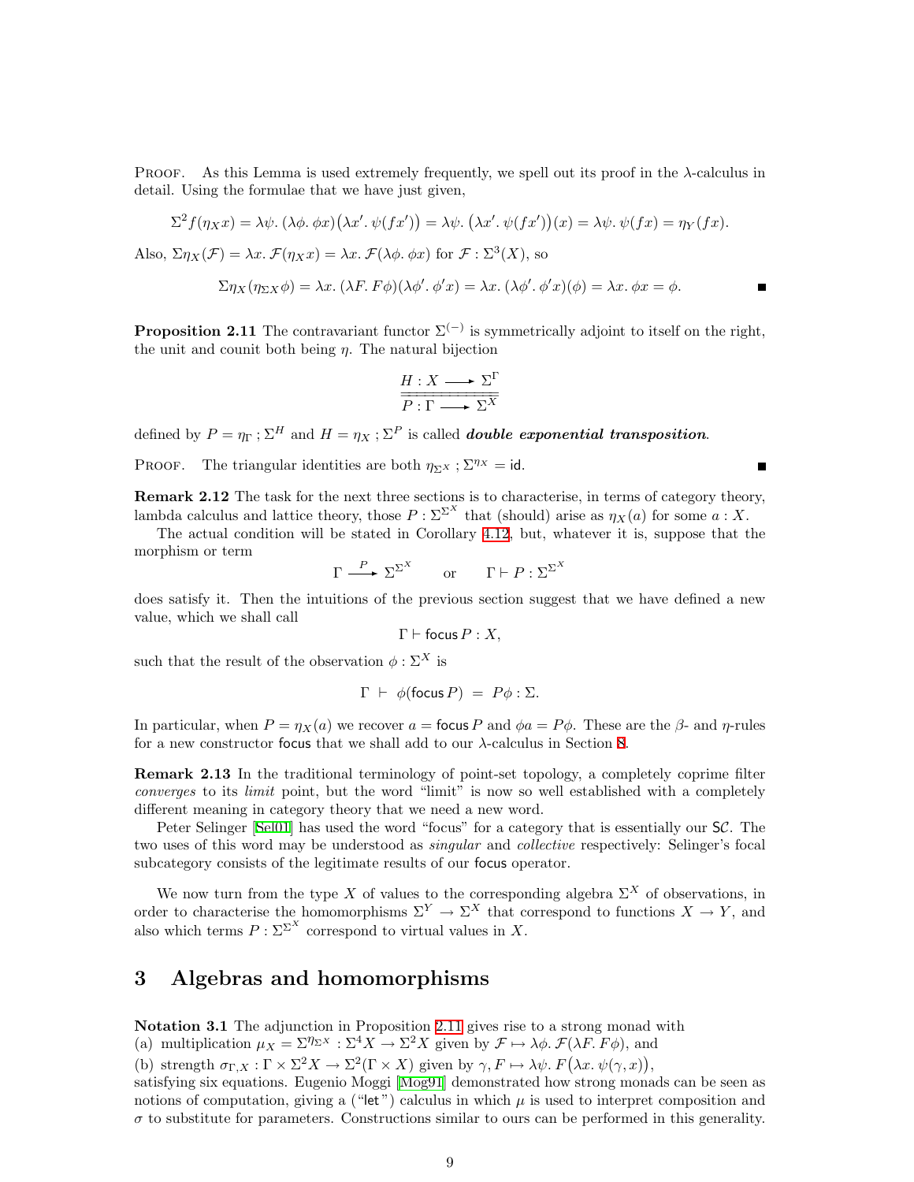PROOF. As this Lemma is used extremely frequently, we spell out its proof in the $\lambda$-calculus in detail. Using the formulae that we have just given,

$$\Sigma^2 f(\eta_X x) = \lambda\psi.\,(\lambda\phi.\,\phi x)\big(\lambda x'.\,\psi(fx')\big) = \lambda\psi.\,\big(\lambda x'.\,\psi(fx')\big)(x) = \lambda\psi.\,\psi(fx) = \eta_Y(fx).$$

Also, $\Sigma\eta_X(\mathcal{F}) = \lambda x.\,\mathcal{F}(\eta_X x) = \lambda x.\,\mathcal{F}(\lambda\phi.\,\phi x)$ for $\mathcal{F} : \Sigma^3(X)$, so

$$\Sigma\eta_X(\eta_{\Sigma X}\phi) = \lambda x.\,(\lambda F.\,F\phi)(\lambda\phi'.\,\phi' x) = \lambda x.\,(\lambda\phi'.\,\phi' x)(\phi) = \lambda x.\,\phi x = \phi. \qquad \blacksquare$$

**Proposition 2.11** The contravariant functor $\Sigma^{(-)}$ is symmetrically adjoint to itself on the right, the unit and counit both being $\eta$. The natural bijection

$$\frac{H : X \longrightarrow \Sigma^\Gamma}{P : \Gamma \longrightarrow \Sigma^X}$$

defined by $P = \eta_\Gamma\,;\Sigma^H$ and $H = \eta_X\,;\Sigma^P$ is called ***double exponential transposition***.

PROOF. The triangular identities are both $\eta_{\Sigma^X}\,;\Sigma^{\eta_X} = \mathsf{id}$. $\blacksquare$

**Remark 2.12** The task for the next three sections is to characterise, in terms of category theory, lambda calculus and lattice theory, those $P : \Sigma^{\Sigma^X}$ that (should) arise as $\eta_X(a)$ for some $a : X$.

The actual condition will be stated in Corollary 4.12, but, whatever it is, suppose that the morphism or term

$$\Gamma \xrightarrow{\;P\;} \Sigma^{\Sigma^X} \qquad \text{or} \qquad \Gamma \vdash P : \Sigma^{\Sigma^X}$$

does satisfy it. Then the intuitions of the previous section suggest that we have defined a new value, which we shall call

$$\Gamma \vdash \mathsf{focus}\,P : X,$$

such that the result of the observation $\phi : \Sigma^X$ is

$$\Gamma \;\vdash\; \phi(\mathsf{focus}\,P) \;=\; P\phi : \Sigma.$$

In particular, when $P = \eta_X(a)$ we recover $a = \mathsf{focus}\,P$ and $\phi a = P\phi$. These are the $\beta$- and $\eta$-rules for a new constructor $\mathsf{focus}$ that we shall add to our $\lambda$-calculus in Section 8.

**Remark 2.13** In the traditional terminology of point-set topology, a completely coprime filter *converges* to its *limit* point, but the word "limit" is now so well established with a completely different meaning in category theory that we need a new word.

Peter Selinger [Sel01] has used the word "focus" for a category that is essentially our $\mathsf{SC}$. The two uses of this word may be understood as *singular* and *collective* respectively: Selinger's focal subcategory consists of the legitimate results of our $\mathsf{focus}$ operator.

We now turn from the type $X$ of values to the corresponding algebra $\Sigma^X$ of observations, in order to characterise the homomorphisms $\Sigma^Y \to \Sigma^X$ that correspond to functions $X \to Y$, and also which terms $P : \Sigma^{\Sigma^X}$ correspond to virtual values in $X$.

## 3 Algebras and homomorphisms

**Notation 3.1** The adjunction in Proposition 2.11 gives rise to a strong monad with
(a) multiplication $\mu_X = \Sigma^{\eta_{\Sigma^X}} : \Sigma^4 X \to \Sigma^2 X$ given by $\mathcal{F} \mapsto \lambda\phi.\,\mathcal{F}(\lambda F.\,F\phi)$, and
(b) strength $\sigma_{\Gamma,X} : \Gamma \times \Sigma^2 X \to \Sigma^2(\Gamma \times X)$ given by $\gamma, F \mapsto \lambda\psi.\,F\big(\lambda x.\,\psi(\gamma, x)\big)$,
satisfying six equations. Eugenio Moggi [Mog91] demonstrated how strong monads can be seen as notions of computation, giving a ("$\mathsf{let}$") calculus in which $\mu$ is used to interpret composition and $\sigma$ to substitute for parameters. Constructions similar to ours can be performed in this generality.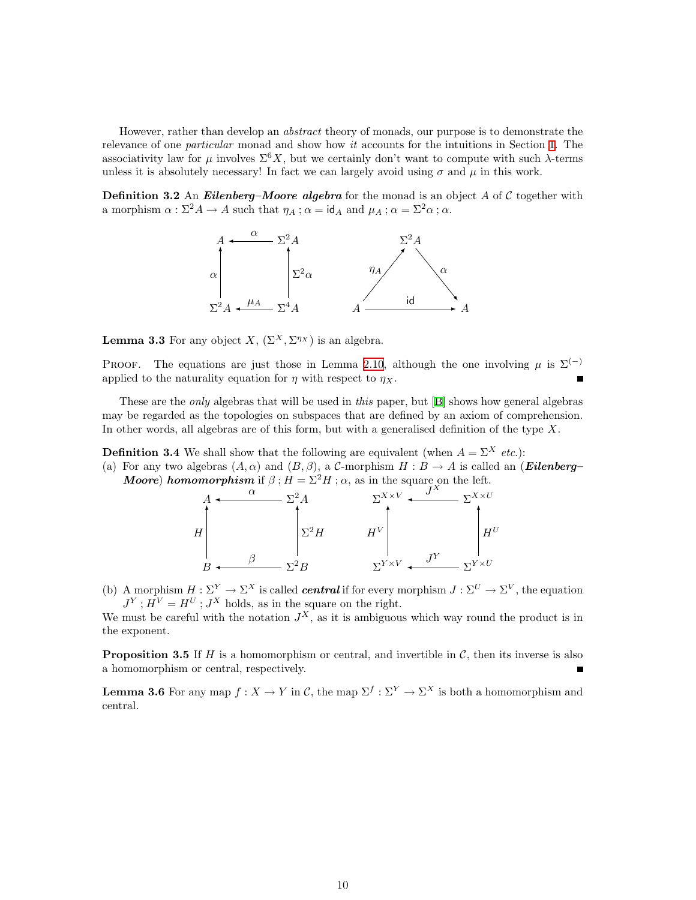However, rather than develop an *abstract* theory of monads, our purpose is to demonstrate the relevance of one *particular* monad and show how *it* accounts for the intuitions in Section 1. The associativity law for $\mu$ involves $\Sigma^6 X$, but we certainly don't want to compute with such $\lambda$-terms unless it is absolutely necessary! In fact we can largely avoid using $\sigma$ and $\mu$ in this work.

**Definition 3.2** An ***Eilenberg–Moore algebra*** for the monad is an object $A$ of $\mathcal{C}$ together with a morphism $\alpha : \Sigma^2 A \to A$ such that $\eta_A ; \alpha = \mathsf{id}_A$ and $\mu_A ; \alpha = \Sigma^2\alpha ; \alpha$.

$$
\begin{array}{ccc}
A & \xleftarrow{\ \alpha\ } & \Sigma^2 A \\
\uparrow{\scriptstyle \alpha} & & \uparrow{\scriptstyle \Sigma^2\alpha} \\
\Sigma^2 A & \xleftarrow{\ \mu_A\ } & \Sigma^4 A
\end{array}
\qquad\qquad
\begin{array}{ccccc}
 & & \Sigma^2 A & & \\
 & \overset{\eta_A}{\nearrow} & & \overset{\alpha}{\searrow} & \\
A & & \xrightarrow{\quad \mathsf{id} \quad} & & A
\end{array}
$$

**Lemma 3.3** For any object $X$, $(\Sigma^X, \Sigma^{\eta_X})$ is an algebra.

PROOF. The equations are just those in Lemma 2.10, although the one involving $\mu$ is $\Sigma^{(-)}$ applied to the naturality equation for $\eta$ with respect to $\eta_X$. ∎

These are the *only* algebras that will be used in *this* paper, but [B] shows how general algebras may be regarded as the topologies on subspaces that are defined by an axiom of comprehension. In other words, all algebras are of this form, but with a generalised definition of the type $X$.

**Definition 3.4** We shall show that the following are equivalent (when $A = \Sigma^X$ *etc.*):

(a) For any two algebras $(A, \alpha)$ and $(B, \beta)$, a $\mathcal{C}$-morphism $H : B \to A$ is called an (***Eilenberg–Moore***) ***homomorphism*** if $\beta ; H = \Sigma^2 H ; \alpha$, as in the square on the left.

$$
\begin{array}{ccc}
A & \xleftarrow{\ \alpha\ } & \Sigma^2 A \\
\uparrow{\scriptstyle H} & & \uparrow{\scriptstyle \Sigma^2 H} \\
B & \xleftarrow{\ \beta\ } & \Sigma^2 B
\end{array}
\qquad\qquad
\begin{array}{ccc}
\Sigma^{X\times V} & \xleftarrow{\ J^X\ } & \Sigma^{X\times U} \\
\uparrow{\scriptstyle H^V} & & \uparrow{\scriptstyle H^U} \\
\Sigma^{Y\times V} & \xleftarrow{\ J^Y\ } & \Sigma^{Y\times U}
\end{array}
$$

(b) A morphism $H : \Sigma^Y \to \Sigma^X$ is called ***central*** if for every morphism $J : \Sigma^U \to \Sigma^V$, the equation $J^Y ; H^V = H^U ; J^X$ holds, as in the square on the right.

We must be careful with the notation $J^X$, as it is ambiguous which way round the product is in the exponent.

**Proposition 3.5** If $H$ is a homomorphism or central, and invertible in $\mathcal{C}$, then its inverse is also a homomorphism or central, respectively. ∎

**Lemma 3.6** For any map $f : X \to Y$ in $\mathcal{C}$, the map $\Sigma^f : \Sigma^Y \to \Sigma^X$ is both a homomorphism and central.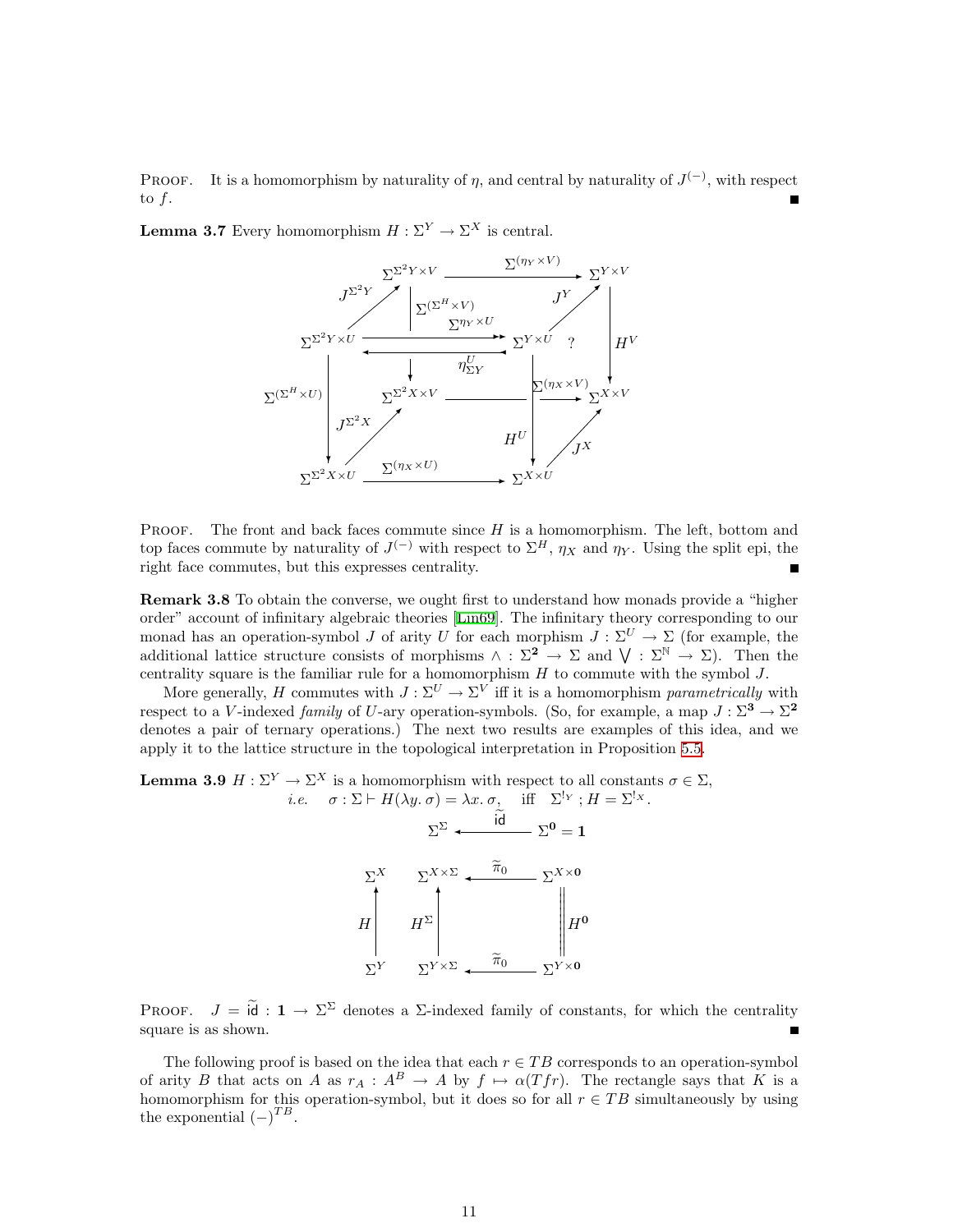PROOF. It is a homomorphism by naturality of $\eta$, and central by naturality of $J^{(-)}$, with respect to $f$. ∎

**Lemma 3.7** Every homomorphism $H : \Sigma^Y \to \Sigma^X$ is central.

$$
\begin{array}{ccccc}
 & \Sigma^{\Sigma^2 Y\times V} & \xrightarrow{\Sigma^{(\eta_Y\times V)}} & \Sigma^{Y\times V} & \\
\Sigma^{\Sigma^2 Y\times U} \xrightarrow{J^{\Sigma^2 Y}} & \downarrow \Sigma^{(\Sigma^H\times V)} & \Sigma^{Y\times U} \xrightarrow{J^Y} \;? & \downarrow H^V & \\
 & \Sigma^{\Sigma^2 X\times V} & \xrightarrow{\Sigma^{(\eta_X\times V)}} & \Sigma^{X\times V} & \\
\Sigma^{\Sigma^2 X\times U} \xrightarrow{J^{\Sigma^2 X}} & & \Sigma^{X\times U} \xrightarrow{J^X} & &
\end{array}
$$

(with $\Sigma^{\eta_Y\times U} : \Sigma^{\Sigma^2 Y\times U} \to \Sigma^{Y\times U}$, $\eta^U_{\Sigma Y} : \Sigma^{Y\times U} \to \Sigma^{\Sigma^2 Y\times U}$, $\Sigma^{(\Sigma^H\times U)} : \Sigma^{\Sigma^2 Y\times U} \to \Sigma^{\Sigma^2 X\times U}$, $H^U : \Sigma^{Y\times U} \to \Sigma^{X\times U}$, $\Sigma^{(\eta_X\times U)} : \Sigma^{\Sigma^2 X\times U} \to \Sigma^{X\times U}$)

PROOF. The front and back faces commute since $H$ is a homomorphism. The left, bottom and top faces commute by naturality of $J^{(-)}$ with respect to $\Sigma^H$, $\eta_X$ and $\eta_Y$. Using the split epi, the right face commutes, but this expresses centrality. ∎

**Remark 3.8** To obtain the converse, we ought first to understand how monads provide a "higher order" account of infinitary algebraic theories [Lin69]. The infinitary theory corresponding to our monad has an operation-symbol $J$ of arity $U$ for each morphism $J : \Sigma^U \to \Sigma$ (for example, the additional lattice structure consists of morphisms $\wedge : \Sigma^{\mathbf{2}} \to \Sigma$ and $\bigvee : \Sigma^{\mathbb{N}} \to \Sigma$). Then the centrality square is the familiar rule for a homomorphism $H$ to commute with the symbol $J$.

More generally, $H$ commutes with $J : \Sigma^U \to \Sigma^V$ iff it is a homomorphism *parametrically* with respect to a $V$-indexed *family* of $U$-ary operation-symbols. (So, for example, a map $J : \Sigma^{\mathbf{3}} \to \Sigma^{\mathbf{2}}$ denotes a pair of ternary operations.) The next two results are examples of this idea, and we apply it to the lattice structure in the topological interpretation in Proposition 5.5.

**Lemma 3.9** $H : \Sigma^Y \to \Sigma^X$ is a homomorphism with respect to all constants $\sigma \in \Sigma$,
*i.e.* $\quad \sigma : \Sigma \vdash H(\lambda y.\, \sigma) = \lambda x.\, \sigma, \quad$ iff $\quad \Sigma^{!_Y} ; H = \Sigma^{!_X}$.

$$\Sigma^{\Sigma} \xleftarrow{\;\widetilde{\mathsf{id}}\;} \Sigma^{\mathbf{0}} = \mathbf{1}$$

$$
\begin{array}{ccccc}
\Sigma^X & \Sigma^{X\times\Sigma} & \xleftarrow{\;\widetilde{\pi}_0\;} & \Sigma^{X\times\mathbf{0}} \\
\uparrow H & \uparrow H^{\Sigma} & & \| \, H^{\mathbf{0}} \\
\Sigma^Y & \Sigma^{Y\times\Sigma} & \xleftarrow{\;\widetilde{\pi}_0\;} & \Sigma^{Y\times\mathbf{0}}
\end{array}
$$

PROOF. $J = \widetilde{\mathsf{id}} : \mathbf{1} \to \Sigma^{\Sigma}$ denotes a $\Sigma$-indexed family of constants, for which the centrality square is as shown. ∎

The following proof is based on the idea that each $r \in TB$ corresponds to an operation-symbol of arity $B$ that acts on $A$ as $r_A : A^B \to A$ by $f \mapsto \alpha(Tfr)$. The rectangle says that $K$ is a homomorphism for this operation-symbol, but it does so for all $r \in TB$ simultaneously by using the exponential $(-)^{TB}$.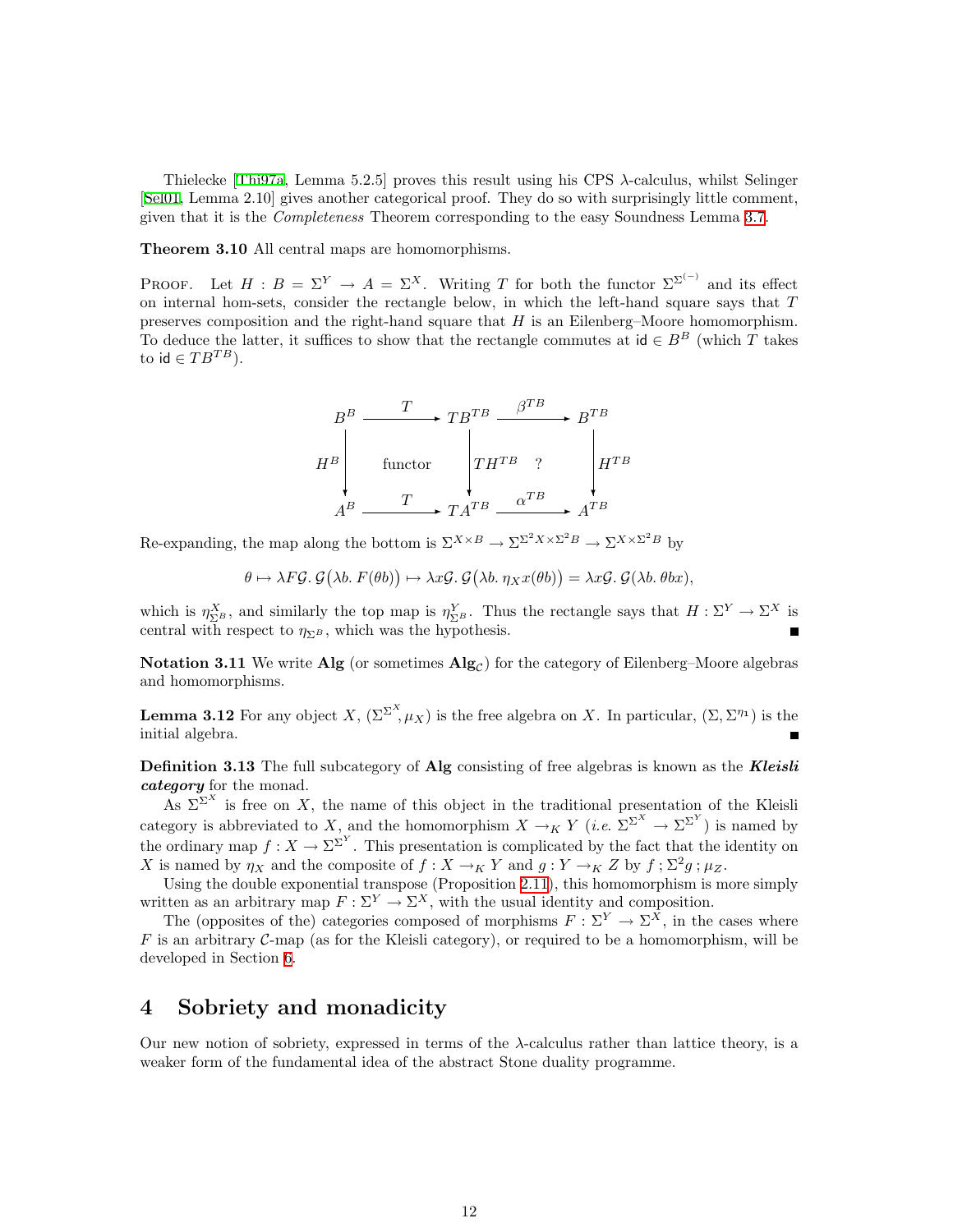Thielecke [Thi97a, Lemma 5.2.5] proves this result using his CPS $\lambda$-calculus, whilst Selinger [Sel01, Lemma 2.10] gives another categorical proof. They do so with surprisingly little comment, given that it is the *Completeness* Theorem corresponding to the easy Soundness Lemma 3.7.

**Theorem 3.10** All central maps are homomorphisms.

Proof. Let $H : B = \Sigma^Y \to A = \Sigma^X$. Writing $T$ for both the functor $\Sigma^{\Sigma^{(-)}}$ and its effect on internal hom-sets, consider the rectangle below, in which the left-hand square says that $T$ preserves composition and the right-hand square that $H$ is an Eilenberg–Moore homomorphism. To deduce the latter, it suffices to show that the rectangle commutes at $\mathsf{id} \in B^B$ (which $T$ takes to $\mathsf{id} \in TB^{TB}$).

$$\begin{array}{ccccc}
B^B & \xrightarrow{\;T\;} & TB^{TB} & \xrightarrow{\;\beta^{TB}\;} & B^{TB} \\
\Big\downarrow{\scriptstyle H^B} & \text{functor} & \Big\downarrow{\scriptstyle TH^{TB}} \quad ? & & \Big\downarrow{\scriptstyle H^{TB}} \\
A^B & \xrightarrow{\;T\;} & TA^{TB} & \xrightarrow{\;\alpha^{TB}\;} & A^{TB}
\end{array}$$

Re-expanding, the map along the bottom is $\Sigma^{X\times B} \to \Sigma^{\Sigma^2 X \times \Sigma^2 B} \to \Sigma^{X\times\Sigma^2 B}$ by

$$\theta \mapsto \lambda F\mathcal{G}.\, \mathcal{G}\big(\lambda b.\, F(\theta b)\big) \mapsto \lambda x\mathcal{G}.\, \mathcal{G}\big(\lambda b.\, \eta_X x(\theta b)\big) = \lambda x\mathcal{G}.\, \mathcal{G}(\lambda b.\, \theta b x),$$

which is $\eta^X_{\Sigma^B}$, and similarly the top map is $\eta^Y_{\Sigma^B}$. Thus the rectangle says that $H : \Sigma^Y \to \Sigma^X$ is central with respect to $\eta_{\Sigma^B}$, which was the hypothesis. ∎

**Notation 3.11** We write **Alg** (or sometimes $\mathbf{Alg}_{\mathcal{C}}$) for the category of Eilenberg–Moore algebras and homomorphisms.

**Lemma 3.12** For any object $X$, $(\Sigma^{\Sigma^X}, \mu_X)$ is the free algebra on $X$. In particular, $(\Sigma, \Sigma^{\eta_1})$ is the initial algebra. ∎

**Definition 3.13** The full subcategory of **Alg** consisting of free algebras is known as the ***Kleisli category*** for the monad.

As $\Sigma^{\Sigma^X}$ is free on $X$, the name of this object in the traditional presentation of the Kleisli category is abbreviated to $X$, and the homomorphism $X \to_K Y$ (*i.e.* $\Sigma^{\Sigma^X} \to \Sigma^{\Sigma^Y}$) is named by the ordinary map $f : X \to \Sigma^{\Sigma^Y}$. This presentation is complicated by the fact that the identity on $X$ is named by $\eta_X$ and the composite of $f : X \to_K Y$ and $g : Y \to_K Z$ by $f\,;\Sigma^2 g\,;\mu_Z$.

Using the double exponential transpose (Proposition 2.11), this homomorphism is more simply written as an arbitrary map $F : \Sigma^Y \to \Sigma^X$, with the usual identity and composition.

The (opposites of the) categories composed of morphisms $F : \Sigma^Y \to \Sigma^X$, in the cases where $F$ is an arbitrary $\mathcal{C}$-map (as for the Kleisli category), or required to be a homomorphism, will be developed in Section 6.

# 4 Sobriety and monadicity

Our new notion of sobriety, expressed in terms of the $\lambda$-calculus rather than lattice theory, is a weaker form of the fundamental idea of the abstract Stone duality programme.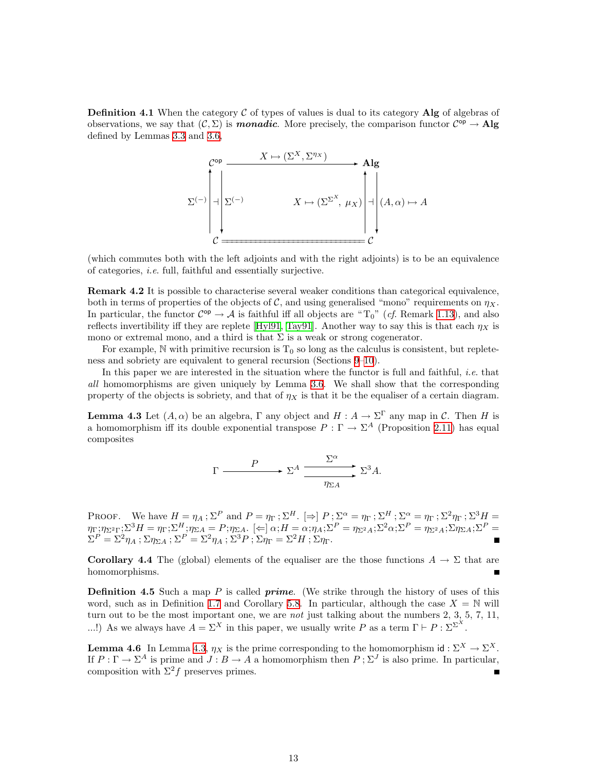**Definition 4.1** When the category $\mathcal{C}$ of types of values is dual to its category **Alg** of algebras of observations, we say that $(\mathcal{C}, \Sigma)$ is ***monadic***. More precisely, the comparison functor $\mathcal{C}^{\mathsf{op}} \to \mathbf{Alg}$ defined by Lemmas 3.3 and 3.6,

$$\begin{array}{ccc}
\mathcal{C}^{\mathsf{op}} & \xrightarrow{\quad X \mapsto (\Sigma^X, \Sigma^{\eta_X}) \quad} & \mathbf{Alg} \\
\Sigma^{(-)} \Big\uparrow \dashv \Big\downarrow \Sigma^{(-)} & \qquad X \mapsto (\Sigma^{\Sigma^X},\ \mu_X) & \Big\uparrow \dashv \Big\downarrow (A,\alpha) \mapsto A \\
\mathcal{C} & = \!=\!=\!=\!=\!=\!=\!=\!=\!=\!=\!= & \mathcal{C}
\end{array}$$

(which commutes both with the left adjoints and with the right adjoints) is to be an equivalence of categories, *i.e.* full, faithful and essentially surjective.

**Remark 4.2** It is possible to characterise several weaker conditions than categorical equivalence, both in terms of properties of the objects of $\mathcal{C}$, and using generalised "mono" requirements on $\eta_X$. In particular, the functor $\mathcal{C}^{\mathsf{op}} \to \mathcal{A}$ is faithful iff all objects are "$\mathrm{T}_0$" (*cf.* Remark 1.13), and also reflects invertibility iff they are replete [Hyl91, Tay91]. Another way to say this is that each $\eta_X$ is mono or extremal mono, and a third is that $\Sigma$ is a weak or strong cogenerator.

For example, $\mathbb{N}$ with primitive recursion is $\mathrm{T}_0$ so long as the calculus is consistent, but repleteness and sobriety are equivalent to general recursion (Sections 9–10).

In this paper we are interested in the situation where the functor is full and faithful, *i.e.* that *all* homomorphisms are given uniquely by Lemma 3.6. We shall show that the corresponding property of the objects is sobriety, and that of $\eta_X$ is that it be the equaliser of a certain diagram.

**Lemma 4.3** Let $(A, \alpha)$ be an algebra, $\Gamma$ any object and $H : A \to \Sigma^\Gamma$ any map in $\mathcal{C}$. Then $H$ is a homomorphism iff its double exponential transpose $P : \Gamma \to \Sigma^A$ (Proposition 2.11) has equal composites

$$\Gamma \xrightarrow{\quad P \quad} \Sigma^A \underset{\eta_{\Sigma A}}{\overset{\Sigma^\alpha}{\rightrightarrows}} \Sigma^3 A.$$

PROOF. We have $H = \eta_A \,;\Sigma^P$ and $P = \eta_\Gamma \,; \Sigma^H$. [$\Rightarrow$] $P \,; \Sigma^\alpha = \eta_\Gamma \,; \Sigma^H \,; \Sigma^\alpha = \eta_\Gamma \,; \Sigma^2\eta_\Gamma \,; \Sigma^3 H = \eta_\Gamma;\eta_{\Sigma^2\Gamma};\Sigma^3 H = \eta_\Gamma;\Sigma^H;\eta_{\Sigma A} = P;\eta_{\Sigma A}$. [$\Leftarrow$] $\alpha;H = \alpha;\eta_A;\Sigma^P = \eta_{\Sigma^2 A};\Sigma^2\alpha;\Sigma^P = \eta_{\Sigma^2 A};\Sigma\eta_{\Sigma A};\Sigma^P = \Sigma^P = \Sigma^2\eta_A \,; \Sigma\eta_{\Sigma A} \,; \Sigma^P = \Sigma^2\eta_A \,; \Sigma^3 P \,; \Sigma\eta_\Gamma = \Sigma^2 H \,; \Sigma\eta_\Gamma$. ∎

**Corollary 4.4** The (global) elements of the equaliser are the those functions $A \to \Sigma$ that are homomorphisms. ∎

**Definition 4.5** Such a map $P$ is called ***prime***. (We strike through the history of uses of this word, such as in Definition 1.7 and Corollary 5.8. In particular, although the case $X = \mathbb{N}$ will turn out to be the most important one, we are *not* just talking about the numbers 2, 3, 5, 7, 11, ...!) As we always have $A = \Sigma^X$ in this paper, we usually write $P$ as a term $\Gamma \vdash P : \Sigma^{\Sigma^X}$.

**Lemma 4.6** In Lemma 4.3, $\eta_X$ is the prime corresponding to the homomorphism $\mathsf{id} : \Sigma^X \to \Sigma^X$. If $P : \Gamma \to \Sigma^A$ is prime and $J : B \to A$ a homomorphism then $P \,; \Sigma^J$ is also prime. In particular, composition with $\Sigma^2 f$ preserves primes. ∎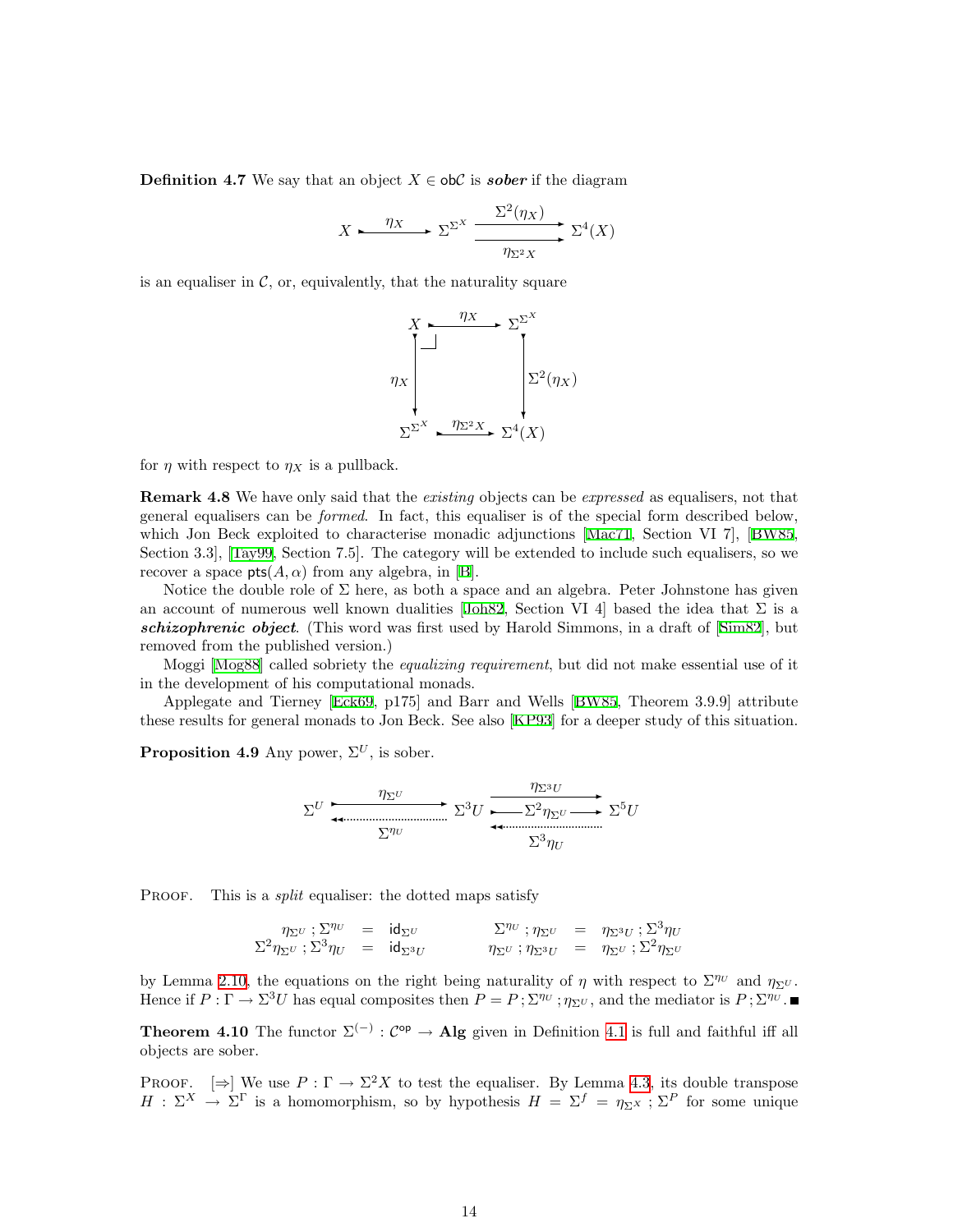**Definition 4.7** We say that an object $X \in \mathsf{ob}\mathcal{C}$ is ***sober*** if the diagram

$$X \xrightarrow{\eta_X} \Sigma^{\Sigma^X} \underset{\eta_{\Sigma^2 X}}{\overset{\Sigma^2(\eta_X)}{\rightrightarrows}} \Sigma^4(X)$$

is an equaliser in $\mathcal{C}$, or, equivalently, that the naturality square

$$\begin{array}{ccc} X & \xrightarrow{\eta_X} & \Sigma^{\Sigma^X} \\ {\scriptstyle \eta_X}\downarrow & \lrcorner & \downarrow{\scriptstyle \Sigma^2(\eta_X)} \\ \Sigma^{\Sigma^X} & \xrightarrow{\eta_{\Sigma^2 X}} & \Sigma^4(X) \end{array}$$

for $\eta$ with respect to $\eta_X$ is a pullback.

**Remark 4.8** We have only said that the *existing* objects can be *expressed* as equalisers, not that general equalisers can be *formed*. In fact, this equaliser is of the special form described below, which Jon Beck exploited to characterise monadic adjunctions [Mac71, Section VI 7], [BW85, Section 3.3], [Tay99, Section 7.5]. The category will be extended to include such equalisers, so we recover a space $\mathsf{pts}(A, \alpha)$ from any algebra, in [B].

Notice the double role of $\Sigma$ here, as both a space and an algebra. Peter Johnstone has given an account of numerous well known dualities [Joh82, Section VI 4] based the idea that $\Sigma$ is a ***schizophrenic object***. (This word was first used by Harold Simmons, in a draft of [Sim82], but removed from the published version.)

Moggi [Mog88] called sobriety the *equalizing requirement*, but did not make essential use of it in the development of his computational monads.

Applegate and Tierney [Eck69, p175] and Barr and Wells [BW85, Theorem 3.9.9] attribute these results for general monads to Jon Beck. See also [KP93] for a deeper study of this situation.

**Proposition 4.9** Any power, $\Sigma^U$, is sober.

$$\Sigma^U \underset{\Sigma^{\eta_U}}{\overset{\eta_{\Sigma^U}}{\rightleftarrows}} \Sigma^3 U \quad \begin{array}{c} \xrightarrow{\eta_{\Sigma^3 U}} \\ \xrightarrow{\Sigma^2 \eta_{\Sigma^U}} \\ \xleftarrow[\Sigma^3 \eta_U]{} \end{array} \quad \Sigma^5 U$$

PROOF. This is a *split* equaliser: the dotted maps satisfy

$$\begin{array}{rclcrcl} \eta_{\Sigma^U} ; \Sigma^{\eta_U} & = & \mathsf{id}_{\Sigma^U} & \qquad & \Sigma^{\eta_U} ; \eta_{\Sigma^U} & = & \eta_{\Sigma^3 U} ; \Sigma^3 \eta_U \\ \Sigma^2 \eta_{\Sigma^U} ; \Sigma^3 \eta_U & = & \mathsf{id}_{\Sigma^3 U} & & \eta_{\Sigma^U} ; \eta_{\Sigma^3 U} & = & \eta_{\Sigma^U} ; \Sigma^2 \eta_{\Sigma^U} \end{array}$$

by Lemma 2.10, the equations on the right being naturality of $\eta$ with respect to $\Sigma^{\eta_U}$ and $\eta_{\Sigma^U}$. Hence if $P : \Gamma \to \Sigma^3 U$ has equal composites then $P = P ; \Sigma^{\eta_U} ; \eta_{\Sigma^U}$, and the mediator is $P ; \Sigma^{\eta_U}$. ∎

**Theorem 4.10** The functor $\Sigma^{(-)} : \mathcal{C}^{\mathsf{op}} \to \mathbf{Alg}$ given in Definition 4.1 is full and faithful iff all objects are sober.

PROOF. [⇒] We use $P : \Gamma \to \Sigma^2 X$ to test the equaliser. By Lemma 4.3, its double transpose $H : \Sigma^X \to \Sigma^\Gamma$ is a homomorphism, so by hypothesis $H = \Sigma^f = \eta_{\Sigma^X} ; \Sigma^P$ for some unique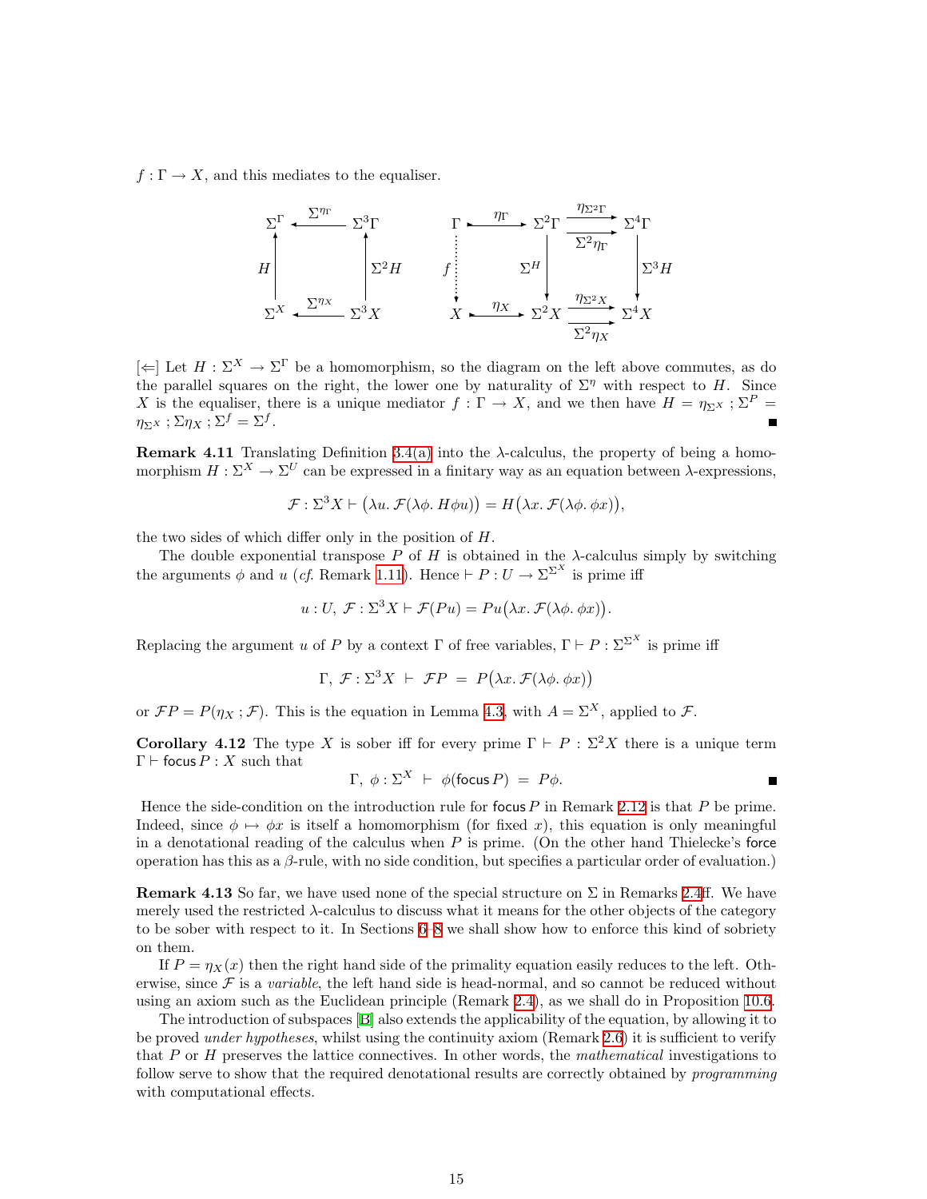$f : \Gamma \to X$, and this mediates to the equaliser.

$$
\begin{array}{ccc}
\Sigma^\Gamma & \xleftarrow{\Sigma^{\eta_\Gamma}} & \Sigma^3\Gamma \\
\uparrow H & & \uparrow \Sigma^2 H \\
\Sigma^X & \xleftarrow{\Sigma^{\eta_X}} & \Sigma^3 X
\end{array}
\qquad\qquad
\begin{array}{ccccc}
\Gamma & \xrightarrow{\eta_\Gamma} & \Sigma^2\Gamma & \overset{\eta_{\Sigma^2\Gamma}}{\underset{\Sigma^2\eta_\Gamma}{\rightrightarrows}} & \Sigma^4\Gamma \\
\downarrow f & & \downarrow \Sigma^H & & \downarrow \Sigma^3 H \\
X & \xrightarrow{\eta_X} & \Sigma^2 X & \overset{\eta_{\Sigma^2 X}}{\underset{\Sigma^2\eta_X}{\rightrightarrows}} & \Sigma^4 X
\end{array}
$$

[$\Leftarrow$] Let $H : \Sigma^X \to \Sigma^\Gamma$ be a homomorphism, so the diagram on the left above commutes, as do the parallel squares on the right, the lower one by naturality of $\Sigma^\eta$ with respect to $H$. Since $X$ is the equaliser, there is a unique mediator $f : \Gamma \to X$, and we then have $H = \eta_{\Sigma^X} ; \Sigma^P = \eta_{\Sigma^X} ; \Sigma\eta_X ; \Sigma^f = \Sigma^f$. ∎

**Remark 4.11** Translating Definition 3.4(a) into the $\lambda$-calculus, the property of being a homomorphism $H : \Sigma^X \to \Sigma^U$ can be expressed in a finitary way as an equation between $\lambda$-expressions,

$$\mathcal{F} : \Sigma^3 X \vdash \big(\lambda u.\, \mathcal{F}(\lambda\phi.\, H\phi u)\big) = H\big(\lambda x.\, \mathcal{F}(\lambda\phi.\, \phi x)\big),$$

the two sides of which differ only in the position of $H$.

The double exponential transpose $P$ of $H$ is obtained in the $\lambda$-calculus simply by switching the arguments $\phi$ and $u$ (*cf.* Remark 1.11). Hence $\vdash P : U \to \Sigma^{\Sigma^X}$ is prime iff

$$u : U,\ \mathcal{F} : \Sigma^3 X \vdash \mathcal{F}(Pu) = Pu\big(\lambda x.\, \mathcal{F}(\lambda\phi.\, \phi x)\big).$$

Replacing the argument $u$ of $P$ by a context $\Gamma$ of free variables, $\Gamma \vdash P : \Sigma^{\Sigma^X}$ is prime iff

$$\Gamma,\ \mathcal{F} : \Sigma^3 X \ \vdash\ \mathcal{F}P \ =\ P\big(\lambda x.\, \mathcal{F}(\lambda\phi.\, \phi x)\big)$$

or $\mathcal{F}P = P(\eta_X ; \mathcal{F})$. This is the equation in Lemma 4.3, with $A = \Sigma^X$, applied to $\mathcal{F}$.

**Corollary 4.12** The type $X$ is sober iff for every prime $\Gamma \vdash P : \Sigma^2 X$ there is a unique term $\Gamma \vdash \mathsf{focus}\, P : X$ such that

$$\Gamma,\ \phi : \Sigma^X \ \vdash\ \phi(\mathsf{focus}\, P) \ =\ P\phi. \qquad ∎$$

Hence the side-condition on the introduction rule for $\mathsf{focus}\, P$ in Remark 2.12 is that $P$ be prime. Indeed, since $\phi \mapsto \phi x$ is itself a homomorphism (for fixed $x$), this equation is only meaningful in a denotational reading of the calculus when $P$ is prime. (On the other hand Thielecke's $\mathsf{force}$ operation has this as a $\beta$-rule, with no side condition, but specifies a particular order of evaluation.)

**Remark 4.13** So far, we have used none of the special structure on $\Sigma$ in Remarks 2.4ff. We have merely used the restricted $\lambda$-calculus to discuss what it means for the other objects of the category to be sober with respect to it. In Sections 6–8 we shall show how to enforce this kind of sobriety on them.

If $P = \eta_X(x)$ then the right hand side of the primality equation easily reduces to the left. Otherwise, since $\mathcal{F}$ is a *variable*, the left hand side is head-normal, and so cannot be reduced without using an axiom such as the Euclidean principle (Remark 2.4), as we shall do in Proposition 10.6.

The introduction of subspaces [B] also extends the applicability of the equation, by allowing it to be proved *under hypotheses*, whilst using the continuity axiom (Remark 2.6) it is sufficient to verify that $P$ or $H$ preserves the lattice connectives. In other words, the *mathematical* investigations to follow serve to show that the required denotational results are correctly obtained by *programming* with computational effects.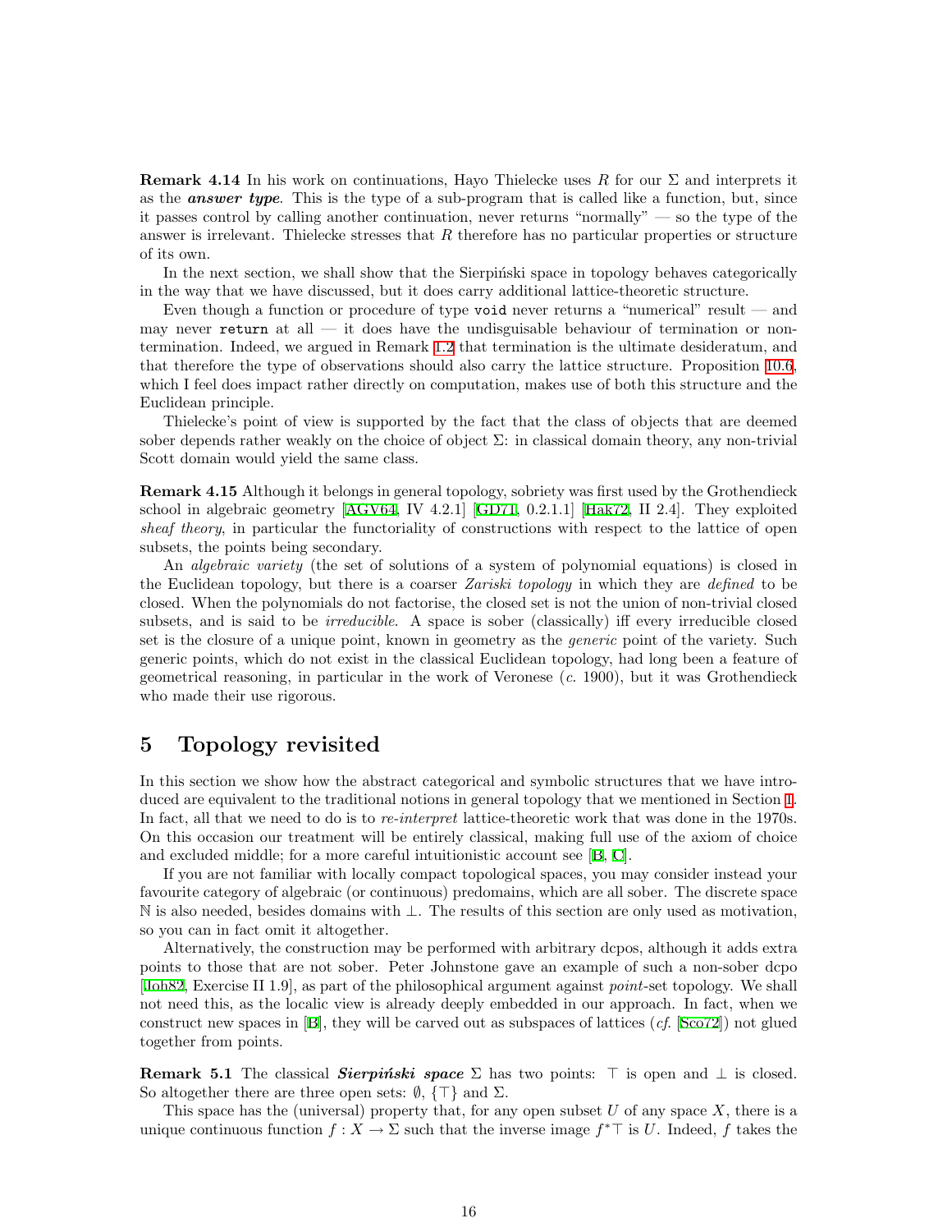**Remark 4.14** In his work on continuations, Hayo Thielecke uses $R$ for our $\Sigma$ and interprets it as the ***answer type***. This is the type of a sub-program that is called like a function, but, since it passes control by calling another continuation, never returns "normally" — so the type of the answer is irrelevant. Thielecke stresses that $R$ therefore has no particular properties or structure of its own.

In the next section, we shall show that the Sierpiński space in topology behaves categorically in the way that we have discussed, but it does carry additional lattice-theoretic structure.

Even though a function or procedure of type `void` never returns a "numerical" result — and may never `return` at all — it does have the undisguisable behaviour of termination or non-termination. Indeed, we argued in Remark 1.2 that termination is the ultimate desideratum, and that therefore the type of observations should also carry the lattice structure. Proposition 10.6, which I feel does impact rather directly on computation, makes use of both this structure and the Euclidean principle.

Thielecke's point of view is supported by the fact that the class of objects that are deemed sober depends rather weakly on the choice of object $\Sigma$: in classical domain theory, any non-trivial Scott domain would yield the same class.

**Remark 4.15** Although it belongs in general topology, sobriety was first used by the Grothendieck school in algebraic geometry [AGV64, IV 4.2.1] [GD71, 0.2.1.1] [Hak72, II 2.4]. They exploited *sheaf theory*, in particular the functoriality of constructions with respect to the lattice of open subsets, the points being secondary.

An *algebraic variety* (the set of solutions of a system of polynomial equations) is closed in the Euclidean topology, but there is a coarser *Zariski topology* in which they are *defined* to be closed. When the polynomials do not factorise, the closed set is not the union of non-trivial closed subsets, and is said to be *irreducible*. A space is sober (classically) iff every irreducible closed set is the closure of a unique point, known in geometry as the *generic* point of the variety. Such generic points, which do not exist in the classical Euclidean topology, had long been a feature of geometrical reasoning, in particular in the work of Veronese (*c.* 1900), but it was Grothendieck who made their use rigorous.

# 5 Topology revisited

In this section we show how the abstract categorical and symbolic structures that we have introduced are equivalent to the traditional notions in general topology that we mentioned in Section 1. In fact, all that we need to do is to *re-interpret* lattice-theoretic work that was done in the 1970s. On this occasion our treatment will be entirely classical, making full use of the axiom of choice and excluded middle; for a more careful intuitionistic account see [B, C].

If you are not familiar with locally compact topological spaces, you may consider instead your favourite category of algebraic (or continuous) predomains, which are all sober. The discrete space $\mathbb{N}$ is also needed, besides domains with $\bot$. The results of this section are only used as motivation, so you can in fact omit it altogether.

Alternatively, the construction may be performed with arbitrary dcpos, although it adds extra points to those that are not sober. Peter Johnstone gave an example of such a non-sober dcpo [Joh82, Exercise II 1.9], as part of the philosophical argument against *point*-set topology. We shall not need this, as the localic view is already deeply embedded in our approach. In fact, when we construct new spaces in [B], they will be carved out as subspaces of lattices (*cf.* [Sco72]) not glued together from points.

**Remark 5.1** The classical ***Sierpiński space*** $\Sigma$ has two points: $\top$ is open and $\bot$ is closed. So altogether there are three open sets: $\emptyset$, $\{\top\}$ and $\Sigma$.

This space has the (universal) property that, for any open subset $U$ of any space $X$, there is a unique continuous function $f : X \to \Sigma$ such that the inverse image $f^*\top$ is $U$. Indeed, $f$ takes the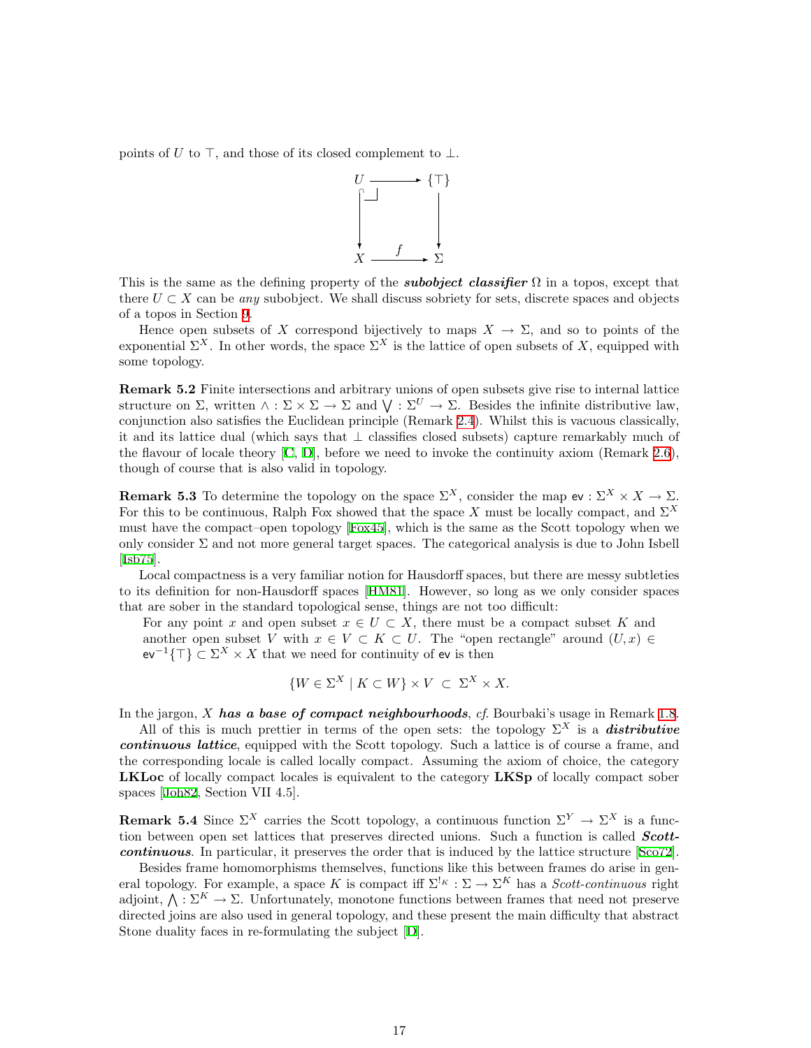points of $U$ to $\top$, and those of its closed complement to $\bot$.

$$\begin{array}{ccc} U & \longrightarrow & \{\top\} \\ \downarrow & & \downarrow \\ X & \xrightarrow{f} & \Sigma \end{array}$$

This is the same as the defining property of the ***subobject classifier*** $\Omega$ in a topos, except that there $U \subset X$ can be *any* subobject. We shall discuss sobriety for sets, discrete spaces and objects of a topos in Section 9.

Hence open subsets of $X$ correspond bijectively to maps $X \to \Sigma$, and so to points of the exponential $\Sigma^X$. In other words, the space $\Sigma^X$ is the lattice of open subsets of $X$, equipped with some topology.

**Remark 5.2** Finite intersections and arbitrary unions of open subsets give rise to internal lattice structure on $\Sigma$, written $\wedge : \Sigma \times \Sigma \to \Sigma$ and $\bigvee : \Sigma^U \to \Sigma$. Besides the infinite distributive law, conjunction also satisfies the Euclidean principle (Remark 2.4). Whilst this is vacuous classically, it and its lattice dual (which says that $\bot$ classifies closed subsets) capture remarkably much of the flavour of locale theory [C, D], before we need to invoke the continuity axiom (Remark 2.6), though of course that is also valid in topology.

**Remark 5.3** To determine the topology on the space $\Sigma^X$, consider the map $\mathsf{ev} : \Sigma^X \times X \to \Sigma$. For this to be continuous, Ralph Fox showed that the space $X$ must be locally compact, and $\Sigma^X$ must have the compact–open topology [Fox45], which is the same as the Scott topology when we only consider $\Sigma$ and not more general target spaces. The categorical analysis is due to John Isbell [Isb75].

Local compactness is a very familiar notion for Hausdorff spaces, but there are messy subtleties to its definition for non-Hausdorff spaces [HM81]. However, so long as we only consider spaces that are sober in the standard topological sense, things are not too difficult:

> For any point $x$ and open subset $x \in U \subset X$, there must be a compact subset $K$ and another open subset $V$ with $x \in V \subset K \subset U$. The "open rectangle" around $(U, x) \in \mathsf{ev}^{-1}\{\top\} \subset \Sigma^X \times X$ that we need for continuity of $\mathsf{ev}$ is then
>
> $$\{W \in \Sigma^X \mid K \subset W\} \times V \;\subset\; \Sigma^X \times X.$$

In the jargon, $X$ ***has a base of compact neighbourhoods***, *cf.* Bourbaki's usage in Remark 1.8.

All of this is much prettier in terms of the open sets: the topology $\Sigma^X$ is a ***distributive continuous lattice***, equipped with the Scott topology. Such a lattice is of course a frame, and the corresponding locale is called locally compact. Assuming the axiom of choice, the category **LKLoc** of locally compact locales is equivalent to the category **LKSp** of locally compact sober spaces [Joh82, Section VII 4.5].

**Remark 5.4** Since $\Sigma^X$ carries the Scott topology, a continuous function $\Sigma^Y \to \Sigma^X$ is a function between open set lattices that preserves directed unions. Such a function is called ***Scott-continuous***. In particular, it preserves the order that is induced by the lattice structure [Sco72].

Besides frame homomorphisms themselves, functions like this between frames do arise in general topology. For example, a space $K$ is compact iff $\Sigma^{!_K} : \Sigma \to \Sigma^K$ has a *Scott-continuous* right adjoint, $\bigwedge : \Sigma^K \to \Sigma$. Unfortunately, monotone functions between frames that need not preserve directed joins are also used in general topology, and these present the main difficulty that abstract Stone duality faces in re-formulating the subject [D].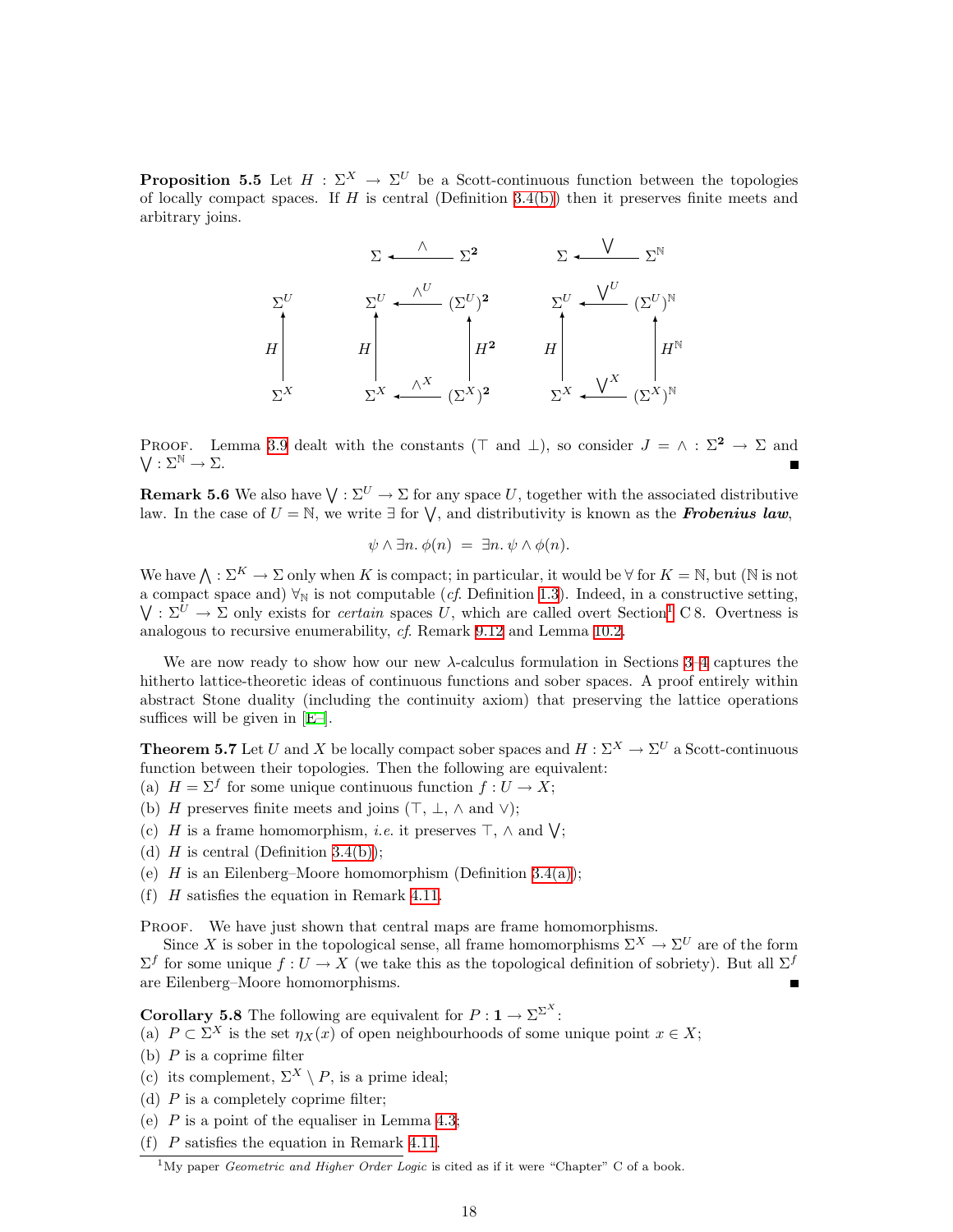**Proposition 5.5** Let $H : \Sigma^X \to \Sigma^U$ be a Scott-continuous function between the topologies of locally compact spaces. If $H$ is central (Definition 3.4(b)) then it preserves finite meets and arbitrary joins.

$$
\begin{array}{ccccccc}
 & & \Sigma & \xleftarrow{\ \wedge\ } & \Sigma^{\mathbf{2}} & \Sigma & \xleftarrow{\ \bigvee\ } \ \Sigma^{\mathbb{N}} \\
\Sigma^U & & \Sigma^U & \xleftarrow{\ \wedge^U\ } & (\Sigma^U)^{\mathbf{2}} & \Sigma^U & \xleftarrow{\ \bigvee^U\ } \ (\Sigma^U)^{\mathbb{N}} \\
\uparrow H & & \uparrow H & & \uparrow H^{\mathbf{2}} & \uparrow H & \qquad \uparrow H^{\mathbb{N}} \\
\Sigma^X & & \Sigma^X & \xleftarrow{\ \wedge^X\ } & (\Sigma^X)^{\mathbf{2}} & \Sigma^X & \xleftarrow{\ \bigvee^X\ } \ (\Sigma^X)^{\mathbb{N}}
\end{array}
$$

Proof. Lemma 3.9 dealt with the constants ($\top$ and $\perp$), so consider $J = \wedge : \Sigma^{\mathbf{2}} \to \Sigma$ and $\bigvee : \Sigma^{\mathbb{N}} \to \Sigma$. ∎

**Remark 5.6** We also have $\bigvee : \Sigma^U \to \Sigma$ for any space $U$, together with the associated distributive law. In the case of $U = \mathbb{N}$, we write $\exists$ for $\bigvee$, and distributivity is known as the ***Frobenius law***,

$$\psi \wedge \exists n.\, \phi(n) \;=\; \exists n.\, \psi \wedge \phi(n).$$

We have $\bigwedge : \Sigma^K \to \Sigma$ only when $K$ is compact; in particular, it would be $\forall$ for $K = \mathbb{N}$, but ($\mathbb{N}$ is not a compact space and) $\forall_{\mathbb{N}}$ is not computable (*cf.* Definition 1.3). Indeed, in a constructive setting, $\bigvee : \Sigma^U \to \Sigma$ only exists for *certain* spaces $U$, which are called overt Section[1] C 8. Overtness is analogous to recursive enumerability, *cf.* Remark 9.12 and Lemma 10.2.

We are now ready to show how our new $\lambda$-calculus formulation in Sections 3–4 captures the hitherto lattice-theoretic ideas of continuous functions and sober spaces. A proof entirely within abstract Stone duality (including the continuity axiom) that preserving the lattice operations suffices will be given in [E].

**Theorem 5.7** Let $U$ and $X$ be locally compact sober spaces and $H : \Sigma^X \to \Sigma^U$ a Scott-continuous function between their topologies. Then the following are equivalent:
(a) $H = \Sigma^f$ for some unique continuous function $f : U \to X$;
(b) $H$ preserves finite meets and joins ($\top$, $\perp$, $\wedge$ and $\vee$);
(c) $H$ is a frame homomorphism, *i.e.* it preserves $\top$, $\wedge$ and $\bigvee$;
(d) $H$ is central (Definition 3.4(b));
(e) $H$ is an Eilenberg–Moore homomorphism (Definition 3.4(a));
(f) $H$ satisfies the equation in Remark 4.11.

Proof. We have just shown that central maps are frame homomorphisms.
Since $X$ is sober in the topological sense, all frame homomorphisms $\Sigma^X \to \Sigma^U$ are of the form $\Sigma^f$ for some unique $f : U \to X$ (we take this as the topological definition of sobriety). But all $\Sigma^f$ are Eilenberg–Moore homomorphisms. ∎

**Corollary 5.8** The following are equivalent for $P : \mathbf{1} \to \Sigma^{\Sigma^X}$:
(a) $P \subset \Sigma^X$ is the set $\eta_X(x)$ of open neighbourhoods of some unique point $x \in X$;
(b) $P$ is a coprime filter
(c) its complement, $\Sigma^X \setminus P$, is a prime ideal;
(d) $P$ is a completely coprime filter;
(e) $P$ is a point of the equaliser in Lemma 4.3;
(f) $P$ satisfies the equation in Remark 4.11.

[1] My paper *Geometric and Higher Order Logic* is cited as if it were "Chapter" C of a book.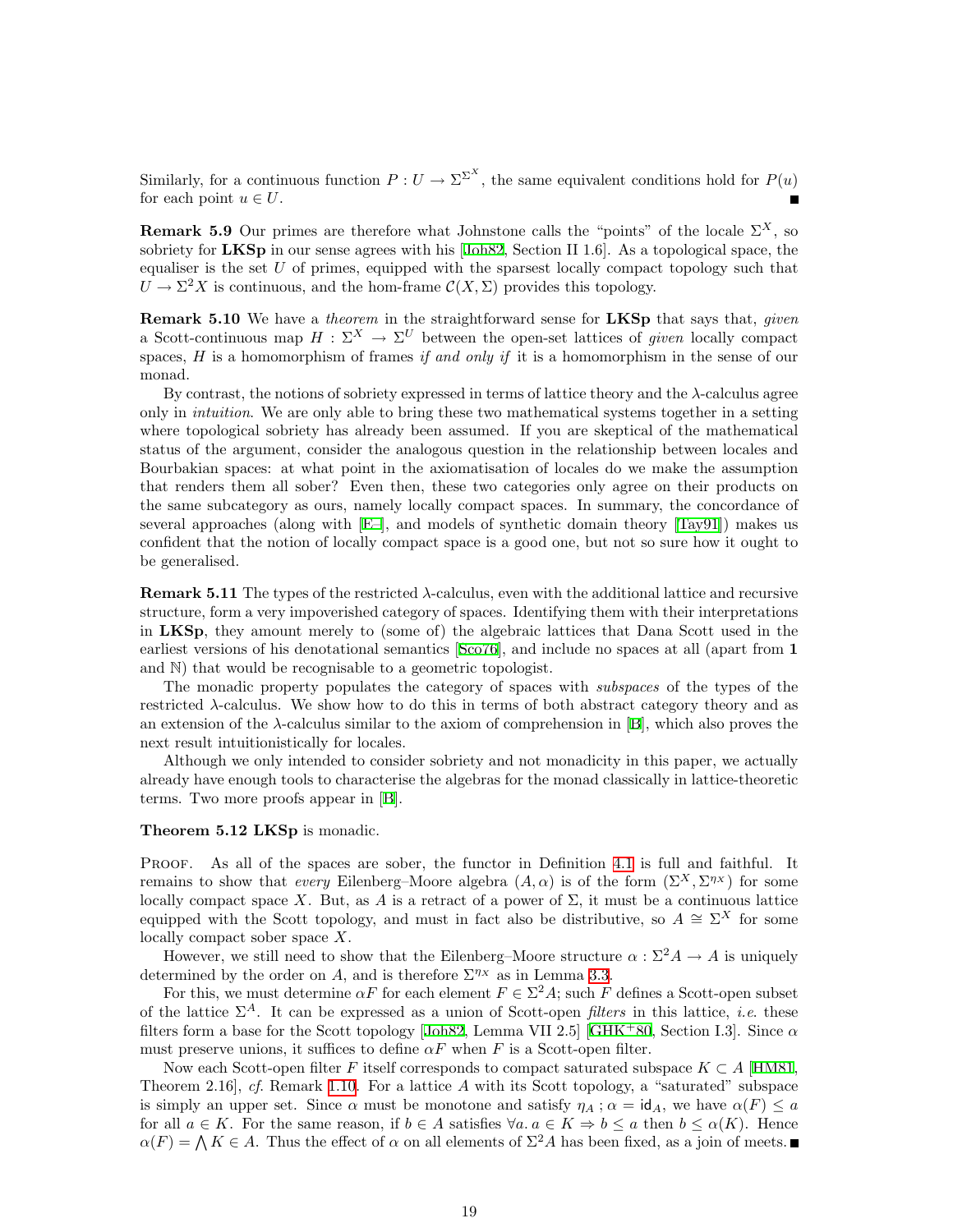Similarly, for a continuous function $P : U \to \Sigma^{\Sigma^X}$, the same equivalent conditions hold for $P(u)$ for each point $u \in U$. ■

**Remark 5.9** Our primes are therefore what Johnstone calls the "points" of the locale $\Sigma^X$, so sobriety for **LKSp** in our sense agrees with his [Joh82, Section II 1.6]. As a topological space, the equaliser is the set $U$ of primes, equipped with the sparsest locally compact topology such that $U \to \Sigma^2 X$ is continuous, and the hom-frame $\mathcal{C}(X, \Sigma)$ provides this topology.

**Remark 5.10** We have a *theorem* in the straightforward sense for **LKSp** that says that, *given* a Scott-continuous map $H : \Sigma^X \to \Sigma^U$ between the open-set lattices of *given* locally compact spaces, $H$ is a homomorphism of frames *if and only if* it is a homomorphism in the sense of our monad.

By contrast, the notions of sobriety expressed in terms of lattice theory and the λ-calculus agree only in *intuition*. We are only able to bring these two mathematical systems together in a setting where topological sobriety has already been assumed. If you are skeptical of the mathematical status of the argument, consider the analogous question in the relationship between locales and Bourbakian spaces: at what point in the axiomatisation of locales do we make the assumption that renders them all sober? Even then, these two categories only agree on their products on the same subcategory as ours, namely locally compact spaces. In summary, the concordance of several approaches (along with [E–], and models of synthetic domain theory [Tay91]) makes us confident that the notion of locally compact space is a good one, but not so sure how it ought to be generalised.

**Remark 5.11** The types of the restricted λ-calculus, even with the additional lattice and recursive structure, form a very impoverished category of spaces. Identifying them with their interpretations in **LKSp**, they amount merely to (some of) the algebraic lattices that Dana Scott used in the earliest versions of his denotational semantics [Sco76], and include no spaces at all (apart from $\mathbf{1}$ and $\mathbb{N}$) that would be recognisable to a geometric topologist.

The monadic property populates the category of spaces with *subspaces* of the types of the restricted λ-calculus. We show how to do this in terms of both abstract category theory and as an extension of the λ-calculus similar to the axiom of comprehension in [B], which also proves the next result intuitionistically for locales.

Although we only intended to consider sobriety and not monadicity in this paper, we actually already have enough tools to characterise the algebras for the monad classically in lattice-theoretic terms. Two more proofs appear in [B].

**Theorem 5.12** **LKSp** is monadic.

Proof. As all of the spaces are sober, the functor in Definition 4.1 is full and faithful. It remains to show that *every* Eilenberg–Moore algebra $(A, \alpha)$ is of the form $(\Sigma^X, \Sigma^{\eta_X})$ for some locally compact space $X$. But, as $A$ is a retract of a power of $\Sigma$, it must be a continuous lattice equipped with the Scott topology, and must in fact also be distributive, so $A \cong \Sigma^X$ for some locally compact sober space $X$.

However, we still need to show that the Eilenberg–Moore structure $\alpha : \Sigma^2 A \to A$ is uniquely determined by the order on $A$, and is therefore $\Sigma^{\eta_X}$ as in Lemma 3.3.

For this, we must determine $\alpha F$ for each element $F \in \Sigma^2 A$; such $F$ defines a Scott-open subset of the lattice $\Sigma^A$. It can be expressed as a union of Scott-open *filters* in this lattice, *i.e.* these filters form a base for the Scott topology [Joh82, Lemma VII 2.5] [GHK+80, Section I.3]. Since $\alpha$ must preserve unions, it suffices to define $\alpha F$ when $F$ is a Scott-open filter.

Now each Scott-open filter $F$ itself corresponds to compact saturated subspace $K \subset A$ [HM81, Theorem 2.16], *cf.* Remark 1.10. For a lattice $A$ with its Scott topology, a "saturated" subspace is simply an upper set. Since $\alpha$ must be monotone and satisfy $\eta_A \,;\, \alpha = \mathsf{id}_A$, we have $\alpha(F) \leq a$ for all $a \in K$. For the same reason, if $b \in A$ satisfies $\forall a.\, a \in K \Rightarrow b \leq a$ then $b \leq \alpha(K)$. Hence $\alpha(F) = \bigwedge K \in A$. Thus the effect of $\alpha$ on all elements of $\Sigma^2 A$ has been fixed, as a join of meets. ■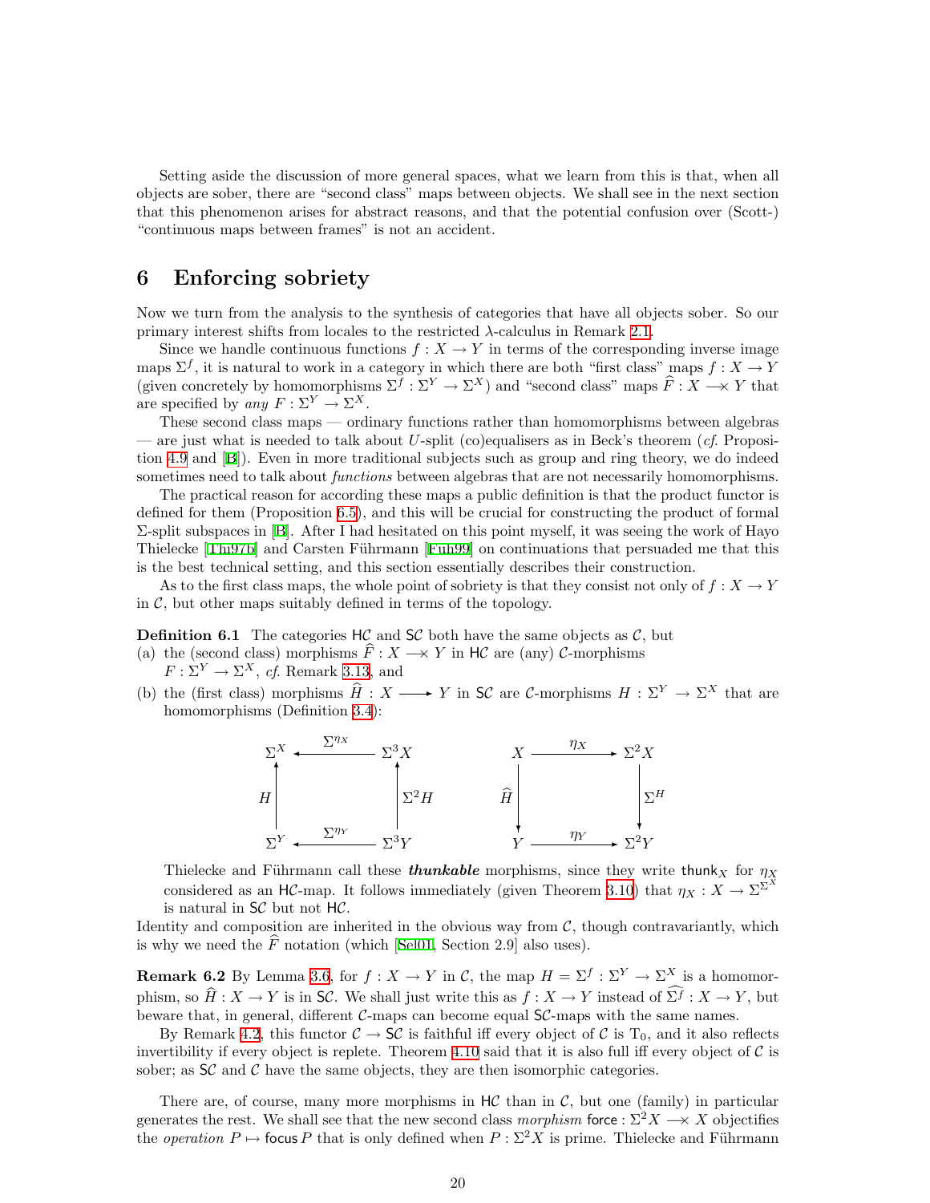Setting aside the discussion of more general spaces, what we learn from this is that, when all objects are sober, there are "second class" maps between objects. We shall see in the next section that this phenomenon arises for abstract reasons, and that the potential confusion over (Scott-) "continuous maps between frames" is not an accident.

## 6 Enforcing sobriety

Now we turn from the analysis to the synthesis of categories that have all objects sober. So our primary interest shifts from locales to the restricted $\lambda$-calculus in Remark 2.1.

Since we handle continuous functions $f : X \to Y$ in terms of the corresponding inverse image maps $\Sigma^f$, it is natural to work in a category in which there are both "first class" maps $f : X \to Y$ (given concretely by homomorphisms $\Sigma^f : \Sigma^Y \to \Sigma^X$) and "second class" maps $\widehat{F} : X \longrightarrow\!\!\!\!\times\; Y$ that are specified by *any* $F : \Sigma^Y \to \Sigma^X$.

These second class maps — ordinary functions rather than homomorphisms between algebras — are just what is needed to talk about $U$-split (co)equalisers as in Beck's theorem (*cf.* Proposition 4.9 and [B]). Even in more traditional subjects such as group and ring theory, we do indeed sometimes need to talk about *functions* between algebras that are not necessarily homomorphisms.

The practical reason for according these maps a public definition is that the product functor is defined for them (Proposition 6.5), and this will be crucial for constructing the product of formal $\Sigma$-split subspaces in [B]. After I had hesitated on this point myself, it was seeing the work of Hayo Thielecke [Thi97b] and Carsten Führmann [Füh99] on continuations that persuaded me that this is the best technical setting, and this section essentially describes their construction.

As to the first class maps, the whole point of sobriety is that they consist not only of $f : X \to Y$ in $\mathcal{C}$, but other maps suitably defined in terms of the topology.

**Definition 6.1** The categories $\mathsf{H}\mathcal{C}$ and $\mathsf{S}\mathcal{C}$ both have the same objects as $\mathcal{C}$, but

(a) the (second class) morphisms $\widehat{F} : X \longrightarrow\!\!\!\!\times\; Y$ in $\mathsf{H}\mathcal{C}$ are (any) $\mathcal{C}$-morphisms $F : \Sigma^Y \to \Sigma^X$, *cf.* Remark 3.13, and

(b) the (first class) morphisms $\widehat{H} : X \longrightarrow Y$ in $\mathsf{S}\mathcal{C}$ are $\mathcal{C}$-morphisms $H : \Sigma^Y \to \Sigma^X$ that are homomorphisms (Definition 3.4):

$$
\begin{array}{ccc}
\Sigma^X & \xleftarrow{\Sigma^{\eta_X}} & \Sigma^3 X \\
\uparrow H & & \uparrow \Sigma^2 H \\
\Sigma^Y & \xleftarrow{\Sigma^{\eta_Y}} & \Sigma^3 Y
\end{array}
\qquad\qquad
\begin{array}{ccc}
X & \xrightarrow{\eta_X} & \Sigma^2 X \\
\downarrow \widehat{H} & & \downarrow \Sigma^H \\
Y & \xrightarrow{\eta_Y} & \Sigma^2 Y
\end{array}
$$

Thielecke and Führmann call these ***thunkable*** morphisms, since they write $\mathsf{thunk}_X$ for $\eta_X$ considered as an $\mathsf{H}\mathcal{C}$-map. It follows immediately (given Theorem 3.10) that $\eta_X : X \to \Sigma^{\Sigma^X}$ is natural in $\mathsf{S}\mathcal{C}$ but not $\mathsf{H}\mathcal{C}$.

Identity and composition are inherited in the obvious way from $\mathcal{C}$, though contravariantly, which is why we need the $\widehat{F}$ notation (which [Sel01, Section 2.9] also uses).

**Remark 6.2** By Lemma 3.6, for $f : X \to Y$ in $\mathcal{C}$, the map $H = \Sigma^f : \Sigma^Y \to \Sigma^X$ is a homomorphism, so $\widehat{H} : X \to Y$ is in $\mathsf{S}\mathcal{C}$. We shall just write this as $f : X \to Y$ instead of $\widehat{\Sigma^f} : X \to Y$, but beware that, in general, different $\mathcal{C}$-maps can become equal $\mathsf{S}\mathcal{C}$-maps with the same names.

By Remark 4.2, this functor $\mathcal{C} \to \mathsf{S}\mathcal{C}$ is faithful iff every object of $\mathcal{C}$ is $\mathrm{T}_0$, and it also reflects invertibility if every object is replete. Theorem 4.10 said that it is also full iff every object of $\mathcal{C}$ is sober; as $\mathsf{S}\mathcal{C}$ and $\mathcal{C}$ have the same objects, they are then isomorphic categories.

There are, of course, many more morphisms in $\mathsf{H}\mathcal{C}$ than in $\mathcal{C}$, but one (family) in particular generates the rest. We shall see that the new second class *morphism* $\mathsf{force} : \Sigma^2 X \longrightarrow\!\!\!\!\times\; X$ objectifies the *operation* $P \mapsto \mathsf{focus}\, P$ that is only defined when $P : \Sigma^2 X$ is prime. Thielecke and Führmann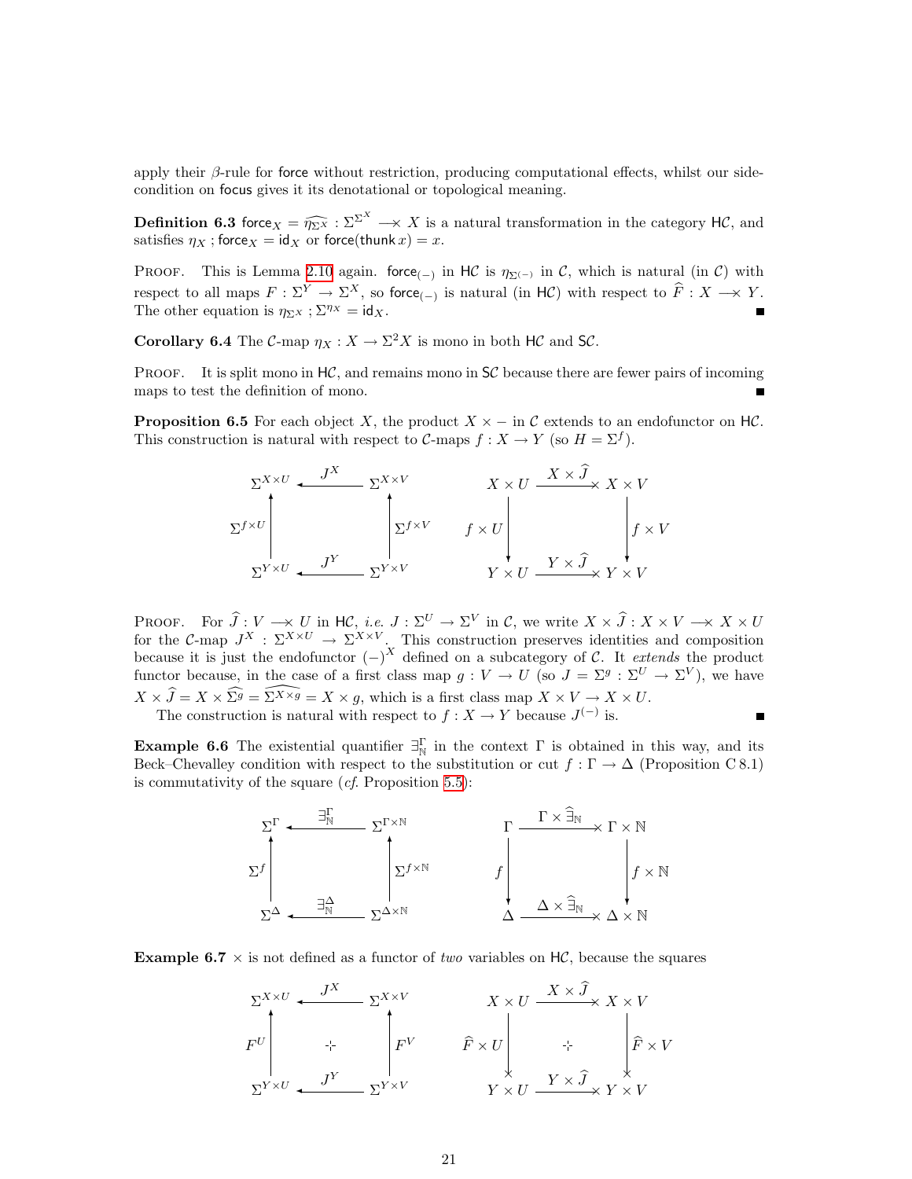apply their $\beta$-rule for force without restriction, producing computational effects, whilst our side-condition on focus gives it its denotational or topological meaning.

**Definition 6.3** $\mathsf{force}_X = \widehat{\eta_{\Sigma^X}} : \Sigma^{\Sigma^X} \longrightarrow\!\!\!\!\!\times\; X$ is a natural transformation in the category $\mathsf{H}\mathcal{C}$, and satisfies $\eta_X \,;\, \mathsf{force}_X = \mathsf{id}_X$ or $\mathsf{force}(\mathsf{thunk}\, x) = x$.

Proof. This is Lemma 2.10 again. $\mathsf{force}_{(-)}$ in $\mathsf{H}\mathcal{C}$ is $\eta_{\Sigma^{(-)}}$ in $\mathcal{C}$, which is natural (in $\mathcal{C}$) with respect to all maps $F : \Sigma^Y \to \Sigma^X$, so $\mathsf{force}_{(-)}$ is natural (in $\mathsf{H}\mathcal{C}$) with respect to $\widehat{F} : X \longrightarrow\!\!\!\!\!\times\; Y$. The other equation is $\eta_{\Sigma^X} \,;\, \Sigma^{\eta_X} = \mathsf{id}_X$. ∎

**Corollary 6.4** The $\mathcal{C}$-map $\eta_X : X \to \Sigma^2 X$ is mono in both $\mathsf{H}\mathcal{C}$ and $\mathsf{S}\mathcal{C}$.

Proof. It is split mono in $\mathsf{H}\mathcal{C}$, and remains mono in $\mathsf{S}\mathcal{C}$ because there are fewer pairs of incoming maps to test the definition of mono. ∎

**Proposition 6.5** For each object $X$, the product $X \times -$ in $\mathcal{C}$ extends to an endofunctor on $\mathsf{H}\mathcal{C}$. This construction is natural with respect to $\mathcal{C}$-maps $f : X \to Y$ (so $H = \Sigma^f$).

$$
\begin{array}{ccc}
\Sigma^{X\times U} & \xleftarrow{\;J^X\;} & \Sigma^{X\times V} \\
\uparrow{\scriptstyle \Sigma^{f\times U}} & & \uparrow{\scriptstyle \Sigma^{f\times V}} \\
\Sigma^{Y\times U} & \xleftarrow{\;J^Y\;} & \Sigma^{Y\times V}
\end{array}
\qquad\qquad
\begin{array}{ccc}
X\times U & \xrightarrow{\;X\times\widehat{J}\;} & X\times V \\
\downarrow{\scriptstyle f\times U} & & \downarrow{\scriptstyle f\times V} \\
Y\times U & \xrightarrow{\;Y\times\widehat{J}\;} & Y\times V
\end{array}
$$

Proof. For $\widehat{J} : V \longrightarrow\!\!\!\!\!\times\; U$ in $\mathsf{H}\mathcal{C}$, *i.e.* $J : \Sigma^U \to \Sigma^V$ in $\mathcal{C}$, we write $X \times \widehat{J} : X \times V \longrightarrow\!\!\!\!\!\times\; X \times U$ for the $\mathcal{C}$-map $J^X : \Sigma^{X\times U} \to \Sigma^{X\times V}$. This construction preserves identities and composition because it is just the endofunctor $(-)^X$ defined on a subcategory of $\mathcal{C}$. It *extends* the product functor because, in the case of a first class map $g : V \to U$ (so $J = \Sigma^g : \Sigma^U \to \Sigma^V$), we have $X \times \widehat{J} = X \times \widehat{\Sigma^g} = \widehat{\Sigma^{X\times g}} = X \times g$, which is a first class map $X \times V \to X \times U$.

The construction is natural with respect to $f : X \to Y$ because $J^{(-)}$ is. ∎

**Example 6.6** The existential quantifier $\exists^\Gamma_{\mathbb{N}}$ in the context $\Gamma$ is obtained in this way, and its Beck–Chevalley condition with respect to the substitution or cut $f : \Gamma \to \Delta$ (Proposition C 8.1) is commutativity of the square (*cf.* Proposition 5.5):

$$
\begin{array}{ccc}
\Sigma^{\Gamma} & \xleftarrow{\;\exists^\Gamma_{\mathbb{N}}\;} & \Sigma^{\Gamma\times\mathbb{N}} \\
\uparrow{\scriptstyle \Sigma^{f}} & & \uparrow{\scriptstyle \Sigma^{f\times\mathbb{N}}} \\
\Sigma^{\Delta} & \xleftarrow{\;\exists^\Delta_{\mathbb{N}}\;} & \Sigma^{\Delta\times\mathbb{N}}
\end{array}
\qquad\qquad
\begin{array}{ccc}
\Gamma & \xrightarrow{\;\Gamma\times\widehat{\exists}_{\mathbb{N}}\;} & \Gamma\times\mathbb{N} \\
\downarrow{\scriptstyle f} & & \downarrow{\scriptstyle f\times\mathbb{N}} \\
\Delta & \xrightarrow{\;\Delta\times\widehat{\exists}_{\mathbb{N}}\;} & \Delta\times\mathbb{N}
\end{array}
$$

**Example 6.7** $\times$ is not defined as a functor of *two* variables on $\mathsf{H}\mathcal{C}$, because the squares

$$
\begin{array}{ccc}
\Sigma^{X\times U} & \xleftarrow{\;J^X\;} & \Sigma^{X\times V} \\
\uparrow{\scriptstyle F^{U}} & \not\circlearrowright & \uparrow{\scriptstyle F^{V}} \\
\Sigma^{Y\times U} & \xleftarrow{\;J^Y\;} & \Sigma^{Y\times V}
\end{array}
\qquad\qquad
\begin{array}{ccc}
X\times U & \xrightarrow{\;X\times\widehat{J}\;} & X\times V \\
\downarrow{\scriptstyle \widehat{F}\times U} & \not\circlearrowright & \downarrow{\scriptstyle \widehat{F}\times V} \\
Y\times U & \xrightarrow{\;Y\times\widehat{J}\;} & Y\times V
\end{array}
$$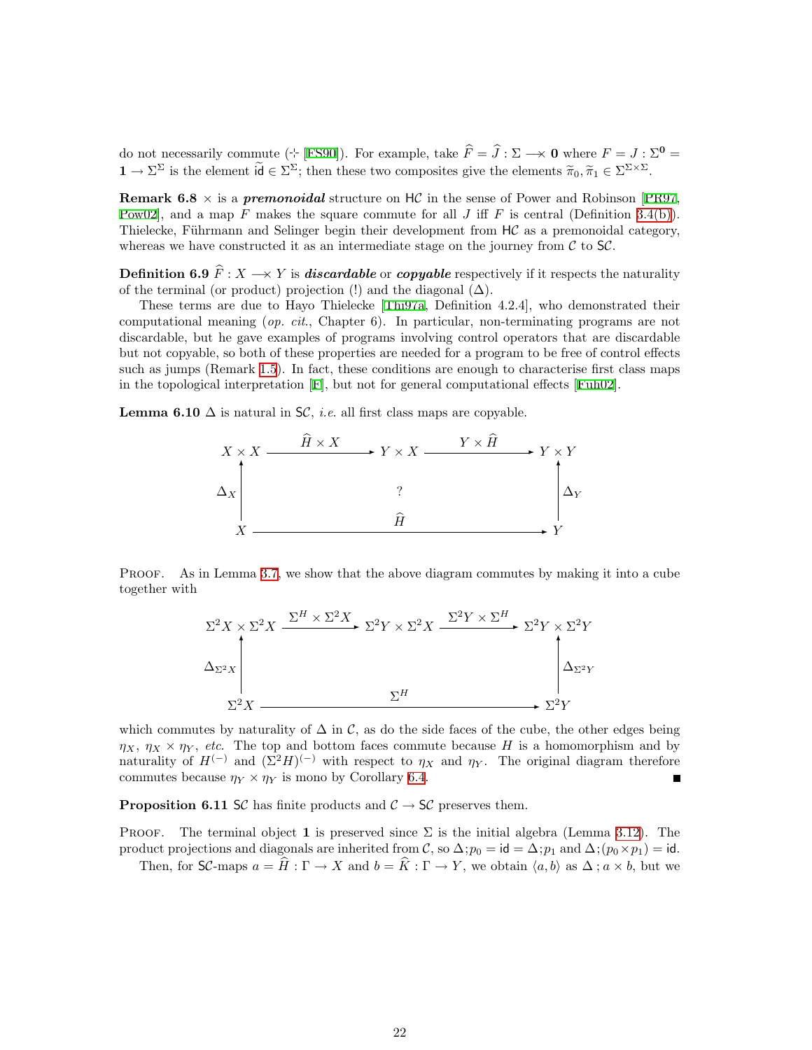do not necessarily commute ($\not\vdash$ [FS90]). For example, take $\widehat{F} = \widehat{J} : \Sigma \longrightarrow\!\!\!\!\!\times\; \mathbf{0}$ where $F = J : \Sigma^{\mathbf{0}} = \mathbf{1} \to \Sigma^\Sigma$ is the element $\widetilde{\mathsf{id}} \in \Sigma^\Sigma$; then these two composites give the elements $\widetilde{\pi}_0, \widetilde{\pi}_1 \in \Sigma^{\Sigma\times\Sigma}$.

**Remark 6.8** $\times$ is a ***premonoidal*** structure on $\mathsf{H}\mathcal{C}$ in the sense of Power and Robinson [PR97, Pow02], and a map $F$ makes the square commute for all $J$ iff $F$ is central (Definition 3.4(b)). Thielecke, Führmann and Selinger begin their development from $\mathsf{H}\mathcal{C}$ as a premonoidal category, whereas we have constructed it as an intermediate stage on the journey from $\mathcal{C}$ to $\mathsf{S}\mathcal{C}$.

**Definition 6.9** $\widehat{F} : X \longrightarrow\!\!\!\!\!\times\; Y$ is ***discardable*** or ***copyable*** respectively if it respects the naturality of the terminal (or product) projection (!) and the diagonal ($\Delta$).

These terms are due to Hayo Thielecke [Thi97a, Definition 4.2.4], who demonstrated their computational meaning (*op. cit.*, Chapter 6). In particular, non-terminating programs are not discardable, but he gave examples of programs involving control operators that are discardable but not copyable, so both of these properties are needed for a program to be free of control effects such as jumps (Remark 1.5). In fact, these conditions are enough to characterise first class maps in the topological interpretation [F], but not for general computational effects [Füh02].

**Lemma 6.10** $\Delta$ is natural in $\mathsf{S}\mathcal{C}$, *i.e.* all first class maps are copyable.

$$\begin{array}{ccccc}
X\times X & \xrightarrow{\widehat{H}\times X} & Y\times X & \xrightarrow{Y\times\widehat{H}} & Y\times Y \\
\uparrow{\scriptstyle \Delta_X} & & ? & & \uparrow{\scriptstyle \Delta_Y} \\
X & & \xrightarrow{\qquad\qquad\widehat{H}\qquad\qquad} & & Y
\end{array}$$

PROOF. As in Lemma 3.7, we show that the above diagram commutes by making it into a cube together with

$$\begin{array}{ccccc}
\Sigma^2X\times\Sigma^2X & \xrightarrow{\Sigma^H\times\Sigma^2X} & \Sigma^2Y\times\Sigma^2X & \xrightarrow{\Sigma^2Y\times\Sigma^H} & \Sigma^2Y\times\Sigma^2Y \\
\uparrow{\scriptstyle \Delta_{\Sigma^2X}} & & & & \uparrow{\scriptstyle \Delta_{\Sigma^2Y}} \\
\Sigma^2X & & \xrightarrow{\qquad\qquad\Sigma^H\qquad\qquad} & & \Sigma^2Y
\end{array}$$

which commutes by naturality of $\Delta$ in $\mathcal{C}$, as do the side faces of the cube, the other edges being $\eta_X$, $\eta_X\times\eta_Y$, *etc.* The top and bottom faces commute because $H$ is a homomorphism and by naturality of $H^{(-)}$ and $(\Sigma^2H)^{(-)}$ with respect to $\eta_X$ and $\eta_Y$. The original diagram therefore commutes because $\eta_Y\times\eta_Y$ is mono by Corollary 6.4. ∎

**Proposition 6.11** $\mathsf{S}\mathcal{C}$ has finite products and $\mathcal{C}\to\mathsf{S}\mathcal{C}$ preserves them.

PROOF. The terminal object $\mathbf{1}$ is preserved since $\Sigma$ is the initial algebra (Lemma 3.12). The product projections and diagonals are inherited from $\mathcal{C}$, so $\Delta;p_0 = \mathsf{id} = \Delta;p_1$ and $\Delta;(p_0\times p_1) = \mathsf{id}$.

Then, for $\mathsf{S}\mathcal{C}$-maps $a = \widehat{H} : \Gamma\to X$ and $b = \widehat{K} : \Gamma\to Y$, we obtain $\langle a,b\rangle$ as $\Delta\,;a\times b$, but we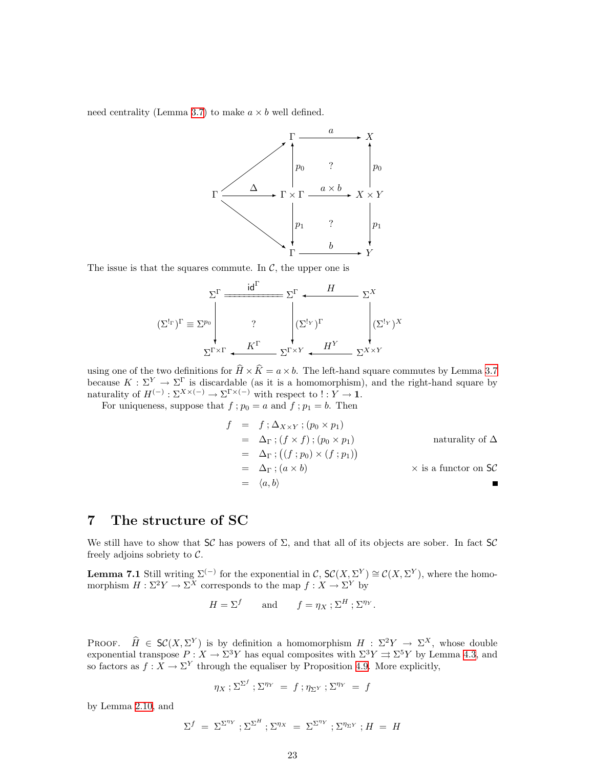need centrality (Lemma 3.7) to make $a \times b$ well defined.

$$
\begin{array}{ccccc}
 & & \Gamma & \xrightarrow{\quad a \quad} & X \\
 & \nearrow & \uparrow p_0 & ? & \uparrow p_0 \\
\Gamma & \xrightarrow{\ \Delta\ } & \Gamma \times \Gamma & \xrightarrow{\ a \times b\ } & X \times Y \\
 & \searrow & \downarrow p_1 & ? & \downarrow p_1 \\
 & & \Gamma & \xrightarrow{\quad b \quad} & Y
\end{array}
$$

The issue is that the squares commute. In $\mathcal{C}$, the upper one is

$$
\begin{array}{ccccc}
\Sigma^\Gamma & \overset{\mathsf{id}^\Gamma}{=\!=\!=\!=} & \Sigma^\Gamma & \xleftarrow{\quad H \quad} & \Sigma^X \\
(\Sigma^{!_\Gamma})^\Gamma \equiv \Sigma^{p_0} \downarrow & ? & \downarrow (\Sigma^{!_Y})^\Gamma & & \downarrow (\Sigma^{!_Y})^X \\
\Sigma^{\Gamma \times \Gamma} & \xleftarrow{\quad K^\Gamma \quad} & \Sigma^{\Gamma \times Y} & \xleftarrow{\quad H^Y \quad} & \Sigma^{X \times Y}
\end{array}
$$

using one of the two definitions for $\widehat{H} \times \widehat{K} = a \times b$. The left-hand square commutes by Lemma 3.7 because $K : \Sigma^Y \to \Sigma^\Gamma$ is discardable (as it is a homomorphism), and the right-hand square by naturality of $H^{(-)} : \Sigma^{X \times (-)} \to \Sigma^{\Gamma \times (-)}$ with respect to $! : Y \to \mathbf{1}$.

For uniqueness, suppose that $f \,;p_0 = a$ and $f \,;p_1 = b$. Then

$$
\begin{array}{rcll}
f & = & f \,; \Delta_{X \times Y} \,; (p_0 \times p_1) & \\
 & = & \Delta_\Gamma \,; (f \times f) \,; (p_0 \times p_1) & \text{naturality of } \Delta \\
 & = & \Delta_\Gamma \,; \big((f \,; p_0) \times (f \,; p_1)\big) & \\
 & = & \Delta_\Gamma \,; (a \times b) & \times \text{ is a functor on } \mathsf{S}\mathcal{C} \\
 & = & \langle a, b \rangle & \blacksquare
\end{array}
$$

## 7 The structure of SC

We still have to show that $\mathsf{S}\mathcal{C}$ has powers of $\Sigma$, and that all of its objects are sober. In fact $\mathsf{S}\mathcal{C}$ freely adjoins sobriety to $\mathcal{C}$.

**Lemma 7.1** Still writing $\Sigma^{(-)}$ for the exponential in $\mathcal{C}$, $\mathsf{S}\mathcal{C}(X, \Sigma^Y) \cong \mathcal{C}(X, \Sigma^Y)$, where the homomorphism $H : \Sigma^2 Y \to \Sigma^X$ corresponds to the map $f : X \to \Sigma^Y$ by

$$
H = \Sigma^f \qquad \text{and} \qquad f = \eta_X \,; \Sigma^H \,; \Sigma^{\eta_Y}.
$$

Proof. $\widehat{H} \in \mathsf{S}\mathcal{C}(X, \Sigma^Y)$ is by definition a homomorphism $H : \Sigma^2 Y \to \Sigma^X$, whose double exponential transpose $P : X \to \Sigma^3 Y$ has equal composites with $\Sigma^3 Y \rightrightarrows \Sigma^5 Y$ by Lemma 4.3, and so factors as $f : X \to \Sigma^Y$ through the equaliser by Proposition 4.9. More explicitly,

$$
\eta_X \,; \Sigma^{\Sigma^f} \,; \Sigma^{\eta_Y} \;=\; f \,; \eta_{\Sigma^Y} \,; \Sigma^{\eta_Y} \;=\; f
$$

by Lemma 2.10, and

$$
\Sigma^f \;=\; \Sigma^{\Sigma^{\eta_Y}} \,; \Sigma^{\Sigma^H} \,; \Sigma^{\eta_X} \;=\; \Sigma^{\Sigma^{\eta_Y}} \,; \Sigma^{\eta_{\Sigma Y}} \,; H \;=\; H
$$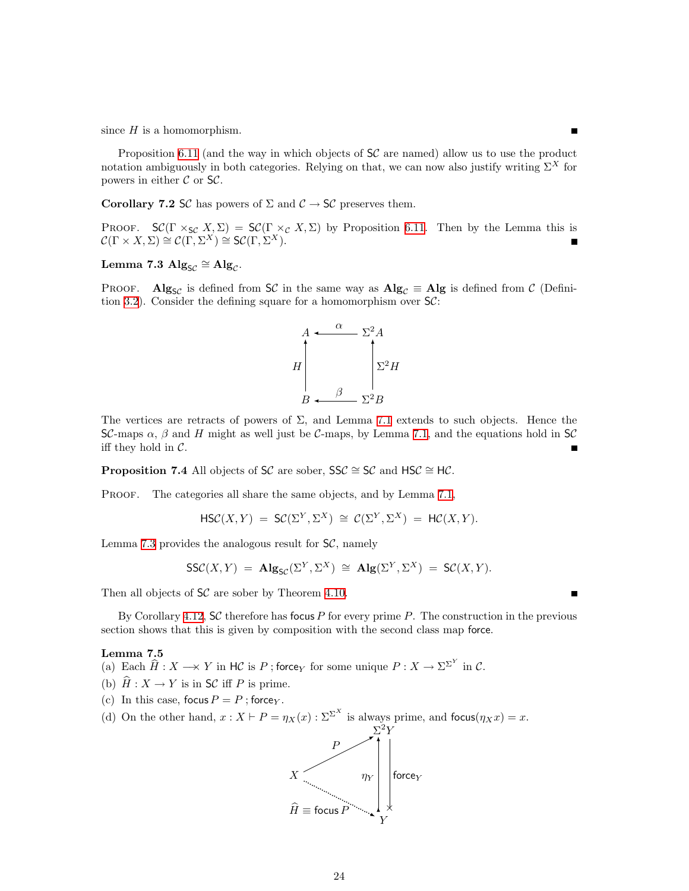since $H$ is a homomorphism. ∎

Proposition 6.11 (and the way in which objects of $\mathsf{S}\mathcal{C}$ are named) allow us to use the product notation ambiguously in both categories. Relying on that, we can now also justify writing $\Sigma^X$ for powers in either $\mathcal{C}$ or $\mathsf{S}\mathcal{C}$.

**Corollary 7.2** $\mathsf{S}\mathcal{C}$ has powers of $\Sigma$ and $\mathcal{C} \to \mathsf{S}\mathcal{C}$ preserves them.

PROOF. $\mathsf{S}\mathcal{C}(\Gamma \times_{\mathsf{S}\mathcal{C}} X, \Sigma) = \mathsf{S}\mathcal{C}(\Gamma \times_{\mathcal{C}} X, \Sigma)$ by Proposition 6.11. Then by the Lemma this is $\mathcal{C}(\Gamma \times X, \Sigma) \cong \mathcal{C}(\Gamma, \Sigma^X) \cong \mathsf{S}\mathcal{C}(\Gamma, \Sigma^X)$. ∎

**Lemma 7.3** $\mathbf{Alg}_{\mathsf{S}\mathcal{C}} \cong \mathbf{Alg}_{\mathcal{C}}$.

PROOF. $\mathbf{Alg}_{\mathsf{S}\mathcal{C}}$ is defined from $\mathsf{S}\mathcal{C}$ in the same way as $\mathbf{Alg}_{\mathcal{C}} \equiv \mathbf{Alg}$ is defined from $\mathcal{C}$ (Definition 3.2). Consider the defining square for a homomorphism over $\mathsf{S}\mathcal{C}$:

$$\begin{array}{ccc} A & \xleftarrow{\ \alpha\ } & \Sigma^2 A \\ \uparrow H & & \uparrow \Sigma^2 H \\ B & \xleftarrow{\ \beta\ } & \Sigma^2 B \end{array}$$

The vertices are retracts of powers of $\Sigma$, and Lemma 7.1 extends to such objects. Hence the $\mathsf{S}\mathcal{C}$-maps $\alpha$, $\beta$ and $H$ might as well just be $\mathcal{C}$-maps, by Lemma 7.1, and the equations hold in $\mathsf{S}\mathcal{C}$ iff they hold in $\mathcal{C}$. ∎

**Proposition 7.4** All objects of $\mathsf{S}\mathcal{C}$ are sober, $\mathsf{S}\mathsf{S}\mathcal{C} \cong \mathsf{S}\mathcal{C}$ and $\mathsf{H}\mathsf{S}\mathcal{C} \cong \mathsf{H}\mathcal{C}$.

PROOF. The categories all share the same objects, and by Lemma 7.1,

$$\mathsf{H}\mathsf{S}\mathcal{C}(X, Y) \;=\; \mathsf{S}\mathcal{C}(\Sigma^Y, \Sigma^X) \;\cong\; \mathcal{C}(\Sigma^Y, \Sigma^X) \;=\; \mathsf{H}\mathcal{C}(X, Y).$$

Lemma 7.3 provides the analogous result for $\mathsf{S}\mathcal{C}$, namely

$$\mathsf{S}\mathsf{S}\mathcal{C}(X, Y) \;=\; \mathbf{Alg}_{\mathsf{S}\mathcal{C}}(\Sigma^Y, \Sigma^X) \;\cong\; \mathbf{Alg}(\Sigma^Y, \Sigma^X) \;=\; \mathsf{S}\mathcal{C}(X, Y).$$

Then all objects of $\mathsf{S}\mathcal{C}$ are sober by Theorem 4.10. ∎

By Corollary 4.12, $\mathsf{S}\mathcal{C}$ therefore has $\mathsf{focus}\, P$ for every prime $P$. The construction in the previous section shows that this is given by composition with the second class map $\mathsf{force}$.

**Lemma 7.5**
(a) Each $\widehat{H} : X \multimap\!\!\!\!\times\; Y$ in $\mathsf{H}\mathcal{C}$ is $P \,;\mathsf{force}_Y$ for some unique $P : X \to \Sigma^{\Sigma^Y}$ in $\mathcal{C}$.
(b) $\widehat{H} : X \to Y$ is in $\mathsf{S}\mathcal{C}$ iff $P$ is prime.
(c) In this case, $\mathsf{focus}\, P = P \,; \mathsf{force}_Y$.
(d) On the other hand, $x : X \vdash P = \eta_X(x) : \Sigma^{\Sigma^X}$ is always prime, and $\mathsf{focus}(\eta_X x) = x$.

$$\begin{array}{ccc} & & \Sigma^2 Y \\ & \overset{P}{\nearrow} & \eta_Y \uparrow \;\; \downarrow \mathsf{force}_Y \\ X & \overset{\widehat{H} \equiv \mathsf{focus}\, P}{\dashrightarrow} & Y \end{array}$$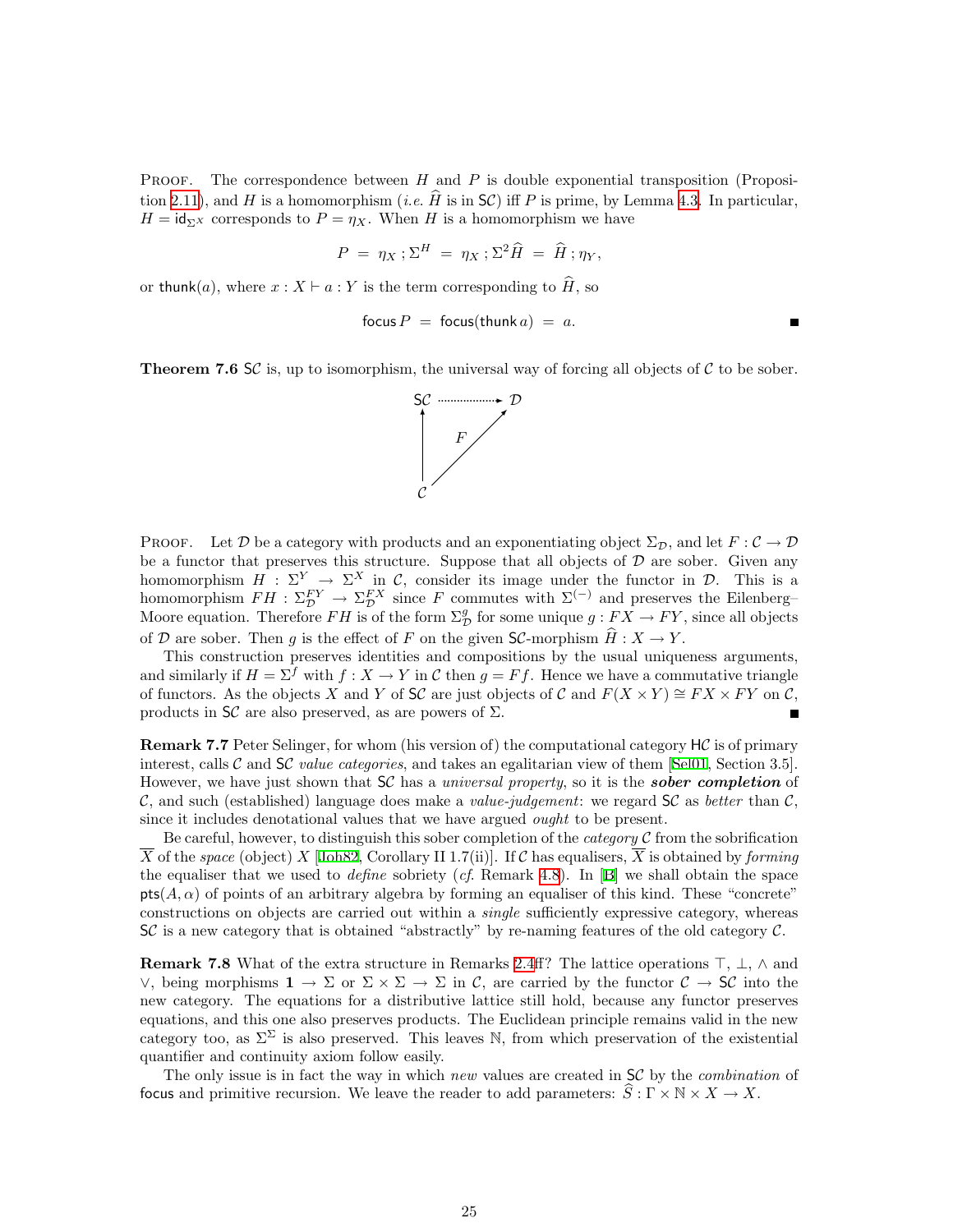PROOF. The correspondence between $H$ and $P$ is double exponential transposition (Proposition 2.11), and $H$ is a homomorphism (*i.e.* $\widehat{H}$ is in $\mathsf{S}\mathcal{C}$) iff $P$ is prime, by Lemma 4.3. In particular, $H = \mathsf{id}_{\Sigma^X}$ corresponds to $P = \eta_X$. When $H$ is a homomorphism we have

$$P \;=\; \eta_X \,;\Sigma^H \;=\; \eta_X \,;\Sigma^2\widehat{H} \;=\; \widehat{H}\,;\eta_Y,$$

or $\mathsf{thunk}(a)$, where $x : X \vdash a : Y$ is the term corresponding to $\widehat{H}$, so

$$\mathsf{focus}\, P \;=\; \mathsf{focus}(\mathsf{thunk}\, a) \;=\; a. \qquad \blacksquare$$

**Theorem 7.6** $\mathsf{S}\mathcal{C}$ is, up to isomorphism, the universal way of forcing all objects of $\mathcal{C}$ to be sober.

$$\begin{array}{ccc} \mathsf{S}\mathcal{C} & \cdots\cdots\rightarrow & \mathcal{D} \\ \uparrow & \nearrow_{F} & \\ \mathcal{C} & & \end{array}$$

PROOF. Let $\mathcal{D}$ be a category with products and an exponentiating object $\Sigma_{\mathcal{D}}$, and let $F : \mathcal{C} \to \mathcal{D}$ be a functor that preserves this structure. Suppose that all objects of $\mathcal{D}$ are sober. Given any homomorphism $H : \Sigma^Y \to \Sigma^X$ in $\mathcal{C}$, consider its image under the functor in $\mathcal{D}$. This is a homomorphism $FH : \Sigma_{\mathcal{D}}^{FY} \to \Sigma_{\mathcal{D}}^{FX}$ since $F$ commutes with $\Sigma^{(-)}$ and preserves the Eilenberg–Moore equation. Therefore $FH$ is of the form $\Sigma_{\mathcal{D}}^{g}$ for some unique $g : FX \to FY$, since all objects of $\mathcal{D}$ are sober. Then $g$ is the effect of $F$ on the given $\mathsf{S}\mathcal{C}$-morphism $\widehat{H} : X \to Y$.

This construction preserves identities and compositions by the usual uniqueness arguments, and similarly if $H = \Sigma^f$ with $f : X \to Y$ in $\mathcal{C}$ then $g = Ff$. Hence we have a commutative triangle of functors. As the objects $X$ and $Y$ of $\mathsf{S}\mathcal{C}$ are just objects of $\mathcal{C}$ and $F(X \times Y) \cong FX \times FY$ on $\mathcal{C}$, products in $\mathsf{S}\mathcal{C}$ are also preserved, as are powers of $\Sigma$. $\blacksquare$

**Remark 7.7** Peter Selinger, for whom (his version of) the computational category $\mathsf{H}\mathcal{C}$ is of primary interest, calls $\mathcal{C}$ and $\mathsf{S}\mathcal{C}$ *value categories*, and takes an egalitarian view of them [Sel01, Section 3.5]. However, we have just shown that $\mathsf{S}\mathcal{C}$ has a *universal property*, so it is the ***sober completion*** of $\mathcal{C}$, and such (established) language does make a *value-judgement*: we regard $\mathsf{S}\mathcal{C}$ as *better* than $\mathcal{C}$, since it includes denotational values that we have argued *ought* to be present.

Be careful, however, to distinguish this sober completion of the *category* $\mathcal{C}$ from the sobrification $\overline{X}$ of the *space* (object) $X$ [Joh82, Corollary II 1.7(ii)]. If $\mathcal{C}$ has equalisers, $\overline{X}$ is obtained by *forming* the equaliser that we used to *define* sobriety (*cf.* Remark 4.8). In [B] we shall obtain the space $\mathsf{pts}(A, \alpha)$ of points of an arbitrary algebra by forming an equaliser of this kind. These "concrete" constructions on objects are carried out within a *single* sufficiently expressive category, whereas $\mathsf{S}\mathcal{C}$ is a new category that is obtained "abstractly" by re-naming features of the old category $\mathcal{C}$.

**Remark 7.8** What of the extra structure in Remarks 2.4ff? The lattice operations $\top$, $\bot$, $\wedge$ and $\vee$, being morphisms $\mathbf{1} \to \Sigma$ or $\Sigma \times \Sigma \to \Sigma$ in $\mathcal{C}$, are carried by the functor $\mathcal{C} \to \mathsf{S}\mathcal{C}$ into the new category. The equations for a distributive lattice still hold, because any functor preserves equations, and this one also preserves products. The Euclidean principle remains valid in the new category too, as $\Sigma^\Sigma$ is also preserved. This leaves $\mathbb{N}$, from which preservation of the existential quantifier and continuity axiom follow easily.

The only issue is in fact the way in which *new* values are created in $\mathsf{S}\mathcal{C}$ by the *combination* of $\mathsf{focus}$ and primitive recursion. We leave the reader to add parameters: $\widehat{S} : \Gamma \times \mathbb{N} \times X \to X$.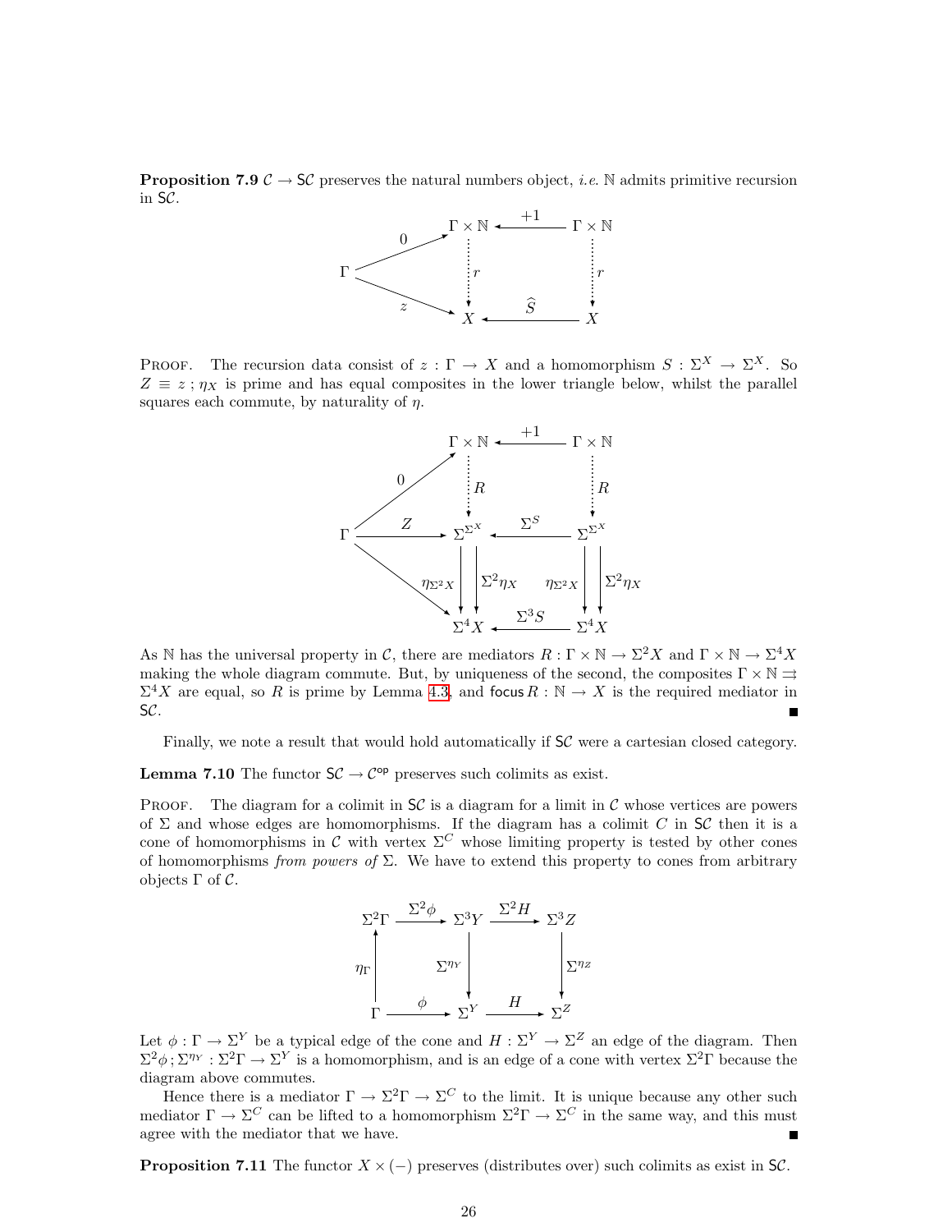**Proposition 7.9** $\mathcal{C} \to \mathsf{S}\mathcal{C}$ preserves the natural numbers object, *i.e.* $\mathbb{N}$ admits primitive recursion in $\mathsf{S}\mathcal{C}$.

$$\begin{array}{ccccc} & & \Gamma \times \mathbb{N} & \xleftarrow{+1} & \Gamma \times \mathbb{N} \\ & \overset{0}{\nearrow} & \vdots\, r & & \vdots\, r \\ \Gamma & & & & \\ & \underset{z}{\searrow} & X & \xleftarrow{\widehat{S}} & X \end{array}$$

PROOF. The recursion data consist of $z : \Gamma \to X$ and a homomorphism $S : \Sigma^X \to \Sigma^X$. So $Z \equiv z\,;\eta_X$ is prime and has equal composites in the lower triangle below, whilst the parallel squares each commute, by naturality of $\eta$.

$$\begin{array}{ccccc} & & \Gamma \times \mathbb{N} & \xleftarrow{+1} & \Gamma \times \mathbb{N} \\ & \overset{0}{\nearrow} & \vdots\, R & & \vdots\, R \\ \Gamma & \xrightarrow{Z} & \Sigma^{\Sigma^X} & \xleftarrow{\Sigma^S} & \Sigma^{\Sigma^X} \\ & \searrow & \eta_{\Sigma^2 X} \downarrow\downarrow \Sigma^2\eta_X & & \eta_{\Sigma^2 X} \downarrow\downarrow \Sigma^2\eta_X \\ & & \Sigma^4 X & \xleftarrow{\Sigma^3 S} & \Sigma^4 X \end{array}$$

As $\mathbb{N}$ has the universal property in $\mathcal{C}$, there are mediators $R : \Gamma \times \mathbb{N} \to \Sigma^2 X$ and $\Gamma \times \mathbb{N} \to \Sigma^4 X$ making the whole diagram commute. But, by uniqueness of the second, the composites $\Gamma \times \mathbb{N} \rightrightarrows \Sigma^4 X$ are equal, so $R$ is prime by Lemma 4.3, and $\mathsf{focus}\, R : \mathbb{N} \to X$ is the required mediator in $\mathsf{S}\mathcal{C}$. ∎

Finally, we note a result that would hold automatically if $\mathsf{S}\mathcal{C}$ were a cartesian closed category.

**Lemma 7.10** The functor $\mathsf{S}\mathcal{C} \to \mathcal{C}^{\mathsf{op}}$ preserves such colimits as exist.

PROOF. The diagram for a colimit in $\mathsf{S}\mathcal{C}$ is a diagram for a limit in $\mathcal{C}$ whose vertices are powers of $\Sigma$ and whose edges are homomorphisms. If the diagram has a colimit $C$ in $\mathsf{S}\mathcal{C}$ then it is a cone of homomorphisms in $\mathcal{C}$ with vertex $\Sigma^C$ whose limiting property is tested by other cones of homomorphisms *from powers of* $\Sigma$. We have to extend this property to cones from arbitrary objects $\Gamma$ of $\mathcal{C}$.

$$\begin{array}{ccccc} \Sigma^2\Gamma & \xrightarrow{\Sigma^2\phi} & \Sigma^3 Y & \xrightarrow{\Sigma^2 H} & \Sigma^3 Z \\ \uparrow \eta_\Gamma & & \downarrow \Sigma^{\eta_Y} & & \downarrow \Sigma^{\eta_Z} \\ \Gamma & \xrightarrow{\phi} & \Sigma^Y & \xrightarrow{H} & \Sigma^Z \end{array}$$

Let $\phi : \Gamma \to \Sigma^Y$ be a typical edge of the cone and $H : \Sigma^Y \to \Sigma^Z$ an edge of the diagram. Then $\Sigma^2\phi\,;\Sigma^{\eta_Y} : \Sigma^2\Gamma \to \Sigma^Y$ is a homomorphism, and is an edge of a cone with vertex $\Sigma^2\Gamma$ because the diagram above commutes.

Hence there is a mediator $\Gamma \to \Sigma^2\Gamma \to \Sigma^C$ to the limit. It is unique because any other such mediator $\Gamma \to \Sigma^C$ can be lifted to a homomorphism $\Sigma^2\Gamma \to \Sigma^C$ in the same way, and this must agree with the mediator that we have. ∎

**Proposition 7.11** The functor $X \times (-)$ preserves (distributes over) such colimits as exist in $\mathsf{S}\mathcal{C}$.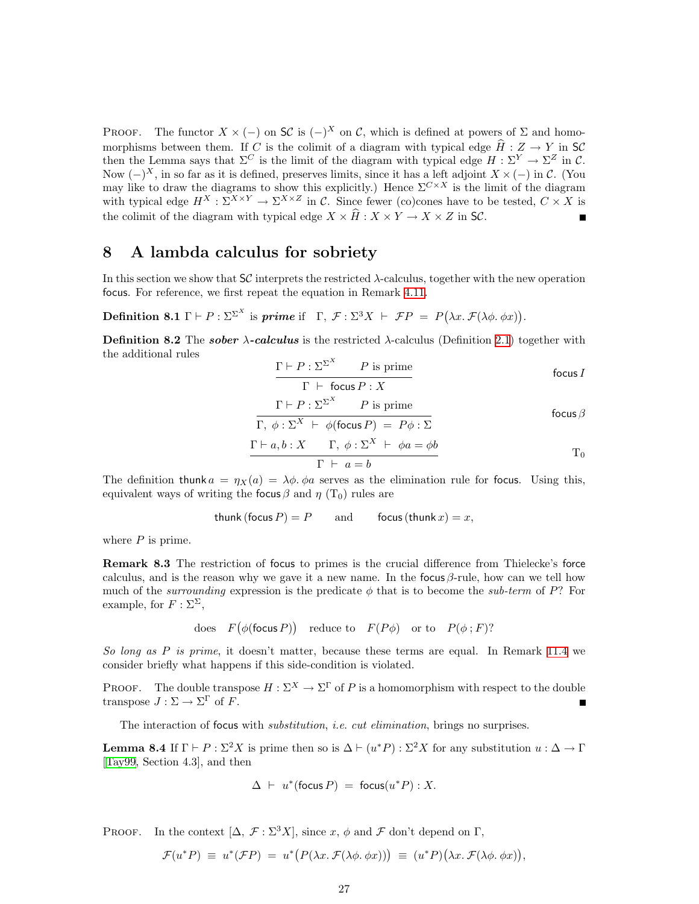PROOF. The functor $X \times (-)$ on $\mathsf{SC}$ is $(-)^X$ on $\mathcal{C}$, which is defined at powers of $\Sigma$ and homomorphisms between them. If $C$ is the colimit of a diagram with typical edge $\widehat{H} : Z \to Y$ in $\mathsf{SC}$ then the Lemma says that $\Sigma^C$ is the limit of the diagram with typical edge $H : \Sigma^Y \to \Sigma^Z$ in $\mathcal{C}$. Now $(-)^X$, in so far as it is defined, preserves limits, since it has a left adjoint $X \times (-)$ in $\mathcal{C}$. (You may like to draw the diagrams to show this explicitly.) Hence $\Sigma^{C\times X}$ is the limit of the diagram with typical edge $H^X : \Sigma^{X\times Y} \to \Sigma^{X\times Z}$ in $\mathcal{C}$. Since fewer (co)cones have to be tested, $C \times X$ is the colimit of the diagram with typical edge $X \times \widehat{H} : X \times Y \to X \times Z$ in $\mathsf{SC}$. ∎

## 8 A lambda calculus for sobriety

In this section we show that $\mathsf{SC}$ interprets the restricted $\lambda$-calculus, together with the new operation $\mathsf{focus}$. For reference, we first repeat the equation in Remark 4.11.

**Definition 8.1** $\Gamma \vdash P : \Sigma^{\Sigma^X}$ is ***prime*** if $\;\Gamma,\ \mathcal{F} : \Sigma^3 X \;\vdash\; \mathcal{F}P \;=\; P\big(\lambda x.\, \mathcal{F}(\lambda\phi.\, \phi x)\big)$.

**Definition 8.2** The ***sober $\lambda$-calculus*** is the restricted $\lambda$-calculus (Definition 2.1) together with the additional rules

$$\frac{\Gamma \vdash P : \Sigma^{\Sigma^X} \qquad P \text{ is prime}}{\Gamma \;\vdash\; \mathsf{focus}\, P : X} \qquad \mathsf{focus}\, I$$

$$\frac{\Gamma \vdash P : \Sigma^{\Sigma^X} \qquad P \text{ is prime}}{\Gamma,\ \phi : \Sigma^X \;\vdash\; \phi(\mathsf{focus}\, P) \;=\; P\phi : \Sigma} \qquad \mathsf{focus}\,\beta$$

$$\frac{\Gamma \vdash a, b : X \qquad \Gamma,\ \phi : \Sigma^X \;\vdash\; \phi a = \phi b}{\Gamma \;\vdash\; a = b} \qquad \mathrm{T}_0$$

The definition $\mathsf{thunk}\, a = \eta_X(a) = \lambda\phi.\, \phi a$ serves as the elimination rule for $\mathsf{focus}$. Using this, equivalent ways of writing the $\mathsf{focus}\,\beta$ and $\eta$ ($\mathrm{T}_0$) rules are

$$\mathsf{thunk}\,(\mathsf{focus}\, P) = P \qquad \text{and} \qquad \mathsf{focus}\,(\mathsf{thunk}\, x) = x,$$

where $P$ is prime.

**Remark 8.3** The restriction of $\mathsf{focus}$ to primes is the crucial difference from Thielecke's $\mathsf{force}$ calculus, and is the reason why we gave it a new name. In the $\mathsf{focus}\,\beta$-rule, how can we tell how much of the *surrounding* expression is the predicate $\phi$ that is to become the *sub-term* of $P$? For example, for $F : \Sigma^\Sigma$,

$$\text{does} \quad F\big(\phi(\mathsf{focus}\, P)\big) \quad \text{reduce to} \quad F(P\phi) \quad \text{or to} \quad P(\phi\,;F)?$$

*So long as $P$ is prime*, it doesn't matter, because these terms are equal. In Remark 11.4 we consider briefly what happens if this side-condition is violated.

PROOF. The double transpose $H : \Sigma^X \to \Sigma^\Gamma$ of $P$ is a homomorphism with respect to the double transpose $J : \Sigma \to \Sigma^\Gamma$ of $F$. ∎

The interaction of $\mathsf{focus}$ with *substitution*, *i.e. cut elimination*, brings no surprises.

**Lemma 8.4** If $\Gamma \vdash P : \Sigma^2 X$ is prime then so is $\Delta \vdash (u^*P) : \Sigma^2 X$ for any substitution $u : \Delta \to \Gamma$ [Tay99, Section 4.3], and then

$$\Delta \;\vdash\; u^*(\mathsf{focus}\, P) \;=\; \mathsf{focus}(u^*P) : X.$$

PROOF. In the context $[\Delta,\ \mathcal{F} : \Sigma^3 X]$, since $x$, $\phi$ and $\mathcal{F}$ don't depend on $\Gamma$,

$$\mathcal{F}(u^*P) \;\equiv\; u^*(\mathcal{F}P) \;=\; u^*\big(P(\lambda x.\, \mathcal{F}(\lambda\phi.\, \phi x))\big) \;\equiv\; (u^*P)\big(\lambda x.\, \mathcal{F}(\lambda\phi.\, \phi x)\big),$$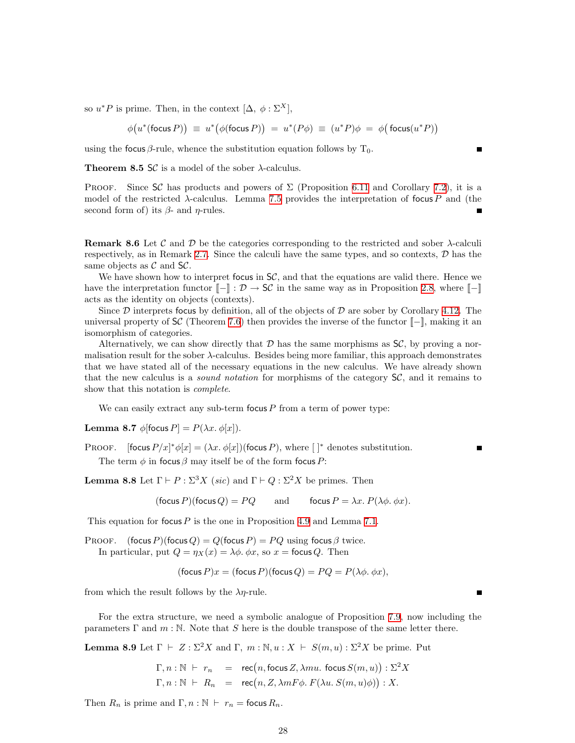so $u^*P$ is prime. Then, in the context $[\Delta,\ \phi : \Sigma^X]$,

$$\phi\big(u^*(\mathsf{focus}\, P)\big) \ \equiv\ u^*\big(\phi(\mathsf{focus}\, P)\big) \ =\ u^*(P\phi) \ \equiv\ (u^*P)\phi \ =\ \phi\big(\,\mathsf{focus}(u^*P)\big)$$

using the $\mathsf{focus}\,\beta$-rule, whence the substitution equation follows by $\mathrm{T}_0$. ∎

**Theorem 8.5** $\mathsf{S}\mathcal{C}$ is a model of the sober $\lambda$-calculus.

Proof. Since $\mathsf{S}\mathcal{C}$ has products and powers of $\Sigma$ (Proposition 6.11 and Corollary 7.2), it is a model of the restricted $\lambda$-calculus. Lemma 7.5 provides the interpretation of $\mathsf{focus}\, P$ and (the second form of) its $\beta$- and $\eta$-rules. ∎

**Remark 8.6** Let $\mathcal{C}$ and $\mathcal{D}$ be the categories corresponding to the restricted and sober $\lambda$-calculi respectively, as in Remark 2.7. Since the calculi have the same types, and so contexts, $\mathcal{D}$ has the same objects as $\mathcal{C}$ and $\mathsf{S}\mathcal{C}$.

We have shown how to interpret $\mathsf{focus}$ in $\mathsf{S}\mathcal{C}$, and that the equations are valid there. Hence we have the interpretation functor $[\![-]\!] : \mathcal{D} \to \mathsf{S}\mathcal{C}$ in the same way as in Proposition 2.8, where $[\![-]\!]$ acts as the identity on objects (contexts).

Since $\mathcal{D}$ interprets $\mathsf{focus}$ by definition, all of the objects of $\mathcal{D}$ are sober by Corollary 4.12. The universal property of $\mathsf{S}\mathcal{C}$ (Theorem 7.6) then provides the inverse of the functor $[\![-]\!]$, making it an isomorphism of categories.

Alternatively, we can show directly that $\mathcal{D}$ has the same morphisms as $\mathsf{S}\mathcal{C}$, by proving a normalisation result for the sober $\lambda$-calculus. Besides being more familiar, this approach demonstrates that we have stated all of the necessary equations in the new calculus. We have already shown that the new calculus is a *sound notation* for morphisms of the category $\mathsf{S}\mathcal{C}$, and it remains to show that this notation is *complete*.

We can easily extract any sub-term $\mathsf{focus}\, P$ from a term of power type:

**Lemma 8.7** $\phi[\mathsf{focus}\, P] = P(\lambda x.\ \phi[x])$.

Proof. $[\mathsf{focus}\, P/x]^*\phi[x] = (\lambda x.\ \phi[x])(\mathsf{focus}\, P)$, where $[\ ]^*$ denotes substitution. ∎

The term $\phi$ in $\mathsf{focus}\,\beta$ may itself be of the form $\mathsf{focus}\, P$:

**Lemma 8.8** Let $\Gamma \vdash P : \Sigma^3 X$ (*sic*) and $\Gamma \vdash Q : \Sigma^2 X$ be primes. Then

$$(\mathsf{focus}\, P)(\mathsf{focus}\, Q) = PQ \qquad\text{and}\qquad \mathsf{focus}\, P = \lambda x.\ P(\lambda\phi.\ \phi x).$$

This equation for $\mathsf{focus}\, P$ is the one in Proposition 4.9 and Lemma 7.1.

Proof. $(\mathsf{focus}\, P)(\mathsf{focus}\, Q) = Q(\mathsf{focus}\, P) = PQ$ using $\mathsf{focus}\,\beta$ twice.

In particular, put $Q = \eta_X(x) = \lambda\phi.\ \phi x$, so $x = \mathsf{focus}\, Q$. Then

$$(\mathsf{focus}\, P)x = (\mathsf{focus}\, P)(\mathsf{focus}\, Q) = PQ = P(\lambda\phi.\ \phi x),$$

from which the result follows by the $\lambda\eta$-rule. ∎

For the extra structure, we need a symbolic analogue of Proposition 7.9, now including the parameters $\Gamma$ and $m : \mathbb{N}$. Note that $S$ here is the double transpose of the same letter there.

**Lemma 8.9** Let $\Gamma\ \vdash\ Z : \Sigma^2 X$ and $\Gamma,\ m : \mathbb{N}, u : X\ \vdash\ S(m, u) : \Sigma^2 X$ be prime. Put

$$\begin{aligned}
\Gamma, n : \mathbb{N}\ \vdash\ r_n &\ =\ \mathsf{rec}\big(n, \mathsf{focus}\, Z, \lambda mu.\ \mathsf{focus}\, S(m, u)\big) : \Sigma^2 X \\
\Gamma, n : \mathbb{N}\ \vdash\ R_n &\ =\ \mathsf{rec}\big(n, Z, \lambda m F\phi.\ F(\lambda u.\ S(m, u)\phi)\big) : X.
\end{aligned}$$

Then $R_n$ is prime and $\Gamma, n : \mathbb{N}\ \vdash\ r_n = \mathsf{focus}\, R_n$.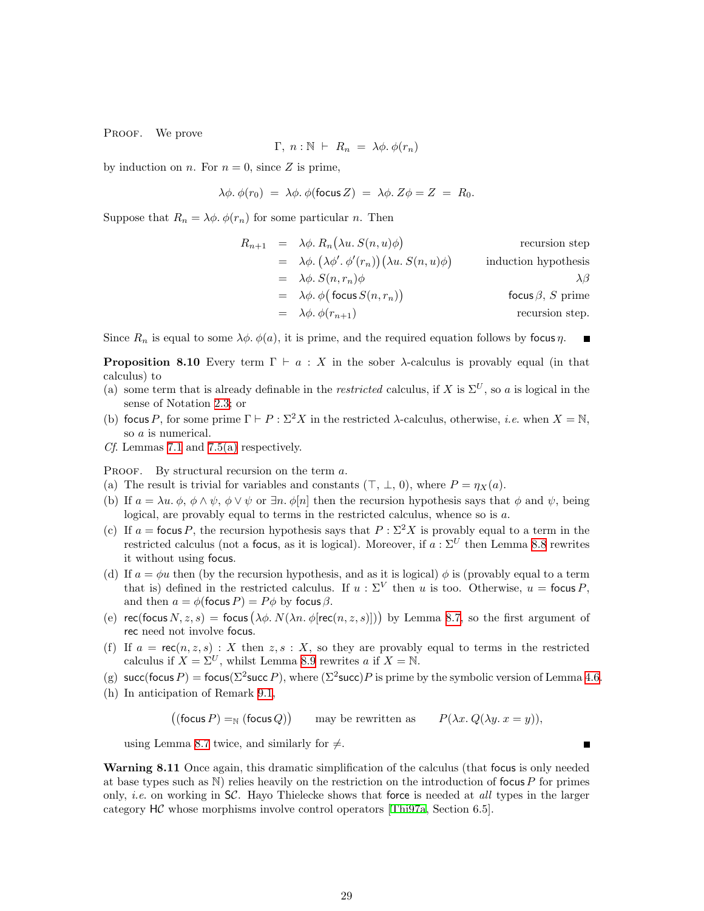Proof. We prove

$$\Gamma,\ n:\mathbb{N}\ \vdash\ R_n\ =\ \lambda\phi.\ \phi(r_n)$$

by induction on $n$. For $n=0$, since $Z$ is prime,

$$\lambda\phi.\ \phi(r_0)\ =\ \lambda\phi.\ \phi(\mathsf{focus}\, Z)\ =\ \lambda\phi.\ Z\phi = Z\ =\ R_0.$$

Suppose that $R_n = \lambda\phi.\ \phi(r_n)$ for some particular $n$. Then

$$
\begin{array}{rcll}
R_{n+1} & = & \lambda\phi.\ R_n\big(\lambda u.\ S(n,u)\phi\big) & \text{recursion step} \\
 & = & \lambda\phi.\ \big(\lambda\phi'.\ \phi'(r_n)\big)\big(\lambda u.\ S(n,u)\phi\big) & \text{induction hypothesis} \\
 & = & \lambda\phi.\ S(n,r_n)\phi & \lambda\beta \\
 & = & \lambda\phi.\ \phi\big(\,\mathsf{focus}\, S(n,r_n)\big) & \mathsf{focus}\,\beta,\ S\text{ prime} \\
 & = & \lambda\phi.\ \phi(r_{n+1}) & \text{recursion step.}
\end{array}
$$

Since $R_n$ is equal to some $\lambda\phi.\ \phi(a)$, it is prime, and the required equation follows by $\mathsf{focus}\,\eta$. ∎

**Proposition 8.10** Every term $\Gamma \vdash a : X$ in the sober $\lambda$-calculus is provably equal (in that calculus) to

(a) some term that is already definable in the *restricted* calculus, if $X$ is $\Sigma^U$, so $a$ is logical in the sense of Notation 2.3; or

(b) $\mathsf{focus}\, P$, for some prime $\Gamma \vdash P : \Sigma^2 X$ in the restricted $\lambda$-calculus, otherwise, *i.e.* when $X = \mathbb{N}$, so $a$ is numerical.

*Cf.* Lemmas 7.1 and 7.5(a) respectively.

Proof. By structural recursion on the term $a$.

(a) The result is trivial for variables and constants ($\top$, $\bot$, 0), where $P = \eta_X(a)$.

(b) If $a = \lambda u.\ \phi$, $\phi \wedge \psi$, $\phi \vee \psi$ or $\exists n.\ \phi[n]$ then the recursion hypothesis says that $\phi$ and $\psi$, being logical, are provably equal to terms in the restricted calculus, whence so is $a$.

(c) If $a = \mathsf{focus}\, P$, the recursion hypothesis says that $P : \Sigma^2 X$ is provably equal to a term in the restricted calculus (not a $\mathsf{focus}$, as it is logical). Moreover, if $a : \Sigma^U$ then Lemma 8.8 rewrites it without using $\mathsf{focus}$.

(d) If $a = \phi u$ then (by the recursion hypothesis, and as it is logical) $\phi$ is (provably equal to a term that is) defined in the restricted calculus. If $u : \Sigma^V$ then $u$ is too. Otherwise, $u = \mathsf{focus}\, P$, and then $a = \phi(\mathsf{focus}\, P) = P\phi$ by $\mathsf{focus}\,\beta$.

(e) $\mathsf{rec}(\mathsf{focus}\, N, z, s)\ =\ \mathsf{focus}\,\big(\lambda\phi.\ N(\lambda n.\ \phi[\mathsf{rec}(n,z,s)])\big)$ by Lemma 8.7, so the first argument of $\mathsf{rec}$ need not involve $\mathsf{focus}$.

(f) If $a = \mathsf{rec}(n,z,s) : X$ then $z, s : X$, so they are provably equal to terms in the restricted calculus if $X = \Sigma^U$, whilst Lemma 8.9 rewrites $a$ if $X = \mathbb{N}$.

(g) $\mathsf{succ}(\mathsf{focus}\, P) = \mathsf{focus}(\Sigma^2 \mathsf{succ}\, P)$, where $(\Sigma^2\mathsf{succ})P$ is prime by the symbolic version of Lemma 4.6.

(h) In anticipation of Remark 9.1,

$$\big((\mathsf{focus}\, P) =_{\mathbb{N}} (\mathsf{focus}\, Q)\big) \qquad \text{may be rewritten as} \qquad P(\lambda x.\ Q(\lambda y.\ x = y)),$$

using Lemma 8.7 twice, and similarly for $\neq$. ∎

**Warning 8.11** Once again, this dramatic simplification of the calculus (that $\mathsf{focus}$ is only needed at base types such as $\mathbb{N}$) relies heavily on the restriction on the introduction of $\mathsf{focus}\, P$ for primes only, *i.e.* on working in $\mathsf{SC}$. Hayo Thielecke shows that $\mathsf{force}$ is needed at *all* types in the larger category $\mathsf{HC}$ whose morphisms involve control operators [Thi97a, Section 6.5].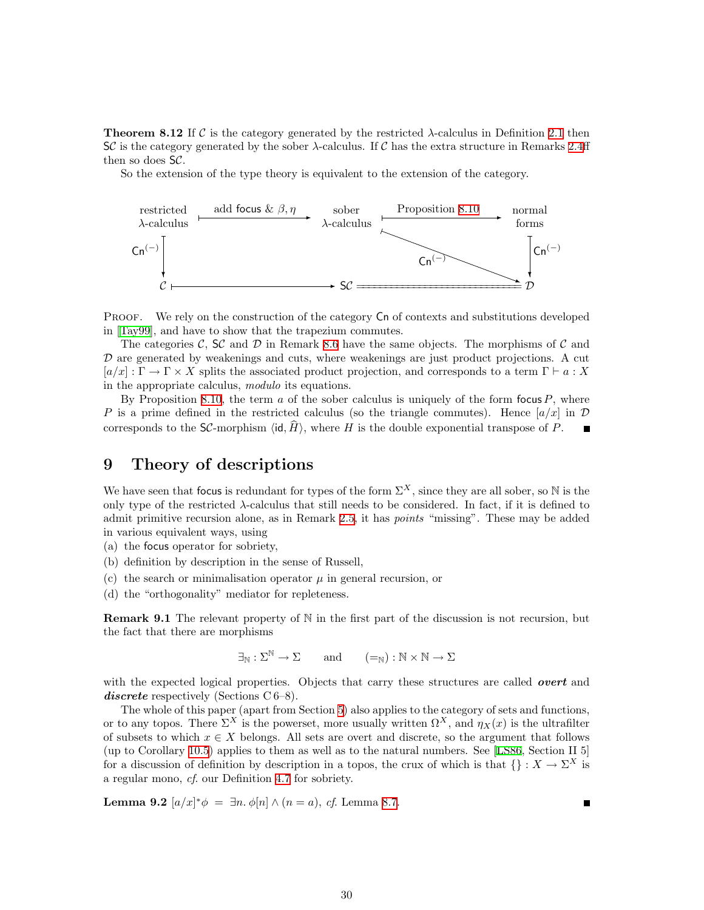**Theorem 8.12** If $\mathcal{C}$ is the category generated by the restricted $\lambda$-calculus in Definition 2.1 then $\mathsf{S}\mathcal{C}$ is the category generated by the sober $\lambda$-calculus. If $\mathcal{C}$ has the extra structure in Remarks 2.4ff then so does $\mathsf{S}\mathcal{C}$.

So the extension of the type theory is equivalent to the extension of the category.

$$
\begin{array}{ccccc}
\text{restricted } \lambda\text{-calculus} & \xmapsto{\ \text{add } \mathsf{focus}\ \&\ \beta,\eta\ } & \text{sober } \lambda\text{-calculus} & \xmapsto{\ \text{Proposition 8.10}\ } & \text{normal forms} \\
\downarrow{\scriptstyle \mathsf{Cn}^{(-)}} & & \searrow{\scriptstyle \mathsf{Cn}^{(-)}} & & \downarrow{\scriptstyle \mathsf{Cn}^{(-)}} \\
\mathcal{C} & \longmapsto & \mathsf{S}\mathcal{C} & = & \mathcal{D}
\end{array}
$$

Proof. We rely on the construction of the category $\mathsf{Cn}$ of contexts and substitutions developed in [Tay99], and have to show that the trapezium commutes.

The categories $\mathcal{C}$, $\mathsf{S}\mathcal{C}$ and $\mathcal{D}$ in Remark 8.6 have the same objects. The morphisms of $\mathcal{C}$ and $\mathcal{D}$ are generated by weakenings and cuts, where weakenings are just product projections. A cut $[a/x] : \Gamma \to \Gamma \times X$ splits the associated product projection, and corresponds to a term $\Gamma \vdash a : X$ in the appropriate calculus, *modulo* its equations.

By Proposition 8.10, the term $a$ of the sober calculus is uniquely of the form $\mathsf{focus}\, P$, where $P$ is a prime defined in the restricted calculus (so the triangle commutes). Hence $[a/x]$ in $\mathcal{D}$ corresponds to the $\mathsf{S}\mathcal{C}$-morphism $\langle \mathsf{id}, \widehat{H} \rangle$, where $H$ is the double exponential transpose of $P$. ∎

# 9 Theory of descriptions

We have seen that $\mathsf{focus}$ is redundant for types of the form $\Sigma^X$, since they are all sober, so $\mathbb{N}$ is the only type of the restricted $\lambda$-calculus that still needs to be considered. In fact, if it is defined to admit primitive recursion alone, as in Remark 2.5, it has *points* "missing". These may be added in various equivalent ways, using

(a) the $\mathsf{focus}$ operator for sobriety,

(b) definition by description in the sense of Russell,

(c) the search or minimalisation operator $\mu$ in general recursion, or

(d) the "orthogonality" mediator for repleteness.

**Remark 9.1** The relevant property of $\mathbb{N}$ in the first part of the discussion is not recursion, but the fact that there are morphisms

$$\exists_{\mathbb{N}} : \Sigma^{\mathbb{N}} \to \Sigma \qquad \text{and} \qquad (=_{\mathbb{N}}) : \mathbb{N} \times \mathbb{N} \to \Sigma$$

with the expected logical properties. Objects that carry these structures are called ***overt*** and ***discrete*** respectively (Sections C 6–8).

The whole of this paper (apart from Section 5) also applies to the category of sets and functions, or to any topos. There $\Sigma^X$ is the powerset, more usually written $\Omega^X$, and $\eta_X(x)$ is the ultrafilter of subsets to which $x \in X$ belongs. All sets are overt and discrete, so the argument that follows (up to Corollary 10.5) applies to them as well as to the natural numbers. See [LS86, Section II 5] for a discussion of definition by description in a topos, the crux of which is that $\{\} : X \to \Sigma^X$ is a regular mono, *cf.* our Definition 4.7 for sobriety.

**Lemma 9.2** $[a/x]^*\phi \;=\; \exists n.\, \phi[n] \wedge (n = a)$, *cf.* Lemma 8.7. ∎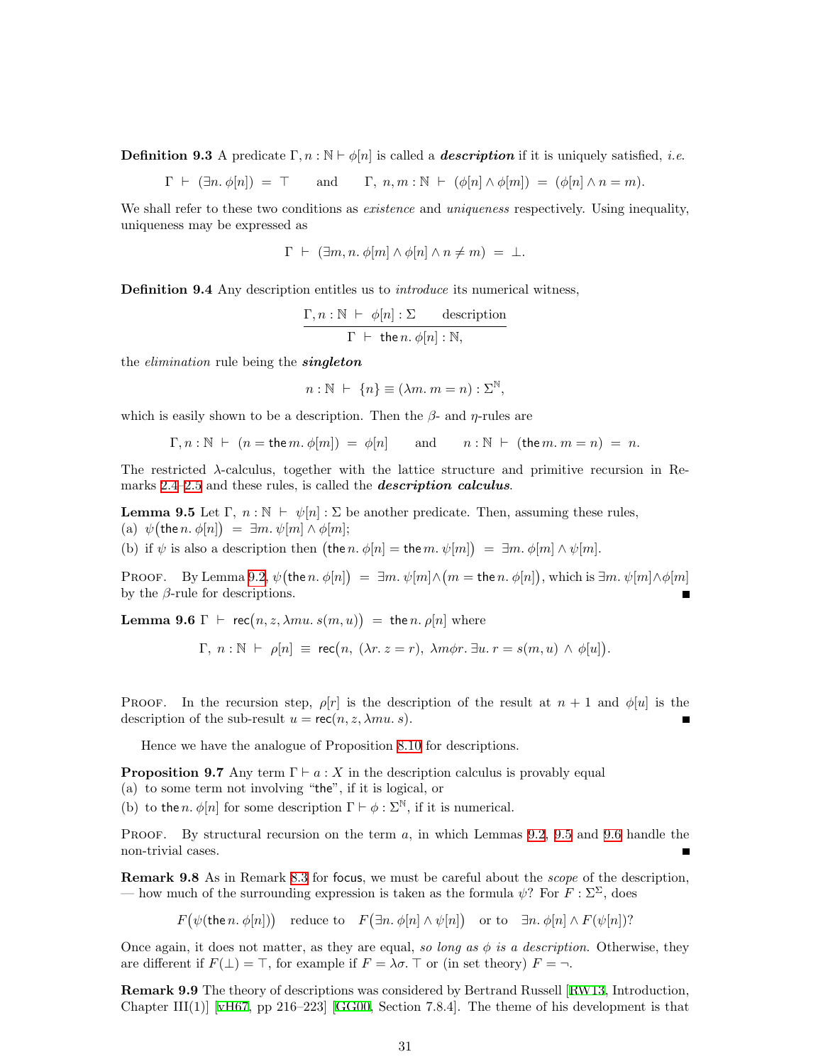**Definition 9.3** A predicate $\Gamma, n : \mathbb{N} \vdash \phi[n]$ is called a ***description*** if it is uniquely satisfied, *i.e.*

$$\Gamma \;\vdash\; (\exists n.\, \phi[n]) \;=\; \top \qquad \text{and} \qquad \Gamma,\; n, m : \mathbb{N} \;\vdash\; (\phi[n] \wedge \phi[m]) \;=\; (\phi[n] \wedge n = m).$$

We shall refer to these two conditions as *existence* and *uniqueness* respectively. Using inequality, uniqueness may be expressed as

$$\Gamma \;\vdash\; (\exists m, n.\, \phi[m] \wedge \phi[n] \wedge n \neq m) \;=\; \bot.$$

**Definition 9.4** Any description entitles us to *introduce* its numerical witness,

$$\frac{\Gamma, n : \mathbb{N} \;\vdash\; \phi[n] : \Sigma \qquad \text{description}}{\Gamma \;\vdash\; \mathsf{the}\, n.\, \phi[n] : \mathbb{N},}$$

the *elimination* rule being the ***singleton***

$$n : \mathbb{N} \;\vdash\; \{n\} \equiv (\lambda m.\, m = n) : \Sigma^{\mathbb{N}},$$

which is easily shown to be a description. Then the $\beta$- and $\eta$-rules are

$$\Gamma, n : \mathbb{N} \;\vdash\; (n = \mathsf{the}\, m.\, \phi[m]) \;=\; \phi[n] \qquad \text{and} \qquad n : \mathbb{N} \;\vdash\; (\mathsf{the}\, m.\, m = n) \;=\; n.$$

The restricted $\lambda$-calculus, together with the lattice structure and primitive recursion in Remarks 2.4–2.5 and these rules, is called the ***description calculus***.

**Lemma 9.5** Let $\Gamma,\; n : \mathbb{N} \;\vdash\; \psi[n] : \Sigma$ be another predicate. Then, assuming these rules,
(a) $\psi\big(\mathsf{the}\, n.\, \phi[n]\big) \;=\; \exists m.\, \psi[m] \wedge \phi[m]$;
(b) if $\psi$ is also a description then $\big(\mathsf{the}\, n.\, \phi[n] = \mathsf{the}\, m.\, \psi[m]\big) \;=\; \exists m.\, \phi[m] \wedge \psi[m]$.

PROOF. By Lemma 9.2, $\psi\big(\mathsf{the}\, n.\, \phi[n]\big) \;=\; \exists m.\, \psi[m] \wedge \big(m = \mathsf{the}\, n.\, \phi[n]\big)$, which is $\exists m.\, \psi[m] \wedge \phi[m]$ by the $\beta$-rule for descriptions. ∎

**Lemma 9.6** $\Gamma \;\vdash\; \mathsf{rec}\big(n, z, \lambda m u.\, s(m, u)\big) \;=\; \mathsf{the}\, n.\, \rho[n]$ where

$$\Gamma,\; n : \mathbb{N} \;\vdash\; \rho[n] \;\equiv\; \mathsf{rec}\big(n,\; (\lambda r.\, z = r),\; \lambda m \phi r.\, \exists u.\, r = s(m, u) \;\wedge\; \phi[u]\big).$$

PROOF. In the recursion step, $\rho[r]$ is the description of the result at $n+1$ and $\phi[u]$ is the description of the sub-result $u = \mathsf{rec}(n, z, \lambda m u.\, s)$. ∎

Hence we have the analogue of Proposition 8.10 for descriptions.

**Proposition 9.7** Any term $\Gamma \vdash a : X$ in the description calculus is provably equal
(a) to some term not involving "$\mathsf{the}$", if it is logical, or
(b) to $\mathsf{the}\, n.\, \phi[n]$ for some description $\Gamma \vdash \phi : \Sigma^{\mathbb{N}}$, if it is numerical.

PROOF. By structural recursion on the term $a$, in which Lemmas 9.2, 9.5 and 9.6 handle the non-trivial cases. ∎

**Remark 9.8** As in Remark 8.3 for $\mathsf{focus}$, we must be careful about the *scope* of the description, — how much of the surrounding expression is taken as the formula $\psi$? For $F : \Sigma^{\Sigma}$, does

$$F\big(\psi(\mathsf{the}\, n.\, \phi[n])\big) \quad \text{reduce to} \quad F\big(\exists n.\, \phi[n] \wedge \psi[n]\big) \quad \text{or to} \quad \exists n.\, \phi[n] \wedge F(\psi[n])?$$

Once again, it does not matter, as they are equal, *so long as $\phi$ is a description*. Otherwise, they are different if $F(\bot) = \top$, for example if $F = \lambda\sigma.\, \top$ or (in set theory) $F = \neg$.

**Remark 9.9** The theory of descriptions was considered by Bertrand Russell [RW13, Introduction, Chapter III(1)] [vH67, pp 216–223] [GG00, Section 7.8.4]. The theme of his development is that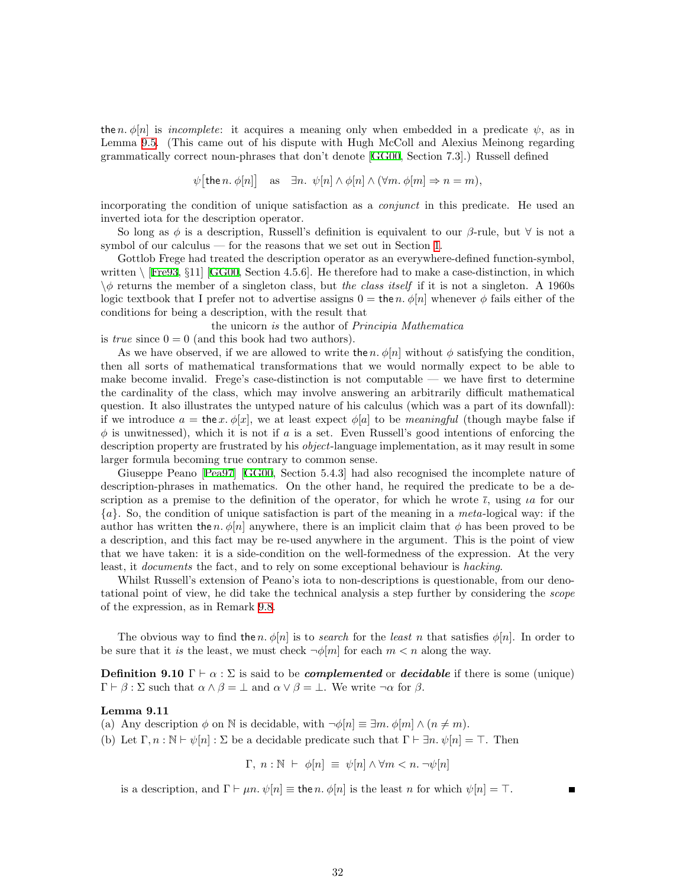$\mathsf{the}\, n.\, \phi[n]$ is *incomplete*: it acquires a meaning only when embedded in a predicate $\psi$, as in Lemma 9.5. (This came out of his dispute with Hugh McColl and Alexius Meinong regarding grammatically correct noun-phrases that don't denote [GG00, Section 7.3].) Russell defined

$$\psi\big[\mathsf{the}\, n.\, \phi[n]\big] \quad \text{as} \quad \exists n.\ \psi[n] \wedge \phi[n] \wedge (\forall m.\, \phi[m] \Rightarrow n = m),$$

incorporating the condition of unique satisfaction as a *conjunct* in this predicate. He used an inverted iota for the description operator.

So long as $\phi$ is a description, Russell's definition is equivalent to our $\beta$-rule, but $\forall$ is not a symbol of our calculus — for the reasons that we set out in Section 1.

Gottlob Frege had treated the description operator as an everywhere-defined function-symbol, written $\backslash$ [Fre93, §11] [GG00, Section 4.5.6]. He therefore had to make a case-distinction, in which $\backslash\phi$ returns the member of a singleton class, but *the class itself* if it is not a singleton. A 1960s logic textbook that I prefer not to advertise assigns $0 = \mathsf{the}\, n.\, \phi[n]$ whenever $\phi$ fails either of the conditions for being a description, with the result that

the unicorn *is* the author of *Principia Mathematica*

is *true* since $0 = 0$ (and this book had two authors).

As we have observed, if we are allowed to write $\mathsf{the}\, n.\, \phi[n]$ without $\phi$ satisfying the condition, then all sorts of mathematical transformations that we would normally expect to be able to make become invalid. Frege's case-distinction is not computable — we have first to determine the cardinality of the class, which may involve answering an arbitrarily difficult mathematical question. It also illustrates the untyped nature of his calculus (which was a part of its downfall): if we introduce $a = \mathsf{the}\, x.\, \phi[x]$, we at least expect $\phi[a]$ to be *meaningful* (though maybe false if $\phi$ is unwitnessed), which it is not if $a$ is a set. Even Russell's good intentions of enforcing the description property are frustrated by his *object*-language implementation, as it may result in some larger formula becoming true contrary to common sense.

Giuseppe Peano [Pea97] [GG00, Section 5.4.3] had also recognised the incomplete nature of description-phrases in mathematics. On the other hand, he required the predicate to be a description as a premise to the definition of the operator, for which he wrote $\bar{\iota}$, using $\iota a$ for our $\{a\}$. So, the condition of unique satisfaction is part of the meaning in a *meta*-logical way: if the author has written $\mathsf{the}\, n.\, \phi[n]$ anywhere, there is an implicit claim that $\phi$ has been proved to be a description, and this fact may be re-used anywhere in the argument. This is the point of view that we have taken: it is a side-condition on the well-formedness of the expression. At the very least, it *documents* the fact, and to rely on some exceptional behaviour is *hacking*.

Whilst Russell's extension of Peano's iota to non-descriptions is questionable, from our denotational point of view, he did take the technical analysis a step further by considering the *scope* of the expression, as in Remark 9.8.

The obvious way to find $\mathsf{the}\, n.\, \phi[n]$ is to *search* for the *least* $n$ that satisfies $\phi[n]$. In order to be sure that it *is* the least, we must check $\neg\phi[m]$ for each $m < n$ along the way.

**Definition 9.10** $\Gamma \vdash \alpha : \Sigma$ is said to be ***complemented*** or ***decidable*** if there is some (unique) $\Gamma \vdash \beta : \Sigma$ such that $\alpha \wedge \beta = \bot$ and $\alpha \vee \beta = \bot$. We write $\neg\alpha$ for $\beta$.

**Lemma 9.11**

(a) Any description $\phi$ on $\mathbb{N}$ is decidable, with $\neg\phi[n] \equiv \exists m.\, \phi[m] \wedge (n \neq m)$.

(b) Let $\Gamma, n : \mathbb{N} \vdash \psi[n] : \Sigma$ be a decidable predicate such that $\Gamma \vdash \exists n.\, \psi[n] = \top$. Then

$$\Gamma,\ n : \mathbb{N}\ \vdash\ \phi[n]\ \equiv\ \psi[n] \wedge \forall m < n.\, \neg\psi[n]$$

is a description, and $\Gamma \vdash \mu n.\, \psi[n] \equiv \mathsf{the}\, n.\, \phi[n]$ is the least $n$ for which $\psi[n] = \top$. ∎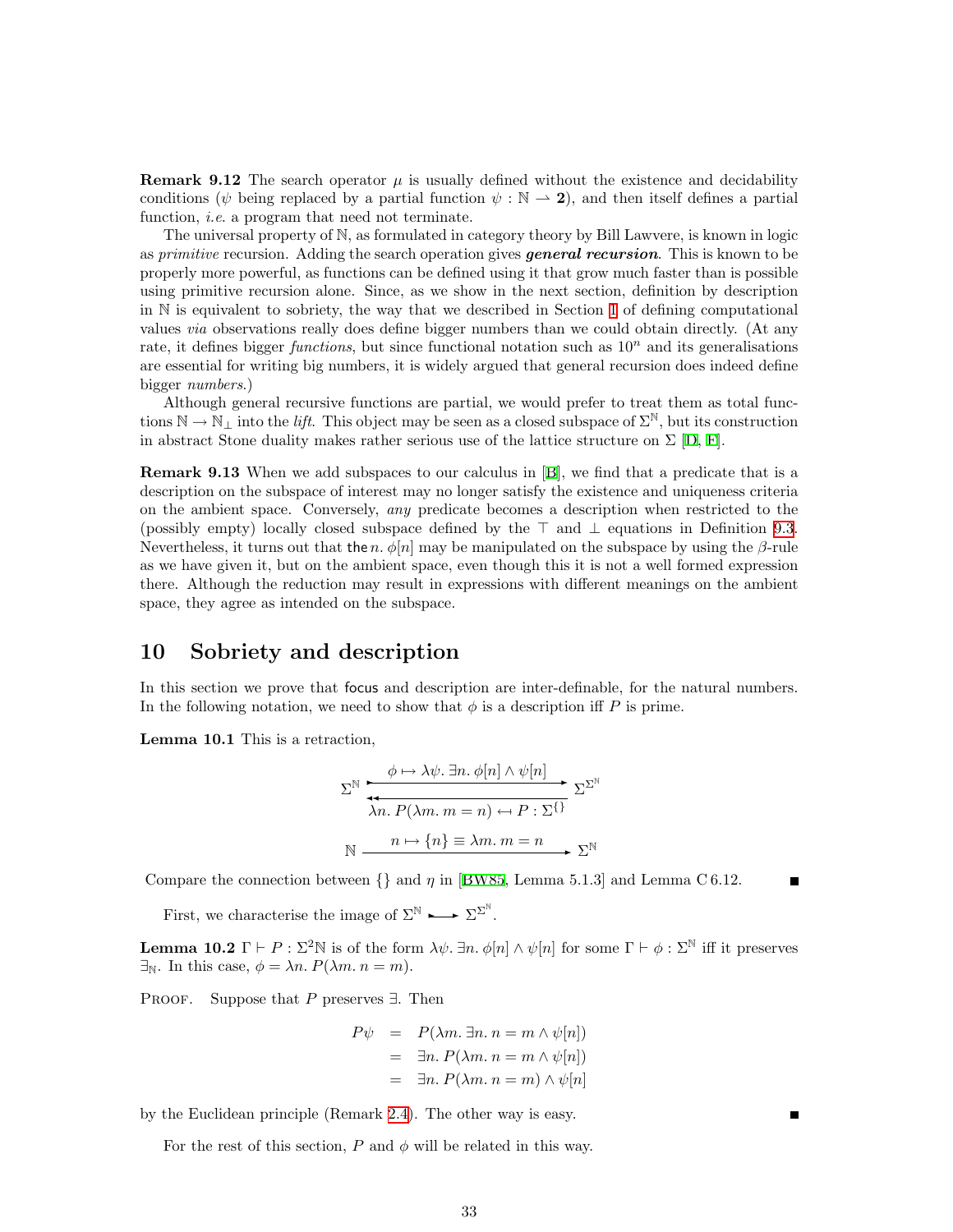**Remark 9.12** The search operator $\mu$ is usually defined without the existence and decidability conditions ($\psi$ being replaced by a partial function $\psi : \mathbb{N} \rightharpoonup \mathbf{2}$), and then itself defines a partial function, *i.e.* a program that need not terminate.

The universal property of $\mathbb{N}$, as formulated in category theory by Bill Lawvere, is known in logic as *primitive* recursion. Adding the search operation gives ***general recursion***. This is known to be properly more powerful, as functions can be defined using it that grow much faster than is possible using primitive recursion alone. Since, as we show in the next section, definition by description in $\mathbb{N}$ is equivalent to sobriety, the way that we described in Section 1 of defining computational values *via* observations really does define bigger numbers than we could obtain directly. (At any rate, it defines bigger *functions*, but since functional notation such as $10^n$ and its generalisations are essential for writing big numbers, it is widely argued that general recursion does indeed define bigger *numbers*.)

Although general recursive functions are partial, we would prefer to treat them as total functions $\mathbb{N} \to \mathbb{N}_\bot$ into the *lift*. This object may be seen as a closed subspace of $\Sigma^{\mathbb{N}}$, but its construction in abstract Stone duality makes rather serious use of the lattice structure on $\Sigma$ [D, E].

**Remark 9.13** When we add subspaces to our calculus in [B], we find that a predicate that is a description on the subspace of interest may no longer satisfy the existence and uniqueness criteria on the ambient space. Conversely, *any* predicate becomes a description when restricted to the (possibly empty) locally closed subspace defined by the $\top$ and $\bot$ equations in Definition 9.3. Nevertheless, it turns out that $\mathsf{the}\, n.\ \phi[n]$ may be manipulated on the subspace by using the $\beta$-rule as we have given it, but on the ambient space, even though this it is not a well formed expression there. Although the reduction may result in expressions with different meanings on the ambient space, they agree as intended on the subspace.

## 10 Sobriety and description

In this section we prove that $\mathsf{focus}$ and description are inter-definable, for the natural numbers. In the following notation, we need to show that $\phi$ is a description iff $P$ is prime.

**Lemma 10.1** This is a retraction,

$$\Sigma^{\mathbb{N}} \xrightarrow{\ \phi \mapsto \lambda\psi.\ \exists n.\ \phi[n] \wedge \psi[n]\ } \Sigma^{\Sigma^{\mathbb{N}}}, \qquad \Sigma^{\Sigma^{\mathbb{N}}} \xrightarrow{\ \lambda n.\ P(\lambda m.\ m = n) \hookleftarrow P : \Sigma^{\{\}}\ } \Sigma^{\mathbb{N}}$$

$$\mathbb{N} \xrightarrow{\ n \mapsto \{n\} \equiv \lambda m.\ m = n\ } \Sigma^{\mathbb{N}}$$

Compare the connection between $\{\}$ and $\eta$ in [BW85, Lemma 5.1.3] and Lemma C 6.12. ∎

First, we characterise the image of $\Sigma^{\mathbb{N}} \rightarrowtail \Sigma^{\Sigma^{\mathbb{N}}}$.

**Lemma 10.2** $\Gamma \vdash P : \Sigma^2\mathbb{N}$ is of the form $\lambda\psi.\ \exists n.\ \phi[n] \wedge \psi[n]$ for some $\Gamma \vdash \phi : \Sigma^{\mathbb{N}}$ iff it preserves $\exists_{\mathbb{N}}$. In this case, $\phi = \lambda n.\ P(\lambda m.\ n = m)$.

Proof. Suppose that $P$ preserves $\exists$. Then

$$\begin{aligned} P\psi &= P(\lambda m.\ \exists n.\ n = m \wedge \psi[n]) \\ &= \exists n.\ P(\lambda m.\ n = m \wedge \psi[n]) \\ &= \exists n.\ P(\lambda m.\ n = m) \wedge \psi[n] \end{aligned}$$

by the Euclidean principle (Remark 2.4). The other way is easy. ∎

For the rest of this section, $P$ and $\phi$ will be related in this way.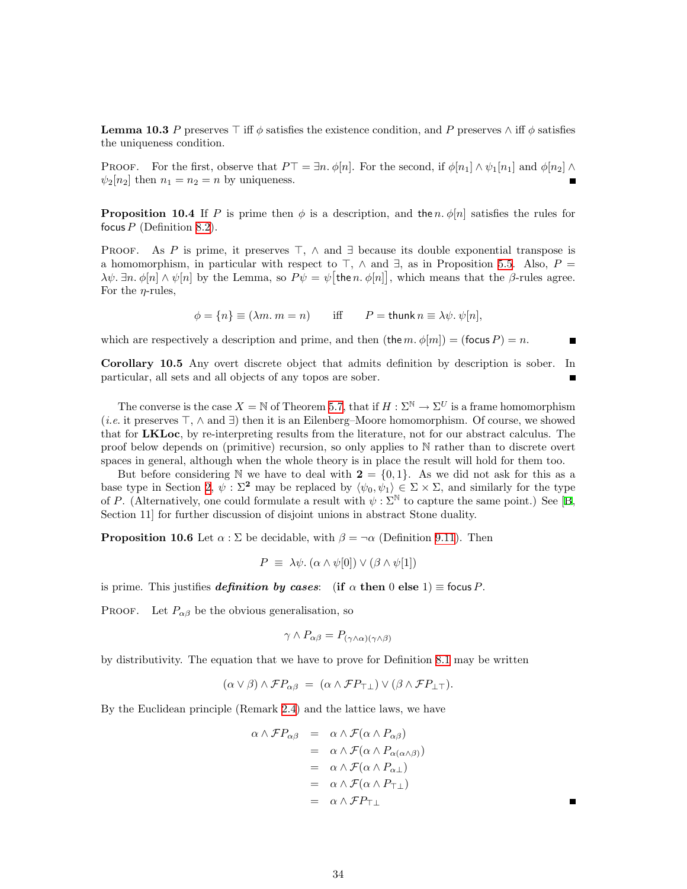**Lemma 10.3** $P$ preserves $\top$ iff $\phi$ satisfies the existence condition, and $P$ preserves $\wedge$ iff $\phi$ satisfies the uniqueness condition.

PROOF. For the first, observe that $P\top = \exists n.\, \phi[n]$. For the second, if $\phi[n_1] \wedge \psi_1[n_1]$ and $\phi[n_2] \wedge \psi_2[n_2]$ then $n_1 = n_2 = n$ by uniqueness. ∎

**Proposition 10.4** If $P$ is prime then $\phi$ is a description, and $\mathsf{the}\, n.\, \phi[n]$ satisfies the rules for $\mathsf{focus}\, P$ (Definition 8.2).

PROOF. As $P$ is prime, it preserves $\top$, $\wedge$ and $\exists$ because its double exponential transpose is a homomorphism, in particular with respect to $\top$, $\wedge$ and $\exists$, as in Proposition 5.5. Also, $P = \lambda\psi.\, \exists n.\, \phi[n] \wedge \psi[n]$ by the Lemma, so $P\psi = \psi\big[\mathsf{the}\, n.\, \phi[n]\big]$, which means that the $\beta$-rules agree. For the $\eta$-rules,

$$\phi = \{n\} \equiv (\lambda m.\, m = n) \qquad \text{iff} \qquad P = \mathsf{thunk}\, n \equiv \lambda\psi.\, \psi[n],$$

which are respectively a description and prime, and then $(\mathsf{the}\, m.\, \phi[m]) = (\mathsf{focus}\, P) = n$. ∎

**Corollary 10.5** Any overt discrete object that admits definition by description is sober. In particular, all sets and all objects of any topos are sober. ∎

The converse is the case $X = \mathbb{N}$ of Theorem 5.7, that if $H : \Sigma^{\mathbb{N}} \to \Sigma^U$ is a frame homomorphism (*i.e.* it preserves $\top$, $\wedge$ and $\exists$) then it is an Eilenberg–Moore homomorphism. Of course, we showed that for **LKLoc**, by re-interpreting results from the literature, not for our abstract calculus. The proof below depends on (primitive) recursion, so only applies to $\mathbb{N}$ rather than to discrete overt spaces in general, although when the whole theory is in place the result will hold for them too.

But before considering $\mathbb{N}$ we have to deal with $\mathbf{2} = \{0, 1\}$. As we did not ask for this as a base type in Section 2, $\psi : \Sigma^{\mathbf{2}}$ may be replaced by $\langle\psi_0, \psi_1\rangle \in \Sigma \times \Sigma$, and similarly for the type of $P$. (Alternatively, one could formulate a result with $\psi : \Sigma^{\mathbb{N}}$ to capture the same point.) See [B, Section 11] for further discussion of disjoint unions in abstract Stone duality.

**Proposition 10.6** Let $\alpha : \Sigma$ be decidable, with $\beta = \neg\alpha$ (Definition 9.11). Then

$$P \;\equiv\; \lambda\psi.\, (\alpha \wedge \psi[0]) \vee (\beta \wedge \psi[1])$$

is prime. This justifies ***definition by cases***: $\;(\textbf{if}\ \alpha\ \textbf{then}\ 0\ \textbf{else}\ 1) \equiv \mathsf{focus}\, P$.

PROOF. Let $P_{\alpha\beta}$ be the obvious generalisation, so

$$\gamma \wedge P_{\alpha\beta} = P_{(\gamma\wedge\alpha)(\gamma\wedge\beta)}$$

by distributivity. The equation that we have to prove for Definition 8.1 may be written

$$(\alpha \vee \beta) \wedge \mathcal{F}P_{\alpha\beta} \;=\; (\alpha \wedge \mathcal{F}P_{\top\bot}) \vee (\beta \wedge \mathcal{F}P_{\bot\top}).$$

By the Euclidean principle (Remark 2.4) and the lattice laws, we have

$$\begin{aligned}
\alpha \wedge \mathcal{F}P_{\alpha\beta} &= \alpha \wedge \mathcal{F}(\alpha \wedge P_{\alpha\beta}) \\
&= \alpha \wedge \mathcal{F}(\alpha \wedge P_{\alpha(\alpha\wedge\beta)}) \\
&= \alpha \wedge \mathcal{F}(\alpha \wedge P_{\alpha\bot}) \\
&= \alpha \wedge \mathcal{F}(\alpha \wedge P_{\top\bot}) \\
&= \alpha \wedge \mathcal{F}P_{\top\bot}
\end{aligned}$$

∎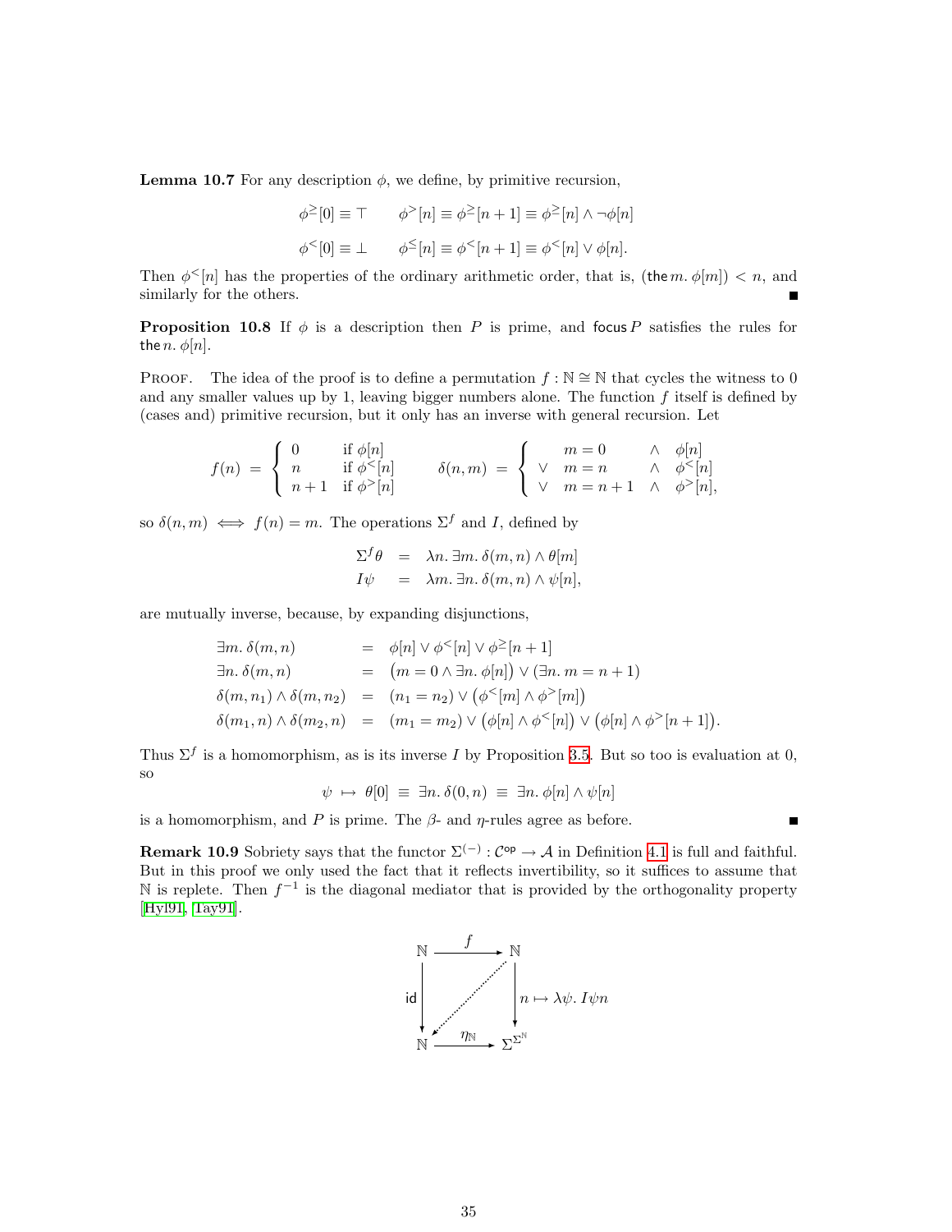**Lemma 10.7** For any description $\phi$, we define, by primitive recursion,

$$\phi^{\geq}[0] \equiv \top \qquad \phi^{>}[n] \equiv \phi^{\geq}[n+1] \equiv \phi^{\geq}[n] \wedge \neg\phi[n]$$

$$\phi^{<}[0] \equiv \bot \qquad \phi^{\leq}[n] \equiv \phi^{<}[n+1] \equiv \phi^{<}[n] \vee \phi[n].$$

Then $\phi^{<}[n]$ has the properties of the ordinary arithmetic order, that is, $(\mathsf{the}\, m.\, \phi[m]) < n$, and similarly for the others. ∎

**Proposition 10.8** If $\phi$ is a description then $P$ is prime, and $\mathsf{focus}\, P$ satisfies the rules for $\mathsf{the}\, n.\, \phi[n]$.

PROOF. The idea of the proof is to define a permutation $f : \mathbb{N} \cong \mathbb{N}$ that cycles the witness to 0 and any smaller values up by 1, leaving bigger numbers alone. The function $f$ itself is defined by (cases and) primitive recursion, but it only has an inverse with general recursion. Let

$$f(n) \;=\; \begin{cases} 0 & \text{if } \phi[n] \\ n & \text{if } \phi^{<}[n] \\ n+1 & \text{if } \phi^{>}[n] \end{cases} \qquad \delta(n,m) \;=\; \left\{ \begin{array}{lll} & m = 0 & \wedge \;\; \phi[n] \\ \vee & m = n & \wedge \;\; \phi^{<}[n] \\ \vee & m = n+1 & \wedge \;\; \phi^{>}[n], \end{array} \right.$$

so $\delta(n,m) \iff f(n) = m$. The operations $\Sigma^f$ and $I$, defined by

$$\begin{array}{rcl} \Sigma^f \theta & = & \lambda n.\, \exists m.\, \delta(m,n) \wedge \theta[m] \\ I\psi & = & \lambda m.\, \exists n.\, \delta(m,n) \wedge \psi[n], \end{array}$$

are mutually inverse, because, by expanding disjunctions,

$$\begin{array}{lcl} \exists m.\, \delta(m,n) & = & \phi[n] \vee \phi^{<}[n] \vee \phi^{\geq}[n+1] \\ \exists n.\, \delta(m,n) & = & \big(m = 0 \wedge \exists n.\, \phi[n]\big) \vee (\exists n.\, m = n+1) \\ \delta(m,n_1) \wedge \delta(m,n_2) & = & (n_1 = n_2) \vee \big(\phi^{<}[m] \wedge \phi^{>}[m]\big) \\ \delta(m_1,n) \wedge \delta(m_2,n) & = & (m_1 = m_2) \vee \big(\phi[n] \wedge \phi^{<}[n]\big) \vee \big(\phi[n] \wedge \phi^{>}[n+1]\big). \end{array}$$

Thus $\Sigma^f$ is a homomorphism, as is its inverse $I$ by Proposition 3.5. But so too is evaluation at 0, so

$$\psi \;\mapsto\; \theta[0] \;\equiv\; \exists n.\, \delta(0,n) \;\equiv\; \exists n.\, \phi[n] \wedge \psi[n]$$

is a homomorphism, and $P$ is prime. The $\beta$- and $\eta$-rules agree as before. ∎

**Remark 10.9** Sobriety says that the functor $\Sigma^{(-)} : \mathcal{C}^{\mathsf{op}} \to \mathcal{A}$ in Definition 4.1 is full and faithful. But in this proof we only used the fact that it reflects invertibility, so it suffices to assume that $\mathbb{N}$ is replete. Then $f^{-1}$ is the diagonal mediator that is provided by the orthogonality property [Hyl91, Tay91].

$$\begin{array}{ccc} \mathbb{N} & \xrightarrow{\;f\;} & \mathbb{N} \\ {\scriptstyle \mathsf{id}} \downarrow & \swarrow & \downarrow {\scriptstyle n \mapsto \lambda\psi.\, I\psi n} \\ \mathbb{N} & \xrightarrow{\;\eta_{\mathbb{N}}\;} & \Sigma^{\Sigma^{\mathbb{N}}} \end{array}$$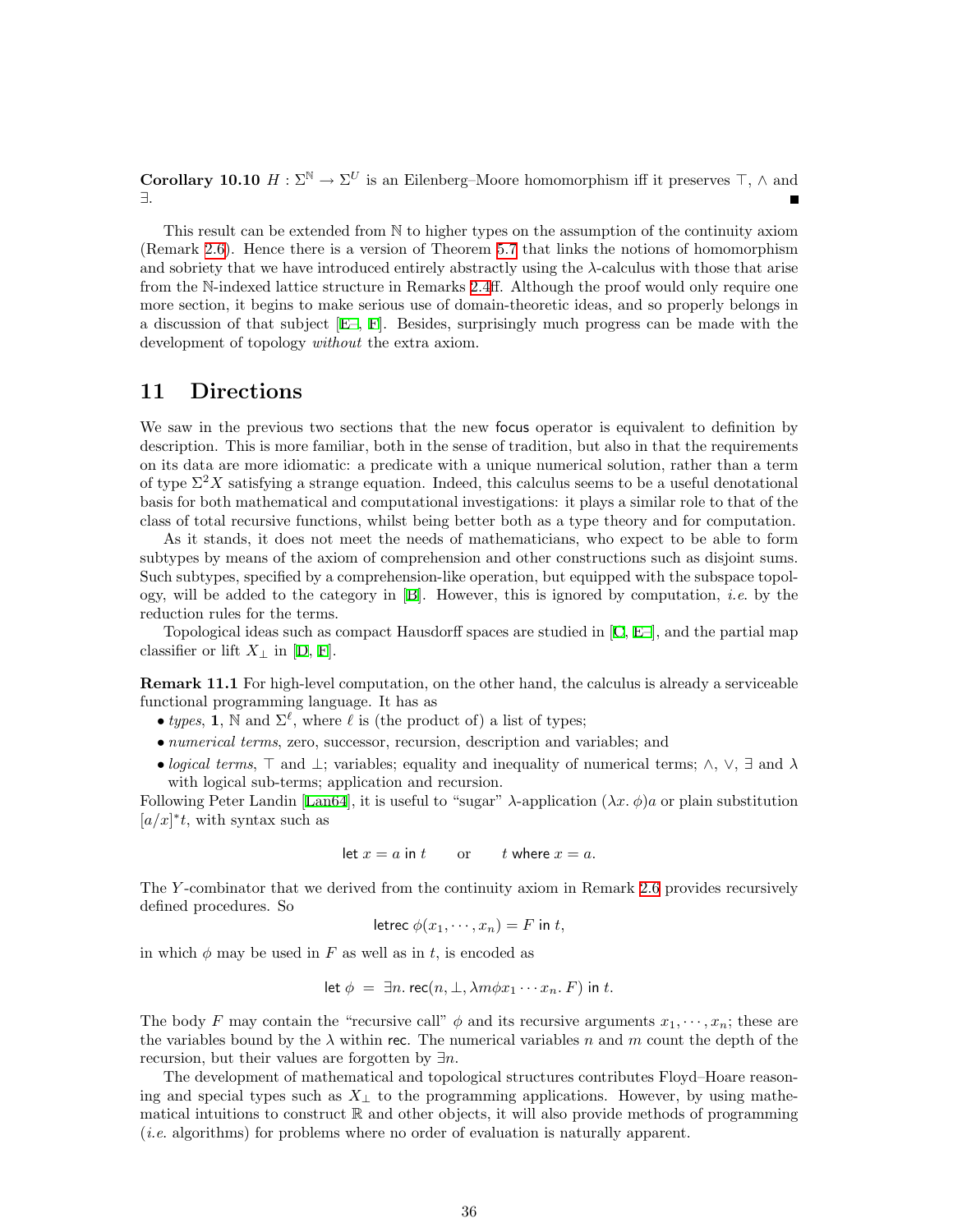**Corollary 10.10** $H : \Sigma^{\mathbb{N}} \to \Sigma^U$ is an Eilenberg–Moore homomorphism iff it preserves $\top$, $\wedge$ and $\exists$. ∎

This result can be extended from $\mathbb{N}$ to higher types on the assumption of the continuity axiom (Remark 2.6). Hence there is a version of Theorem 5.7 that links the notions of homomorphism and sobriety that we have introduced entirely abstractly using the $\lambda$-calculus with those that arise from the $\mathbb{N}$-indexed lattice structure in Remarks 2.4ff. Although the proof would only require one more section, it begins to make serious use of domain-theoretic ideas, and so properly belongs in a discussion of that subject [E–, F]. Besides, surprisingly much progress can be made with the development of topology *without* the extra axiom.

## 11 Directions

We saw in the previous two sections that the new focus operator is equivalent to definition by description. This is more familiar, both in the sense of tradition, but also in that the requirements on its data are more idiomatic: a predicate with a unique numerical solution, rather than a term of type $\Sigma^2 X$ satisfying a strange equation. Indeed, this calculus seems to be a useful denotational basis for both mathematical and computational investigations: it plays a similar role to that of the class of total recursive functions, whilst being better both as a type theory and for computation.

As it stands, it does not meet the needs of mathematicians, who expect to be able to form subtypes by means of the axiom of comprehension and other constructions such as disjoint sums. Such subtypes, specified by a comprehension-like operation, but equipped with the subspace topology, will be added to the category in [B]. However, this is ignored by computation, *i.e.* by the reduction rules for the terms.

Topological ideas such as compact Hausdorff spaces are studied in [C, E–], and the partial map classifier or lift $X_\perp$ in [D, F].

**Remark 11.1** For high-level computation, on the other hand, the calculus is already a serviceable functional programming language. It has as

- *types*, $\mathbf{1}$, $\mathbb{N}$ and $\Sigma^\ell$, where $\ell$ is (the product of) a list of types;
- *numerical terms*, zero, successor, recursion, description and variables; and
- *logical terms*, $\top$ and $\perp$; variables; equality and inequality of numerical terms; $\wedge$, $\vee$, $\exists$ and $\lambda$ with logical sub-terms; application and recursion.

Following Peter Landin [Lan64], it is useful to "sugar" $\lambda$-application $(\lambda x.\, \phi)a$ or plain substitution $[a/x]^*t$, with syntax such as

$$\mathsf{let}\ x = a\ \mathsf{in}\ t \qquad \text{or} \qquad t\ \mathsf{where}\ x = a.$$

The $Y$-combinator that we derived from the continuity axiom in Remark 2.6 provides recursively defined procedures. So

$$\mathsf{letrec}\ \phi(x_1, \cdots, x_n) = F\ \mathsf{in}\ t,$$

in which $\phi$ may be used in $F$ as well as in $t$, is encoded as

$$\mathsf{let}\ \phi\ =\ \exists n.\ \mathsf{rec}(n, \perp, \lambda m \phi x_1 \cdots x_n.\, F)\ \mathsf{in}\ t.$$

The body $F$ may contain the "recursive call" $\phi$ and its recursive arguments $x_1, \cdots, x_n$; these are the variables bound by the $\lambda$ within rec. The numerical variables $n$ and $m$ count the depth of the recursion, but their values are forgotten by $\exists n$.

The development of mathematical and topological structures contributes Floyd–Hoare reasoning and special types such as $X_\perp$ to the programming applications. However, by using mathematical intuitions to construct $\mathbb{R}$ and other objects, it will also provide methods of programming (*i.e.* algorithms) for problems where no order of evaluation is naturally apparent.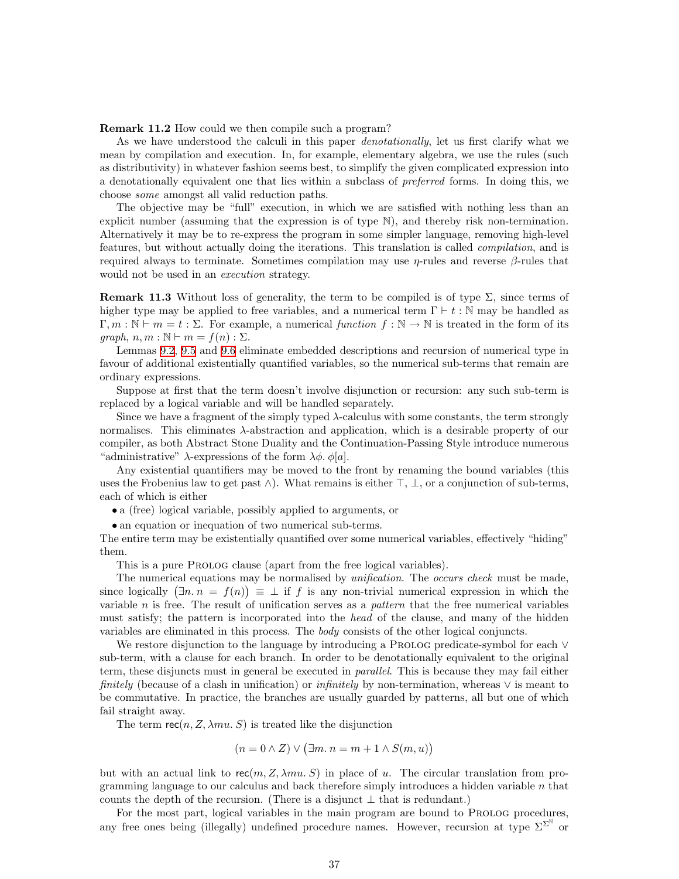**Remark 11.2** How could we then compile such a program?

As we have understood the calculi in this paper *denotationally*, let us first clarify what we mean by compilation and execution. In, for example, elementary algebra, we use the rules (such as distributivity) in whatever fashion seems best, to simplify the given complicated expression into a denotationally equivalent one that lies within a subclass of *preferred* forms. In doing this, we choose *some* amongst all valid reduction paths.

The objective may be "full" execution, in which we are satisfied with nothing less than an explicit number (assuming that the expression is of type $\mathbb{N}$), and thereby risk non-termination. Alternatively it may be to re-express the program in some simpler language, removing high-level features, but without actually doing the iterations. This translation is called *compilation*, and is required always to terminate. Sometimes compilation may use $\eta$-rules and reverse $\beta$-rules that would not be used in an *execution* strategy.

**Remark 11.3** Without loss of generality, the term to be compiled is of type $\Sigma$, since terms of higher type may be applied to free variables, and a numerical term $\Gamma \vdash t : \mathbb{N}$ may be handled as $\Gamma, m : \mathbb{N} \vdash m = t : \Sigma$. For example, a numerical *function* $f : \mathbb{N} \to \mathbb{N}$ is treated in the form of its *graph*, $n, m : \mathbb{N} \vdash m = f(n) : \Sigma$.

Lemmas 9.2, 9.5 and 9.6 eliminate embedded descriptions and recursion of numerical type in favour of additional existentially quantified variables, so the numerical sub-terms that remain are ordinary expressions.

Suppose at first that the term doesn't involve disjunction or recursion: any such sub-term is replaced by a logical variable and will be handled separately.

Since we have a fragment of the simply typed $\lambda$-calculus with some constants, the term strongly normalises. This eliminates $\lambda$-abstraction and application, which is a desirable property of our compiler, as both Abstract Stone Duality and the Continuation-Passing Style introduce numerous "administrative" $\lambda$-expressions of the form $\lambda\phi.\ \phi[a]$.

Any existential quantifiers may be moved to the front by renaming the bound variables (this uses the Frobenius law to get past $\wedge$). What remains is either $\top$, $\bot$, or a conjunction of sub-terms, each of which is either

- a (free) logical variable, possibly applied to arguments, or
- an equation or inequation of two numerical sub-terms.

The entire term may be existentially quantified over some numerical variables, effectively "hiding" them.

This is a pure PROLOG clause (apart from the free logical variables).

The numerical equations may be normalised by *unification*. The *occurs check* must be made, since logically $\big(\exists n.\ n = f(n)\big) \equiv \bot$ if $f$ is any non-trivial numerical expression in which the variable $n$ is free. The result of unification serves as a *pattern* that the free numerical variables must satisfy; the pattern is incorporated into the *head* of the clause, and many of the hidden variables are eliminated in this process. The *body* consists of the other logical conjuncts.

We restore disjunction to the language by introducing a PROLOG predicate-symbol for each $\vee$ sub-term, with a clause for each branch. In order to be denotationally equivalent to the original term, these disjuncts must in general be executed in *parallel*. This is because they may fail either *finitely* (because of a clash in unification) or *infinitely* by non-termination, whereas $\vee$ is meant to be commutative. In practice, the branches are usually guarded by patterns, all but one of which fail straight away.

The term $\mathsf{rec}(n, Z, \lambda mu.\ S)$ is treated like the disjunction

$$(n = 0 \wedge Z) \vee \big(\exists m.\ n = m + 1 \wedge S(m, u)\big)$$

but with an actual link to $\mathsf{rec}(m, Z, \lambda mu.\ S)$ in place of $u$. The circular translation from programming language to our calculus and back therefore simply introduces a hidden variable $n$ that counts the depth of the recursion. (There is a disjunct $\bot$ that is redundant.)

For the most part, logical variables in the main program are bound to PROLOG procedures, any free ones being (illegally) undefined procedure names. However, recursion at type $\Sigma^{\Sigma^{\mathbb{N}}}$ or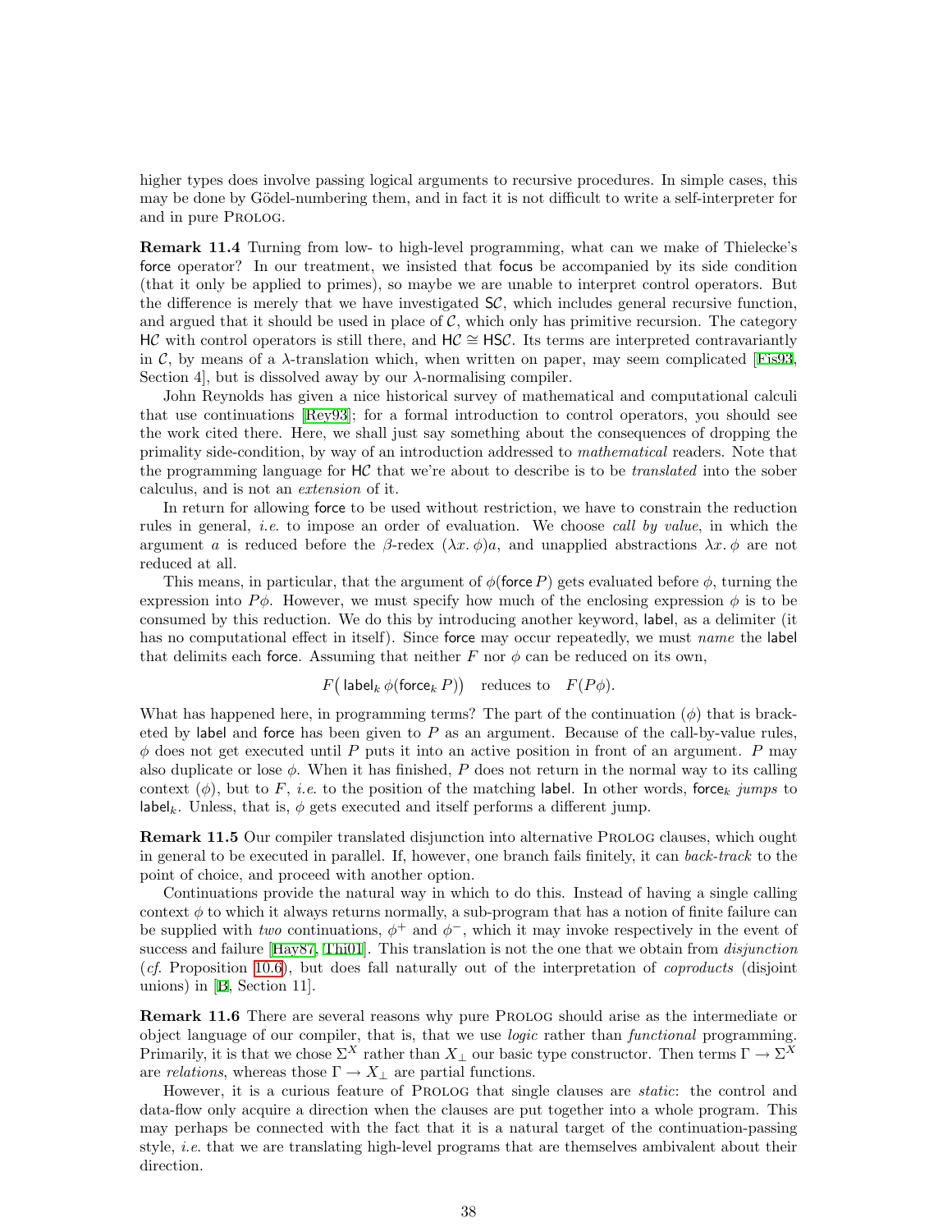higher types does involve passing logical arguments to recursive procedures. In simple cases, this may be done by Gödel-numbering them, and in fact it is not difficult to write a self-interpreter for and in pure PROLOG.

**Remark 11.4** Turning from low- to high-level programming, what can we make of Thielecke's force operator? In our treatment, we insisted that focus be accompanied by its side condition (that it only be applied to primes), so maybe we are unable to interpret control operators. But the difference is merely that we have investigated $\mathsf{S}\mathcal{C}$, which includes general recursive function, and argued that it should be used in place of $\mathcal{C}$, which only has primitive recursion. The category $\mathsf{H}\mathcal{C}$ with control operators is still there, and $\mathsf{H}\mathcal{C} \cong \mathsf{HS}\mathcal{C}$. Its terms are interpreted contravariantly in $\mathcal{C}$, by means of a $\lambda$-translation which, when written on paper, may seem complicated [Fis93, Section 4], but is dissolved away by our $\lambda$-normalising compiler.

John Reynolds has given a nice historical survey of mathematical and computational calculi that use continuations [Rey93]; for a formal introduction to control operators, you should see the work cited there. Here, we shall just say something about the consequences of dropping the primality side-condition, by way of an introduction addressed to *mathematical* readers. Note that the programming language for $\mathsf{H}\mathcal{C}$ that we're about to describe is to be *translated* into the sober calculus, and is not an *extension* of it.

In return for allowing force to be used without restriction, we have to constrain the reduction rules in general, *i.e.* to impose an order of evaluation. We choose *call by value*, in which the argument $a$ is reduced before the $\beta$-redex $(\lambda x.\,\phi)a$, and unapplied abstractions $\lambda x.\,\phi$ are not reduced at all.

This means, in particular, that the argument of $\phi(\mathsf{force}\,P)$ gets evaluated before $\phi$, turning the expression into $P\phi$. However, we must specify how much of the enclosing expression $\phi$ is to be consumed by this reduction. We do this by introducing another keyword, label, as a delimiter (it has no computational effect in itself). Since force may occur repeatedly, we must *name* the label that delimits each force. Assuming that neither $F$ nor $\phi$ can be reduced on its own,

$$F\big(\,\mathsf{label}_k\,\phi(\mathsf{force}_k\,P)\big) \quad \text{reduces to} \quad F(P\phi).$$

What has happened here, in programming terms? The part of the continuation ($\phi$) that is bracketed by label and force has been given to $P$ as an argument. Because of the call-by-value rules, $\phi$ does not get executed until $P$ puts it into an active position in front of an argument. $P$ may also duplicate or lose $\phi$. When it has finished, $P$ does not return in the normal way to its calling context ($\phi$), but to $F$, *i.e.* to the position of the matching label. In other words, $\mathsf{force}_k$ *jumps* to $\mathsf{label}_k$. Unless, that is, $\phi$ gets executed and itself performs a different jump.

**Remark 11.5** Our compiler translated disjunction into alternative PROLOG clauses, which ought in general to be executed in parallel. If, however, one branch fails finitely, it can *back-track* to the point of choice, and proceed with another option.

Continuations provide the natural way in which to do this. Instead of having a single calling context $\phi$ to which it always returns normally, a sub-program that has a notion of finite failure can be supplied with *two* continuations, $\phi^+$ and $\phi^-$, which it may invoke respectively in the event of success and failure [Hay87, Thi01]. This translation is not the one that we obtain from *disjunction* (*cf.* Proposition 10.6), but does fall naturally out of the interpretation of *coproducts* (disjoint unions) in [B, Section 11].

**Remark 11.6** There are several reasons why pure PROLOG should arise as the intermediate or object language of our compiler, that is, that we use *logic* rather than *functional* programming. Primarily, it is that we chose $\Sigma^X$ rather than $X_\perp$ our basic type constructor. Then terms $\Gamma \to \Sigma^X$ are *relations*, whereas those $\Gamma \to X_\perp$ are partial functions.

However, it is a curious feature of PROLOG that single clauses are *static*: the control and data-flow only acquire a direction when the clauses are put together into a whole program. This may perhaps be connected with the fact that it is a natural target of the continuation-passing style, *i.e.* that we are translating high-level programs that are themselves ambivalent about their direction.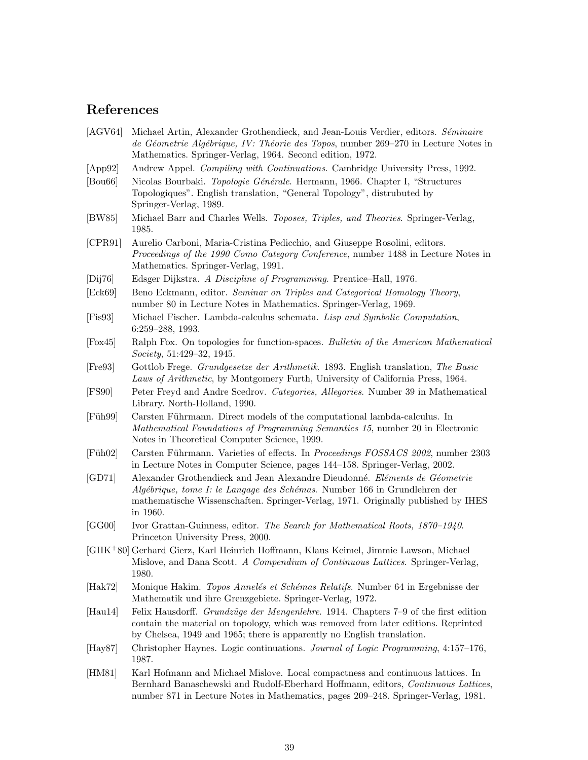## References

[AGV64] Michael Artin, Alexander Grothendieck, and Jean-Louis Verdier, editors. *Séminaire de Géometrie Algébrique, IV: Théorie des Topos*, number 269–270 in Lecture Notes in Mathematics. Springer-Verlag, 1964. Second edition, 1972.

[App92] Andrew Appel. *Compiling with Continuations*. Cambridge University Press, 1992.

[Bou66] Nicolas Bourbaki. *Topologie Générale*. Hermann, 1966. Chapter I, "Structures Topologiques". English translation, "General Topology", distrubuted by Springer-Verlag, 1989.

[BW85] Michael Barr and Charles Wells. *Toposes, Triples, and Theories*. Springer-Verlag, 1985.

[CPR91] Aurelio Carboni, Maria-Cristina Pedicchio, and Giuseppe Rosolini, editors. *Proceedings of the 1990 Como Category Conference*, number 1488 in Lecture Notes in Mathematics. Springer-Verlag, 1991.

[Dij76] Edsger Dijkstra. *A Discipline of Programming*. Prentice–Hall, 1976.

[Eck69] Beno Eckmann, editor. *Seminar on Triples and Categorical Homology Theory*, number 80 in Lecture Notes in Mathematics. Springer-Verlag, 1969.

[Fis93] Michael Fischer. Lambda-calculus schemata. *Lisp and Symbolic Computation*, 6:259–288, 1993.

[Fox45] Ralph Fox. On topologies for function-spaces. *Bulletin of the American Mathematical Society*, 51:429–32, 1945.

[Fre93] Gottlob Frege. *Grundgesetze der Arithmetik*. 1893. English translation, *The Basic Laws of Arithmetic*, by Montgomery Furth, University of California Press, 1964.

[FS90] Peter Freyd and Andre Scedrov. *Categories, Allegories*. Number 39 in Mathematical Library. North-Holland, 1990.

[Füh99] Carsten Führmann. Direct models of the computational lambda-calculus. In *Mathematical Foundations of Programming Semantics 15*, number 20 in Electronic Notes in Theoretical Computer Science, 1999.

[Füh02] Carsten Führmann. Varieties of effects. In *Proceedings FOSSACS 2002*, number 2303 in Lecture Notes in Computer Science, pages 144–158. Springer-Verlag, 2002.

[GD71] Alexander Grothendieck and Jean Alexandre Dieudonné. *Eléments de Géometrie Algébrique, tome I: le Langage des Schémas*. Number 166 in Grundlehren der mathematische Wissenschaften. Springer-Verlag, 1971. Originally published by IHES in 1960.

[GG00] Ivor Grattan-Guinness, editor. *The Search for Mathematical Roots, 1870–1940*. Princeton University Press, 2000.

[GHK+80] Gerhard Gierz, Karl Heinrich Hoffmann, Klaus Keimel, Jimmie Lawson, Michael Mislove, and Dana Scott. *A Compendium of Continuous Lattices*. Springer-Verlag, 1980.

[Hak72] Monique Hakim. *Topos Annelés et Schémas Relatifs*. Number 64 in Ergebnisse der Mathematik und ihre Grenzgebiete. Springer-Verlag, 1972.

[Hau14] Felix Hausdorff. *Grundzüge der Mengenlehre*. 1914. Chapters 7–9 of the first edition contain the material on topology, which was removed from later editions. Reprinted by Chelsea, 1949 and 1965; there is apparently no English translation.

[Hay87] Christopher Haynes. Logic continuations. *Journal of Logic Programming*, 4:157–176, 1987.

[HM81] Karl Hofmann and Michael Mislove. Local compactness and continuous lattices. In Bernhard Banaschewski and Rudolf-Eberhard Hoffmann, editors, *Continuous Lattices*, number 871 in Lecture Notes in Mathematics, pages 209–248. Springer-Verlag, 1981.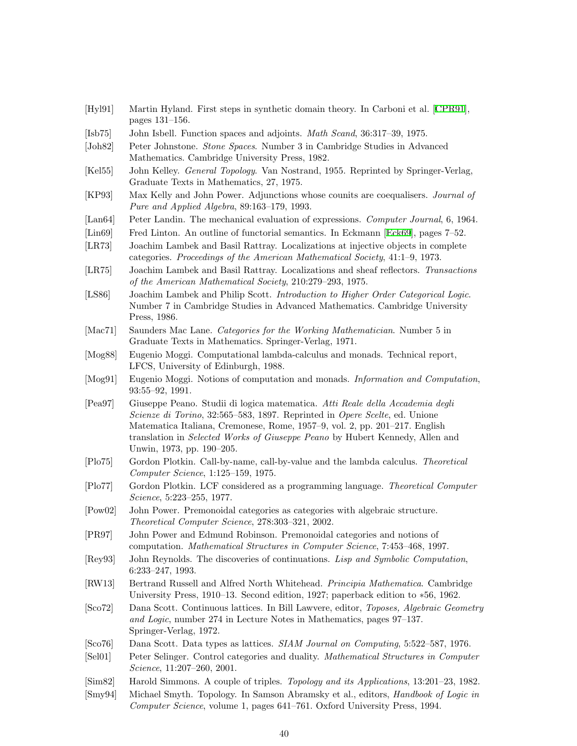[Hyl91] Martin Hyland. First steps in synthetic domain theory. In Carboni et al. [CPR91], pages 131–156.

[Isb75] John Isbell. Function spaces and adjoints. *Math Scand*, 36:317–39, 1975.

[Joh82] Peter Johnstone. *Stone Spaces*. Number 3 in Cambridge Studies in Advanced Mathematics. Cambridge University Press, 1982.

[Kel55] John Kelley. *General Topology*. Van Nostrand, 1955. Reprinted by Springer-Verlag, Graduate Texts in Mathematics, 27, 1975.

[KP93] Max Kelly and John Power. Adjunctions whose counits are coequalisers. *Journal of Pure and Applied Algebra*, 89:163–179, 1993.

[Lan64] Peter Landin. The mechanical evaluation of expressions. *Computer Journal*, 6, 1964.

[Lin69] Fred Linton. An outline of functorial semantics. In Eckmann [Eck69], pages 7–52.

[LR73] Joachim Lambek and Basil Rattray. Localizations at injective objects in complete categories. *Proceedings of the American Mathematical Society*, 41:1–9, 1973.

[LR75] Joachim Lambek and Basil Rattray. Localizations and sheaf reflectors. *Transactions of the American Mathematical Society*, 210:279–293, 1975.

[LS86] Joachim Lambek and Philip Scott. *Introduction to Higher Order Categorical Logic*. Number 7 in Cambridge Studies in Advanced Mathematics. Cambridge University Press, 1986.

[Mac71] Saunders Mac Lane. *Categories for the Working Mathematician*. Number 5 in Graduate Texts in Mathematics. Springer-Verlag, 1971.

[Mog88] Eugenio Moggi. Computational lambda-calculus and monads. Technical report, LFCS, University of Edinburgh, 1988.

[Mog91] Eugenio Moggi. Notions of computation and monads. *Information and Computation*, 93:55–92, 1991.

[Pea97] Giuseppe Peano. Studii di logica matematica. *Atti Reale della Accademia degli Scienze di Torino*, 32:565–583, 1897. Reprinted in *Opere Scelte*, ed. Unione Matematica Italiana, Cremonese, Rome, 1957–9, vol. 2, pp. 201–217. English translation in *Selected Works of Giuseppe Peano* by Hubert Kennedy, Allen and Unwin, 1973, pp. 190–205.

[Plo75] Gordon Plotkin. Call-by-name, call-by-value and the lambda calculus. *Theoretical Computer Science*, 1:125–159, 1975.

[Plo77] Gordon Plotkin. LCF considered as a programming language. *Theoretical Computer Science*, 5:223–255, 1977.

[Pow02] John Power. Premonoidal categories as categories with algebraic structure. *Theoretical Computer Science*, 278:303–321, 2002.

[PR97] John Power and Edmund Robinson. Premonoidal categories and notions of computation. *Mathematical Structures in Computer Science*, 7:453–468, 1997.

[Rey93] John Reynolds. The discoveries of continuations. *Lisp and Symbolic Computation*, 6:233–247, 1993.

[RW13] Bertrand Russell and Alfred North Whitehead. *Principia Mathematica*. Cambridge University Press, 1910–13. Second edition, 1927; paperback edition to ∗56, 1962.

[Sco72] Dana Scott. Continuous lattices. In Bill Lawvere, editor, *Toposes, Algebraic Geometry and Logic*, number 274 in Lecture Notes in Mathematics, pages 97–137. Springer-Verlag, 1972.

[Sco76] Dana Scott. Data types as lattices. *SIAM Journal on Computing*, 5:522–587, 1976.

[Sel01] Peter Selinger. Control categories and duality. *Mathematical Structures in Computer Science*, 11:207–260, 2001.

[Sim82] Harold Simmons. A couple of triples. *Topology and its Applications*, 13:201–23, 1982.

[Smy94] Michael Smyth. Topology. In Samson Abramsky et al., editors, *Handbook of Logic in Computer Science*, volume 1, pages 641–761. Oxford University Press, 1994.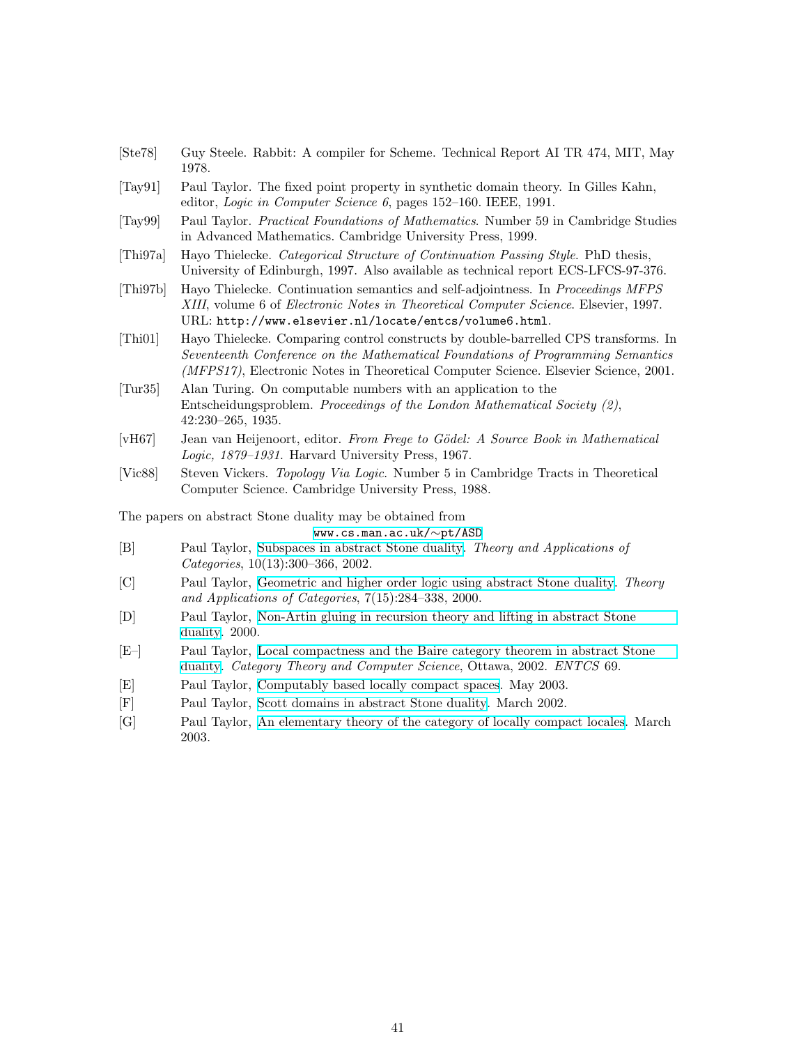[Ste78] Guy Steele. Rabbit: A compiler for Scheme. Technical Report AI TR 474, MIT, May 1978.

[Tay91] Paul Taylor. The fixed point property in synthetic domain theory. In Gilles Kahn, editor, *Logic in Computer Science 6*, pages 152–160. IEEE, 1991.

[Tay99] Paul Taylor. *Practical Foundations of Mathematics*. Number 59 in Cambridge Studies in Advanced Mathematics. Cambridge University Press, 1999.

[Thi97a] Hayo Thielecke. *Categorical Structure of Continuation Passing Style*. PhD thesis, University of Edinburgh, 1997. Also available as technical report ECS-LFCS-97-376.

[Thi97b] Hayo Thielecke. Continuation semantics and self-adjointness. In *Proceedings MFPS XIII*, volume 6 of *Electronic Notes in Theoretical Computer Science*. Elsevier, 1997. URL: `http://www.elsevier.nl/locate/entcs/volume6.html`.

[Thi01] Hayo Thielecke. Comparing control constructs by double-barrelled CPS transforms. In *Seventeenth Conference on the Mathematical Foundations of Programming Semantics (MFPS17)*, Electronic Notes in Theoretical Computer Science. Elsevier Science, 2001.

[Tur35] Alan Turing. On computable numbers with an application to the Entscheidungsproblem. *Proceedings of the London Mathematical Society (2)*, 42:230–265, 1935.

[vH67] Jean van Heijenoort, editor. *From Frege to Gödel: A Source Book in Mathematical Logic, 1879–1931*. Harvard University Press, 1967.

[Vic88] Steven Vickers. *Topology Via Logic*. Number 5 in Cambridge Tracts in Theoretical Computer Science. Cambridge University Press, 1988.

The papers on abstract Stone duality may be obtained from `www.cs.man.ac.uk/~pt/ASD`

[B] Paul Taylor, Subspaces in abstract Stone duality. *Theory and Applications of Categories*, 10(13):300–366, 2002.

[C] Paul Taylor, Geometric and higher order logic using abstract Stone duality. *Theory and Applications of Categories*, 7(15):284–338, 2000.

[D] Paul Taylor, Non-Artin gluing in recursion theory and lifting in abstract Stone duality. 2000.

[E–] Paul Taylor, Local compactness and the Baire category theorem in abstract Stone duality. *Category Theory and Computer Science*, Ottawa, 2002. *ENTCS* 69.

[E] Paul Taylor, Computably based locally compact spaces. May 2003.

[F] Paul Taylor, Scott domains in abstract Stone duality. March 2002.

[G] Paul Taylor, An elementary theory of the category of locally compact locales. March 2003.